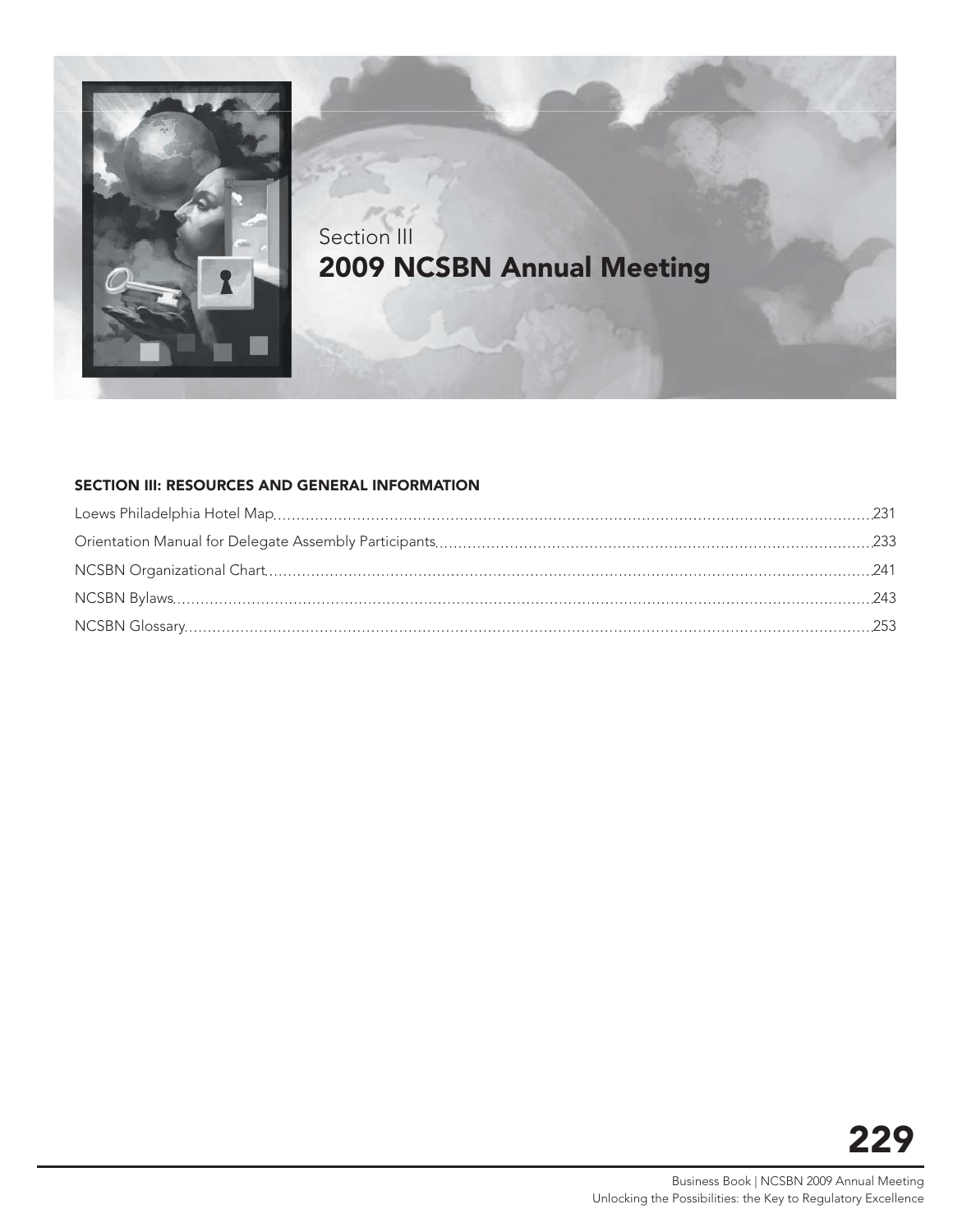Section III

# 2009 NCSBN Annual Meeting

## SECTION III: RESOURCES AND GENERAL INFORMATION

Loews Philadelphia Hotel Map ....... 231

Orientation Manual for Delegate Assembly Participants ....... 233

NCSBN Organizational Chart ....... 241

NCSBN Bylaws ....... 243

NCSBN Glossary ....... 253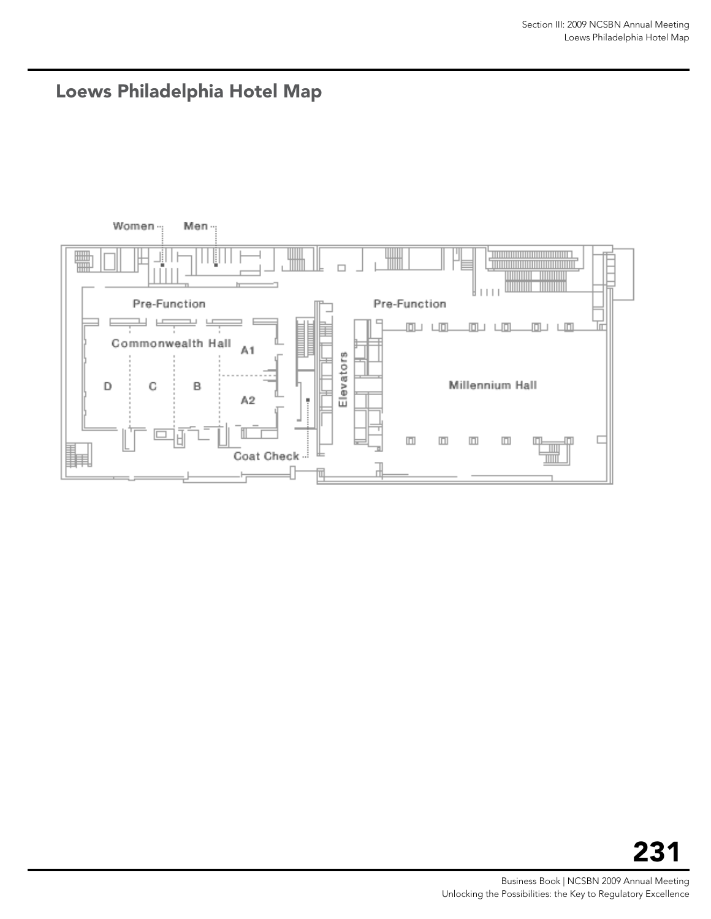# Loews Philadelphia Hotel Map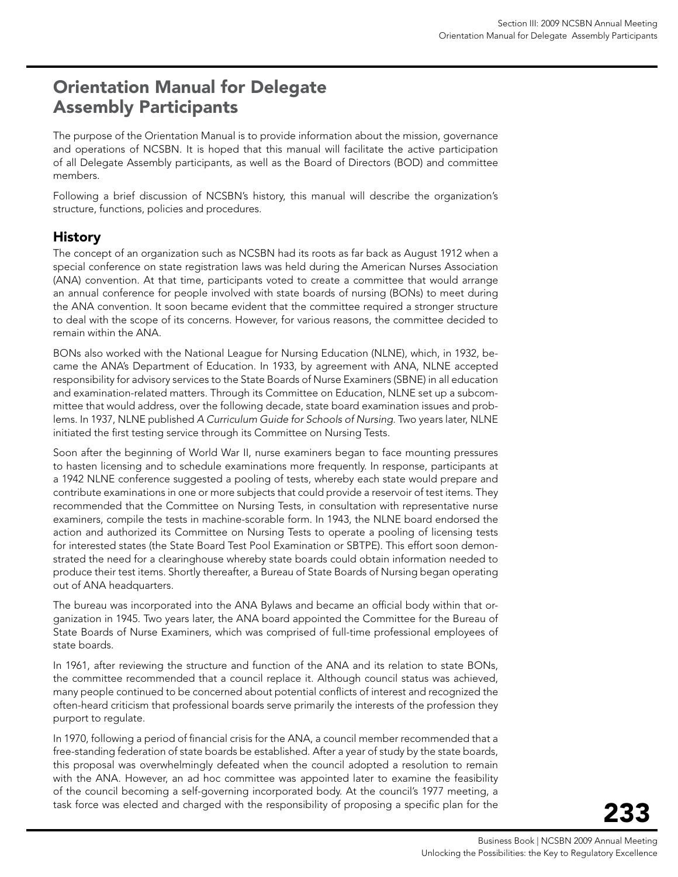# Orientation Manual for Delegate Assembly Participants

The purpose of the Orientation Manual is to provide information about the mission, governance and operations of NCSBN. It is hoped that this manual will facilitate the active participation of all Delegate Assembly participants, as well as the Board of Directors (BOD) and committee members.

Following a brief discussion of NCSBN's history, this manual will describe the organization's structure, functions, policies and procedures.

## History

The concept of an organization such as NCSBN had its roots as far back as August 1912 when a special conference on state registration laws was held during the American Nurses Association (ANA) convention. At that time, participants voted to create a committee that would arrange an annual conference for people involved with state boards of nursing (BONs) to meet during the ANA convention. It soon became evident that the committee required a stronger structure to deal with the scope of its concerns. However, for various reasons, the committee decided to remain within the ANA.

BONs also worked with the National League for Nursing Education (NLNE), which, in 1932, became the ANA's Department of Education. In 1933, by agreement with ANA, NLNE accepted responsibility for advisory services to the State Boards of Nurse Examiners (SBNE) in all education and examination-related matters. Through its Committee on Education, NLNE set up a subcommittee that would address, over the following decade, state board examination issues and problems. In 1937, NLNE published *A Curriculum Guide for Schools of Nursing.* Two years later, NLNE initiated the first testing service through its Committee on Nursing Tests.

Soon after the beginning of World War II, nurse examiners began to face mounting pressures to hasten licensing and to schedule examinations more frequently. In response, participants at a 1942 NLNE conference suggested a pooling of tests, whereby each state would prepare and contribute examinations in one or more subjects that could provide a reservoir of test items. They recommended that the Committee on Nursing Tests, in consultation with representative nurse examiners, compile the tests in machine-scorable form. In 1943, the NLNE board endorsed the action and authorized its Committee on Nursing Tests to operate a pooling of licensing tests for interested states (the State Board Test Pool Examination or SBTPE). This effort soon demonstrated the need for a clearinghouse whereby state boards could obtain information needed to produce their test items. Shortly thereafter, a Bureau of State Boards of Nursing began operating out of ANA headquarters.

The bureau was incorporated into the ANA Bylaws and became an official body within that organization in 1945. Two years later, the ANA board appointed the Committee for the Bureau of State Boards of Nurse Examiners, which was comprised of full-time professional employees of state boards.

In 1961, after reviewing the structure and function of the ANA and its relation to state BONs, the committee recommended that a council replace it. Although council status was achieved, many people continued to be concerned about potential conflicts of interest and recognized the often-heard criticism that professional boards serve primarily the interests of the profession they purport to regulate.

In 1970, following a period of financial crisis for the ANA, a council member recommended that a free-standing federation of state boards be established. After a year of study by the state boards, this proposal was overwhelmingly defeated when the council adopted a resolution to remain with the ANA. However, an ad hoc committee was appointed later to examine the feasibility of the council becoming a self-governing incorporated body. At the council's 1977 meeting, a task force was elected and charged with the responsibility of proposing a specific plan for the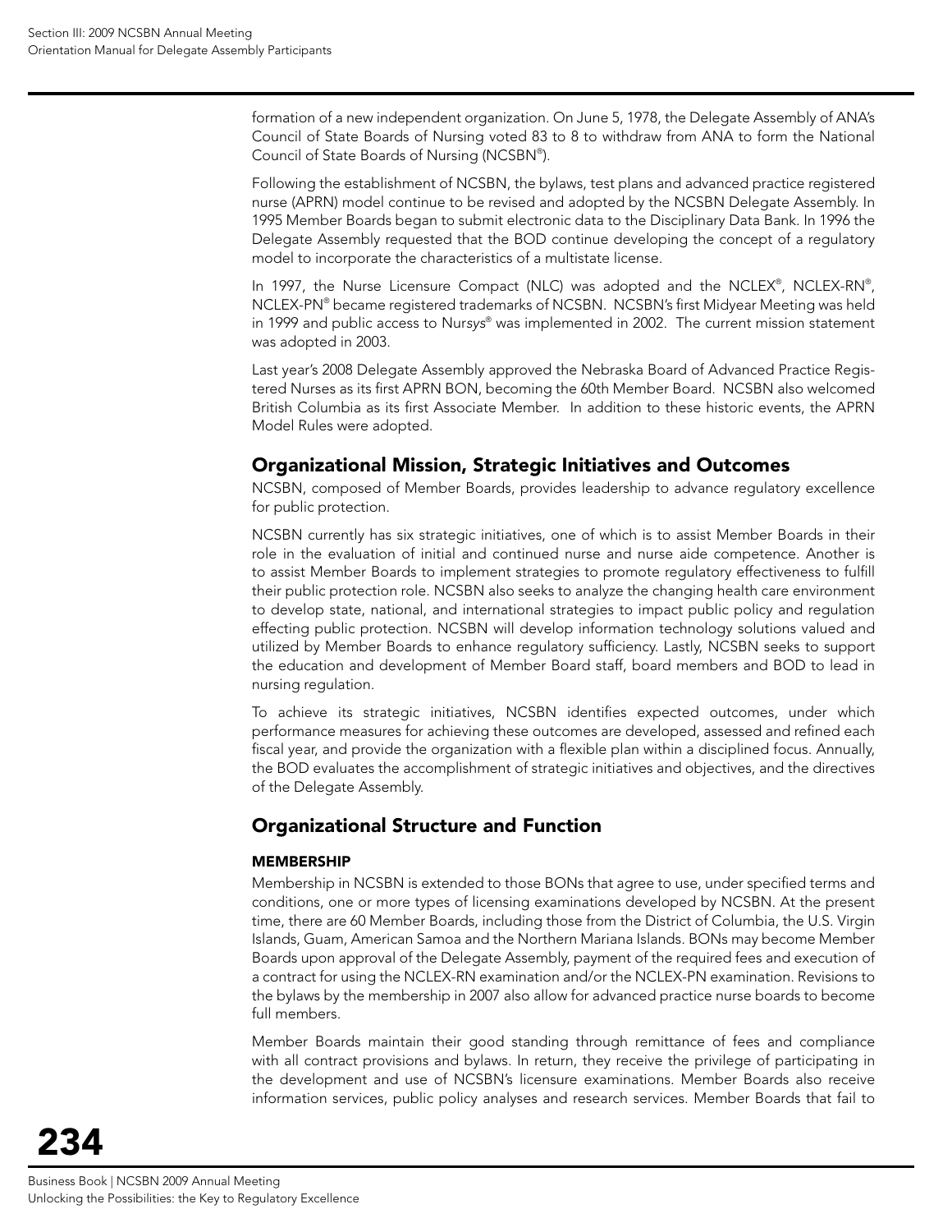formation of a new independent organization. On June 5, 1978, the Delegate Assembly of ANA's Council of State Boards of Nursing voted 83 to 8 to withdraw from ANA to form the National Council of State Boards of Nursing (NCSBN®).

Following the establishment of NCSBN, the bylaws, test plans and advanced practice registered nurse (APRN) model continue to be revised and adopted by the NCSBN Delegate Assembly. In 1995 Member Boards began to submit electronic data to the Disciplinary Data Bank. In 1996 the Delegate Assembly requested that the BOD continue developing the concept of a regulatory model to incorporate the characteristics of a multistate license.

In 1997, the Nurse Licensure Compact (NLC) was adopted and the NCLEX®, NCLEX-RN®, NCLEX-PN® became registered trademarks of NCSBN. NCSBN's first Midyear Meeting was held in 1999 and public access to Nursys® was implemented in 2002. The current mission statement was adopted in 2003.

Last year's 2008 Delegate Assembly approved the Nebraska Board of Advanced Practice Registered Nurses as its first APRN BON, becoming the 60th Member Board. NCSBN also welcomed British Columbia as its first Associate Member. In addition to these historic events, the APRN Model Rules were adopted.

## Organizational Mission, Strategic Initiatives and Outcomes

NCSBN, composed of Member Boards, provides leadership to advance regulatory excellence for public protection.

NCSBN currently has six strategic initiatives, one of which is to assist Member Boards in their role in the evaluation of initial and continued nurse and nurse aide competence. Another is to assist Member Boards to implement strategies to promote regulatory effectiveness to fulfill their public protection role. NCSBN also seeks to analyze the changing health care environment to develop state, national, and international strategies to impact public policy and regulation effecting public protection. NCSBN will develop information technology solutions valued and utilized by Member Boards to enhance regulatory sufficiency. Lastly, NCSBN seeks to support the education and development of Member Board staff, board members and BOD to lead in nursing regulation.

To achieve its strategic initiatives, NCSBN identifies expected outcomes, under which performance measures for achieving these outcomes are developed, assessed and refined each fiscal year, and provide the organization with a flexible plan within a disciplined focus. Annually, the BOD evaluates the accomplishment of strategic initiatives and objectives, and the directives of the Delegate Assembly.

## Organizational Structure and Function

### MEMBERSHIP

Membership in NCSBN is extended to those BONs that agree to use, under specified terms and conditions, one or more types of licensing examinations developed by NCSBN. At the present time, there are 60 Member Boards, including those from the District of Columbia, the U.S. Virgin Islands, Guam, American Samoa and the Northern Mariana Islands. BONs may become Member Boards upon approval of the Delegate Assembly, payment of the required fees and execution of a contract for using the NCLEX-RN examination and/or the NCLEX-PN examination. Revisions to the bylaws by the membership in 2007 also allow for advanced practice nurse boards to become full members.

Member Boards maintain their good standing through remittance of fees and compliance with all contract provisions and bylaws. In return, they receive the privilege of participating in the development and use of NCSBN's licensure examinations. Member Boards also receive information services, public policy analyses and research services. Member Boards that fail to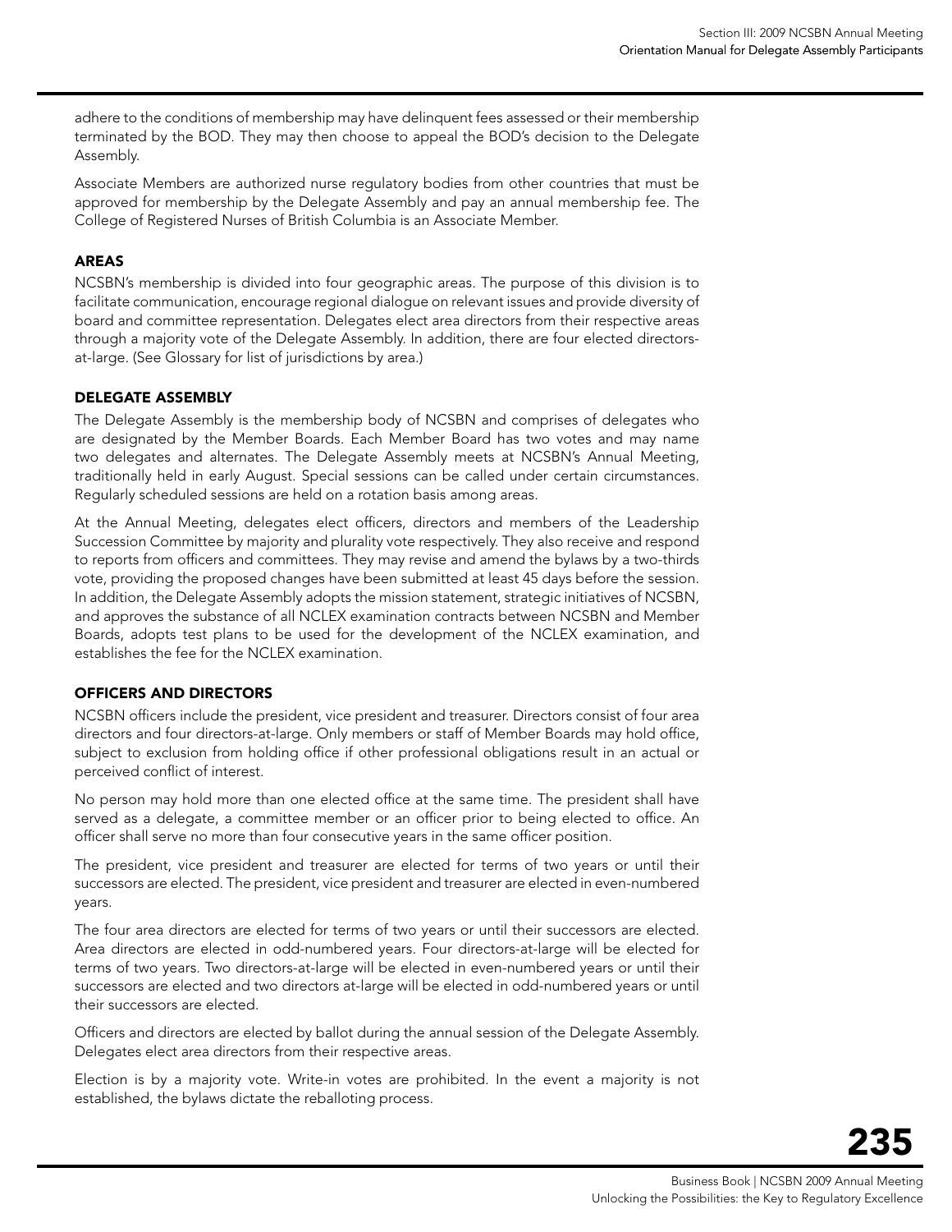adhere to the conditions of membership may have delinquent fees assessed or their membership terminated by the BOD. They may then choose to appeal the BOD's decision to the Delegate Assembly.

Associate Members are authorized nurse regulatory bodies from other countries that must be approved for membership by the Delegate Assembly and pay an annual membership fee. The College of Registered Nurses of British Columbia is an Associate Member.

### AREAS

NCSBN's membership is divided into four geographic areas. The purpose of this division is to facilitate communication, encourage regional dialogue on relevant issues and provide diversity of board and committee representation. Delegates elect area directors from their respective areas through a majority vote of the Delegate Assembly. In addition, there are four elected directors-at-large. (See Glossary for list of jurisdictions by area.)

### DELEGATE ASSEMBLY

The Delegate Assembly is the membership body of NCSBN and comprises of delegates who are designated by the Member Boards. Each Member Board has two votes and may name two delegates and alternates. The Delegate Assembly meets at NCSBN's Annual Meeting, traditionally held in early August. Special sessions can be called under certain circumstances. Regularly scheduled sessions are held on a rotation basis among areas.

At the Annual Meeting, delegates elect officers, directors and members of the Leadership Succession Committee by majority and plurality vote respectively. They also receive and respond to reports from officers and committees. They may revise and amend the bylaws by a two-thirds vote, providing the proposed changes have been submitted at least 45 days before the session. In addition, the Delegate Assembly adopts the mission statement, strategic initiatives of NCSBN, and approves the substance of all NCLEX examination contracts between NCSBN and Member Boards, adopts test plans to be used for the development of the NCLEX examination, and establishes the fee for the NCLEX examination.

### OFFICERS AND DIRECTORS

NCSBN officers include the president, vice president and treasurer. Directors consist of four area directors and four directors-at-large. Only members or staff of Member Boards may hold office, subject to exclusion from holding office if other professional obligations result in an actual or perceived conflict of interest.

No person may hold more than one elected office at the same time. The president shall have served as a delegate, a committee member or an officer prior to being elected to office. An officer shall serve no more than four consecutive years in the same officer position.

The president, vice president and treasurer are elected for terms of two years or until their successors are elected. The president, vice president and treasurer are elected in even-numbered years.

The four area directors are elected for terms of two years or until their successors are elected. Area directors are elected in odd-numbered years. Four directors-at-large will be elected for terms of two years. Two directors-at-large will be elected in even-numbered years or until their successors are elected and two directors at-large will be elected in odd-numbered years or until their successors are elected.

Officers and directors are elected by ballot during the annual session of the Delegate Assembly. Delegates elect area directors from their respective areas.

Election is by a majority vote. Write-in votes are prohibited. In the event a majority is not established, the bylaws dictate the reballoting process.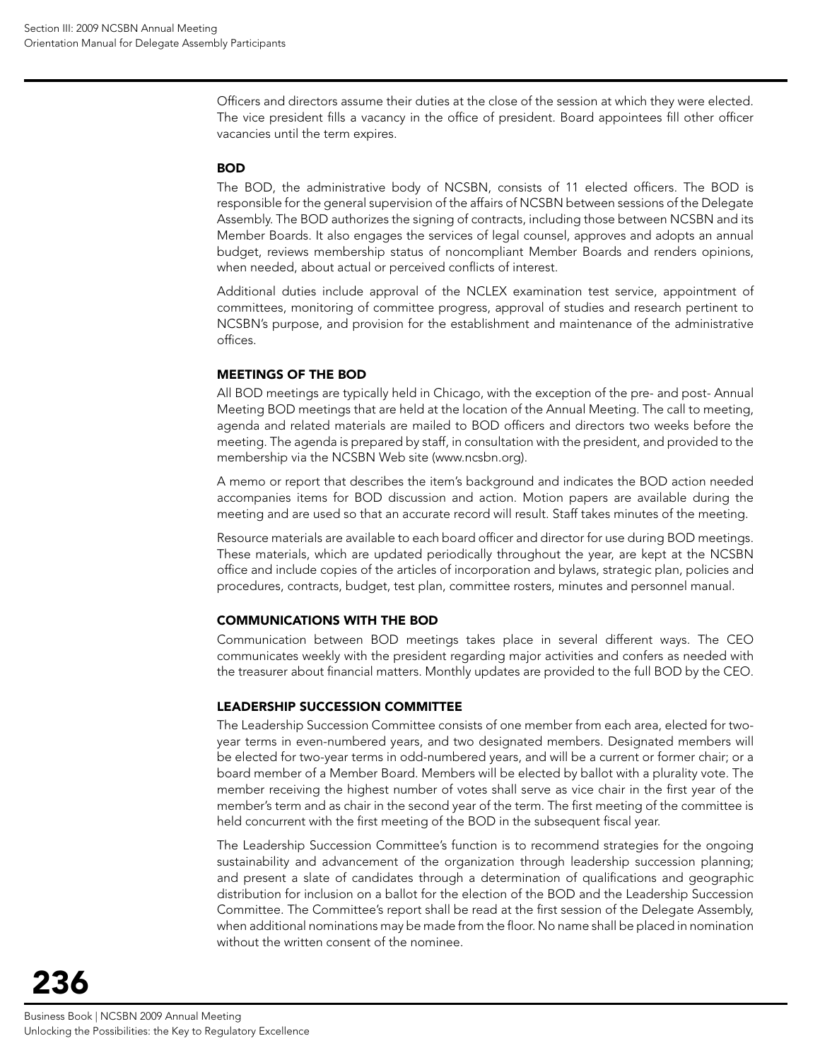Officers and directors assume their duties at the close of the session at which they were elected. The vice president fills a vacancy in the office of president. Board appointees fill other officer vacancies until the term expires.

## BOD

The BOD, the administrative body of NCSBN, consists of 11 elected officers. The BOD is responsible for the general supervision of the affairs of NCSBN between sessions of the Delegate Assembly. The BOD authorizes the signing of contracts, including those between NCSBN and its Member Boards. It also engages the services of legal counsel, approves and adopts an annual budget, reviews membership status of noncompliant Member Boards and renders opinions, when needed, about actual or perceived conflicts of interest.

Additional duties include approval of the NCLEX examination test service, appointment of committees, monitoring of committee progress, approval of studies and research pertinent to NCSBN's purpose, and provision for the establishment and maintenance of the administrative offices.

## MEETINGS OF THE BOD

All BOD meetings are typically held in Chicago, with the exception of the pre- and post- Annual Meeting BOD meetings that are held at the location of the Annual Meeting. The call to meeting, agenda and related materials are mailed to BOD officers and directors two weeks before the meeting. The agenda is prepared by staff, in consultation with the president, and provided to the membership via the NCSBN Web site (www.ncsbn.org).

A memo or report that describes the item's background and indicates the BOD action needed accompanies items for BOD discussion and action. Motion papers are available during the meeting and are used so that an accurate record will result. Staff takes minutes of the meeting.

Resource materials are available to each board officer and director for use during BOD meetings. These materials, which are updated periodically throughout the year, are kept at the NCSBN office and include copies of the articles of incorporation and bylaws, strategic plan, policies and procedures, contracts, budget, test plan, committee rosters, minutes and personnel manual.

## COMMUNICATIONS WITH THE BOD

Communication between BOD meetings takes place in several different ways. The CEO communicates weekly with the president regarding major activities and confers as needed with the treasurer about financial matters. Monthly updates are provided to the full BOD by the CEO.

## LEADERSHIP SUCCESSION COMMITTEE

The Leadership Succession Committee consists of one member from each area, elected for two-year terms in even-numbered years, and two designated members. Designated members will be elected for two-year terms in odd-numbered years, and will be a current or former chair; or a board member of a Member Board. Members will be elected by ballot with a plurality vote. The member receiving the highest number of votes shall serve as vice chair in the first year of the member's term and as chair in the second year of the term. The first meeting of the committee is held concurrent with the first meeting of the BOD in the subsequent fiscal year.

The Leadership Succession Committee's function is to recommend strategies for the ongoing sustainability and advancement of the organization through leadership succession planning; and present a slate of candidates through a determination of qualifications and geographic distribution for inclusion on a ballot for the election of the BOD and the Leadership Succession Committee. The Committee's report shall be read at the first session of the Delegate Assembly, when additional nominations may be made from the floor. No name shall be placed in nomination without the written consent of the nominee.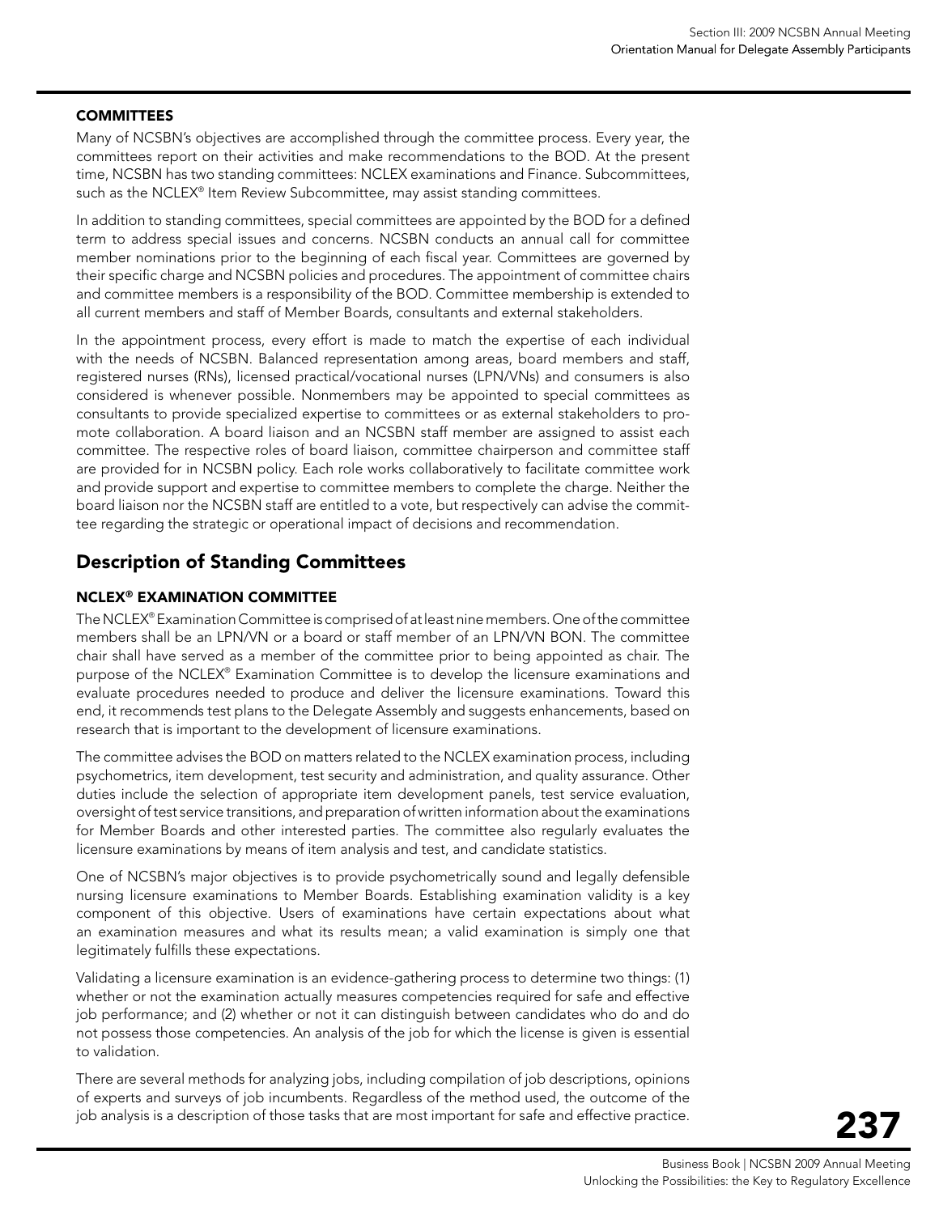### COMMITTEES

Many of NCSBN's objectives are accomplished through the committee process. Every year, the committees report on their activities and make recommendations to the BOD. At the present time, NCSBN has two standing committees: NCLEX examinations and Finance. Subcommittees, such as the NCLEX® Item Review Subcommittee, may assist standing committees.

In addition to standing committees, special committees are appointed by the BOD for a defined term to address special issues and concerns. NCSBN conducts an annual call for committee member nominations prior to the beginning of each fiscal year. Committees are governed by their specific charge and NCSBN policies and procedures. The appointment of committee chairs and committee members is a responsibility of the BOD. Committee membership is extended to all current members and staff of Member Boards, consultants and external stakeholders.

In the appointment process, every effort is made to match the expertise of each individual with the needs of NCSBN. Balanced representation among areas, board members and staff, registered nurses (RNs), licensed practical/vocational nurses (LPN/VNs) and consumers is also considered is whenever possible. Nonmembers may be appointed to special committees as consultants to provide specialized expertise to committees or as external stakeholders to promote collaboration. A board liaison and an NCSBN staff member are assigned to assist each committee. The respective roles of board liaison, committee chairperson and committee staff are provided for in NCSBN policy. Each role works collaboratively to facilitate committee work and provide support and expertise to committee members to complete the charge. Neither the board liaison nor the NCSBN staff are entitled to a vote, but respectively can advise the committee regarding the strategic or operational impact of decisions and recommendation.

## Description of Standing Committees

### NCLEX® EXAMINATION COMMITTEE

The NCLEX® Examination Committee is comprised of at least nine members. One of the committee members shall be an LPN/VN or a board or staff member of an LPN/VN BON. The committee chair shall have served as a member of the committee prior to being appointed as chair. The purpose of the NCLEX® Examination Committee is to develop the licensure examinations and evaluate procedures needed to produce and deliver the licensure examinations. Toward this end, it recommends test plans to the Delegate Assembly and suggests enhancements, based on research that is important to the development of licensure examinations.

The committee advises the BOD on matters related to the NCLEX examination process, including psychometrics, item development, test security and administration, and quality assurance. Other duties include the selection of appropriate item development panels, test service evaluation, oversight of test service transitions, and preparation of written information about the examinations for Member Boards and other interested parties. The committee also regularly evaluates the licensure examinations by means of item analysis and test, and candidate statistics.

One of NCSBN's major objectives is to provide psychometrically sound and legally defensible nursing licensure examinations to Member Boards. Establishing examination validity is a key component of this objective. Users of examinations have certain expectations about what an examination measures and what its results mean; a valid examination is simply one that legitimately fulfills these expectations.

Validating a licensure examination is an evidence-gathering process to determine two things: (1) whether or not the examination actually measures competencies required for safe and effective job performance; and (2) whether or not it can distinguish between candidates who do and do not possess those competencies. An analysis of the job for which the license is given is essential to validation.

There are several methods for analyzing jobs, including compilation of job descriptions, opinions of experts and surveys of job incumbents. Regardless of the method used, the outcome of the job analysis is a description of those tasks that are most important for safe and effective practice.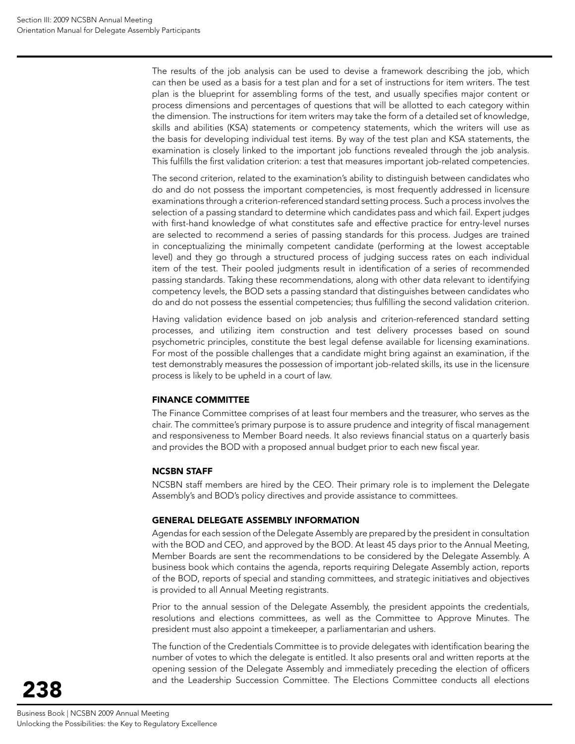The results of the job analysis can be used to devise a framework describing the job, which can then be used as a basis for a test plan and for a set of instructions for item writers. The test plan is the blueprint for assembling forms of the test, and usually specifies major content or process dimensions and percentages of questions that will be allotted to each category within the dimension. The instructions for item writers may take the form of a detailed set of knowledge, skills and abilities (KSA) statements or competency statements, which the writers will use as the basis for developing individual test items. By way of the test plan and KSA statements, the examination is closely linked to the important job functions revealed through the job analysis. This fulfills the first validation criterion: a test that measures important job-related competencies.

The second criterion, related to the examination's ability to distinguish between candidates who do and do not possess the important competencies, is most frequently addressed in licensure examinations through a criterion-referenced standard setting process. Such a process involves the selection of a passing standard to determine which candidates pass and which fail. Expert judges with first-hand knowledge of what constitutes safe and effective practice for entry-level nurses are selected to recommend a series of passing standards for this process. Judges are trained in conceptualizing the minimally competent candidate (performing at the lowest acceptable level) and they go through a structured process of judging success rates on each individual item of the test. Their pooled judgments result in identification of a series of recommended passing standards. Taking these recommendations, along with other data relevant to identifying competency levels, the BOD sets a passing standard that distinguishes between candidates who do and do not possess the essential competencies; thus fulfilling the second validation criterion.

Having validation evidence based on job analysis and criterion-referenced standard setting processes, and utilizing item construction and test delivery processes based on sound psychometric principles, constitute the best legal defense available for licensing examinations. For most of the possible challenges that a candidate might bring against an examination, if the test demonstrably measures the possession of important job-related skills, its use in the licensure process is likely to be upheld in a court of law.

#### FINANCE COMMITTEE

The Finance Committee comprises of at least four members and the treasurer, who serves as the chair. The committee's primary purpose is to assure prudence and integrity of fiscal management and responsiveness to Member Board needs. It also reviews financial status on a quarterly basis and provides the BOD with a proposed annual budget prior to each new fiscal year.

#### NCSBN STAFF

NCSBN staff members are hired by the CEO. Their primary role is to implement the Delegate Assembly's and BOD's policy directives and provide assistance to committees.

#### GENERAL DELEGATE ASSEMBLY INFORMATION

Agendas for each session of the Delegate Assembly are prepared by the president in consultation with the BOD and CEO, and approved by the BOD. At least 45 days prior to the Annual Meeting, Member Boards are sent the recommendations to be considered by the Delegate Assembly. A business book which contains the agenda, reports requiring Delegate Assembly action, reports of the BOD, reports of special and standing committees, and strategic initiatives and objectives is provided to all Annual Meeting registrants.

Prior to the annual session of the Delegate Assembly, the president appoints the credentials, resolutions and elections committees, as well as the Committee to Approve Minutes. The president must also appoint a timekeeper, a parliamentarian and ushers.

The function of the Credentials Committee is to provide delegates with identification bearing the number of votes to which the delegate is entitled. It also presents oral and written reports at the opening session of the Delegate Assembly and immediately preceding the election of officers and the Leadership Succession Committee. The Elections Committee conducts all elections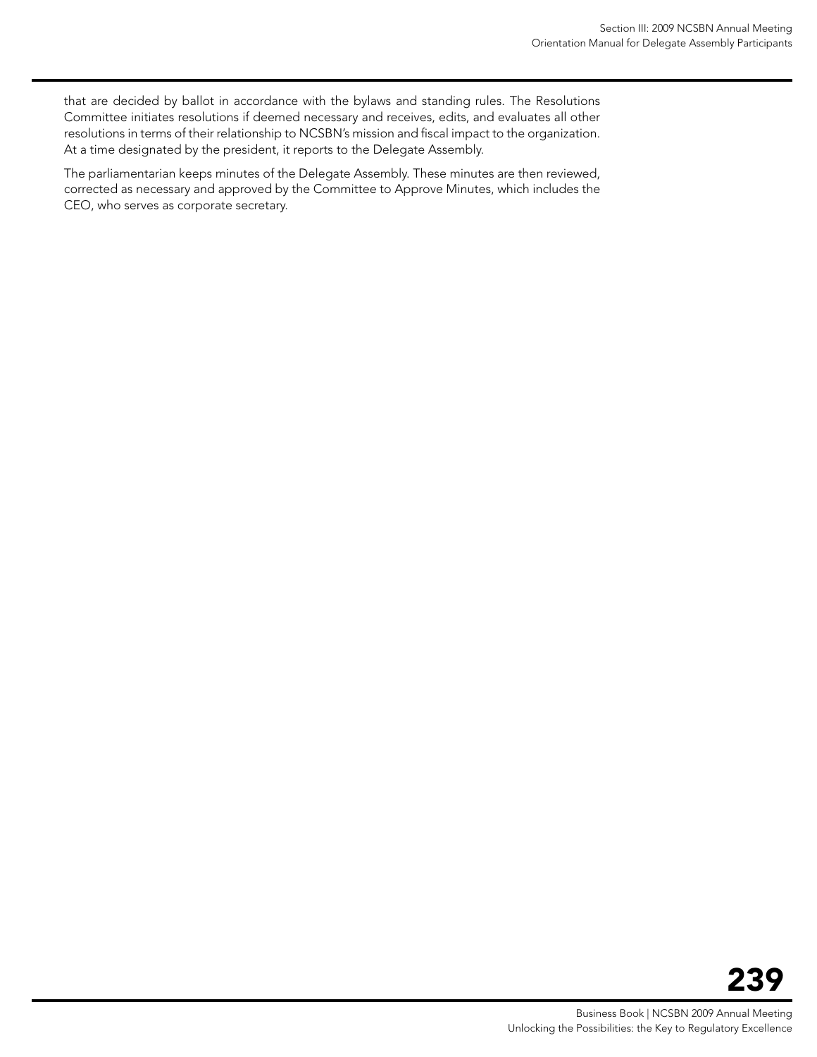that are decided by ballot in accordance with the bylaws and standing rules. The Resolutions Committee initiates resolutions if deemed necessary and receives, edits, and evaluates all other resolutions in terms of their relationship to NCSBN's mission and fiscal impact to the organization. At a time designated by the president, it reports to the Delegate Assembly.

The parliamentarian keeps minutes of the Delegate Assembly. These minutes are then reviewed, corrected as necessary and approved by the Committee to Approve Minutes, which includes the CEO, who serves as corporate secretary.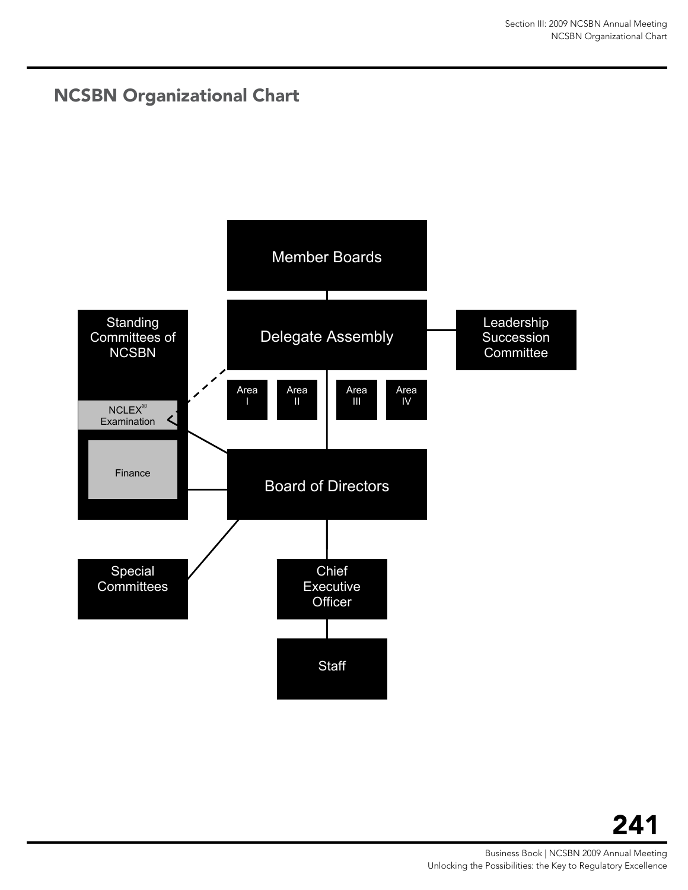# NCSBN Organizational Chart

Member Boards

Delegate Assembly

Leadership Succession Committee

Standing Committees of NCSBN

NCLEX® Examination

Finance

Area I

Area II

Area III

Area IV

Board of Directors

Special Committees

Chief Executive Officer

Staff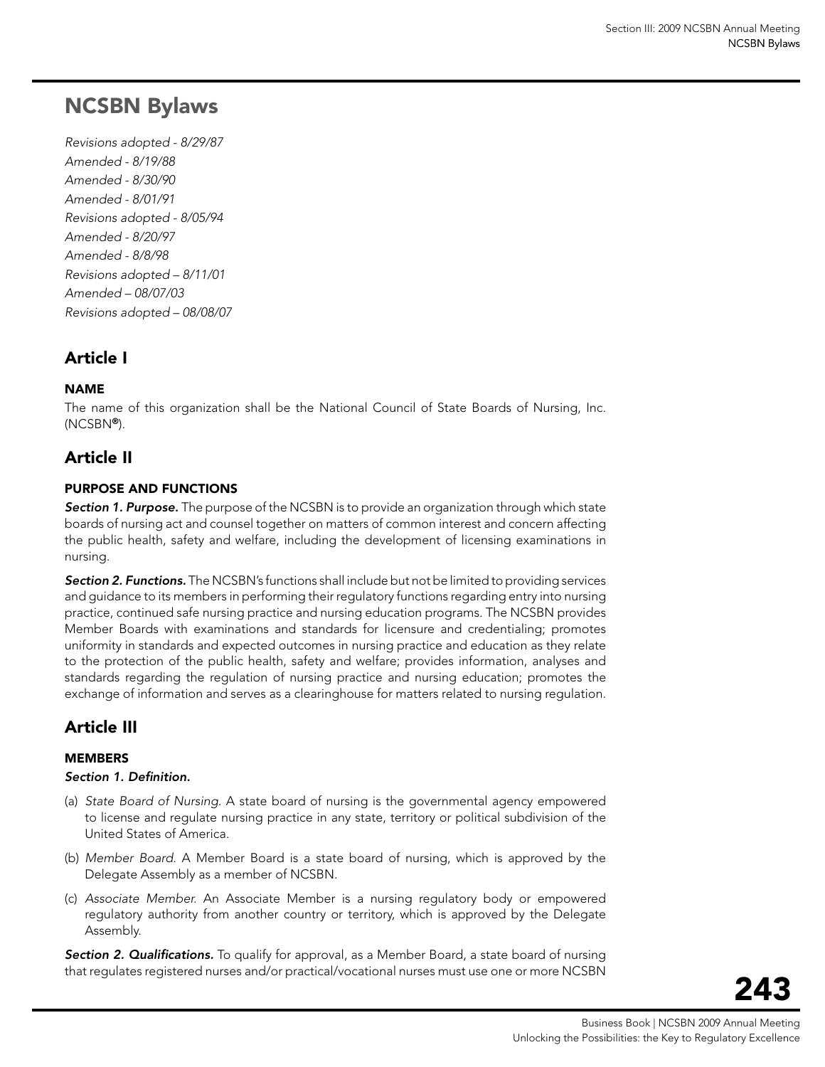# NCSBN Bylaws

*Revisions adopted - 8/29/87*
*Amended - 8/19/88*
*Amended - 8/30/90*
*Amended - 8/01/91*
*Revisions adopted - 8/05/94*
*Amended - 8/20/97*
*Amended - 8/8/98*
*Revisions adopted – 8/11/01*
*Amended – 08/07/03*
*Revisions adopted – 08/08/07*

## Article I

### NAME

The name of this organization shall be the National Council of State Boards of Nursing, Inc. (NCSBN®).

## Article II

### PURPOSE AND FUNCTIONS

***Section 1. Purpose.*** The purpose of the NCSBN is to provide an organization through which state boards of nursing act and counsel together on matters of common interest and concern affecting the public health, safety and welfare, including the development of licensing examinations in nursing.

***Section 2. Functions.*** The NCSBN's functions shall include but not be limited to providing services and guidance to its members in performing their regulatory functions regarding entry into nursing practice, continued safe nursing practice and nursing education programs. The NCSBN provides Member Boards with examinations and standards for licensure and credentialing; promotes uniformity in standards and expected outcomes in nursing practice and education as they relate to the protection of the public health, safety and welfare; provides information, analyses and standards regarding the regulation of nursing practice and nursing education; promotes the exchange of information and serves as a clearinghouse for matters related to nursing regulation.

## Article III

### MEMBERS

***Section 1. Definition.***

(a) *State Board of Nursing.* A state board of nursing is the governmental agency empowered to license and regulate nursing practice in any state, territory or political subdivision of the United States of America.

(b) *Member Board.* A Member Board is a state board of nursing, which is approved by the Delegate Assembly as a member of NCSBN.

(c) *Associate Member.* An Associate Member is a nursing regulatory body or empowered regulatory authority from another country or territory, which is approved by the Delegate Assembly.

***Section 2. Qualifications.*** To qualify for approval, as a Member Board, a state board of nursing that regulates registered nurses and/or practical/vocational nurses must use one or more NCSBN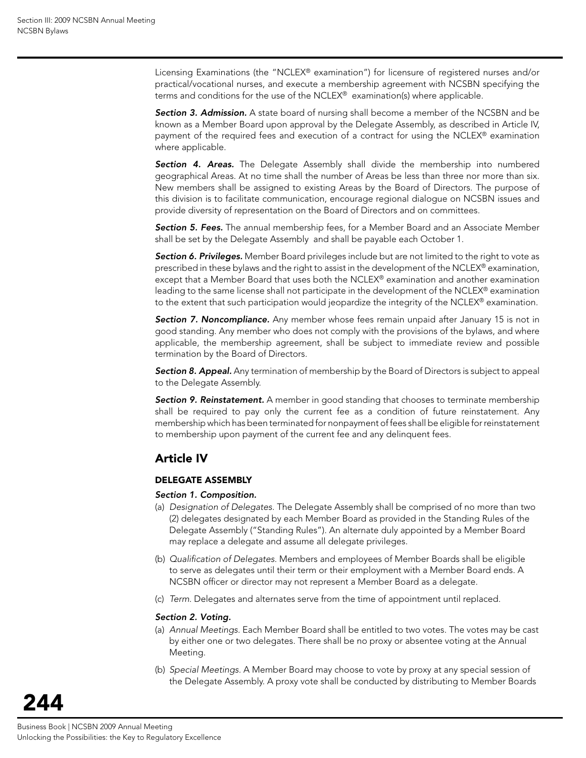Licensing Examinations (the "NCLEX® examination") for licensure of registered nurses and/or practical/vocational nurses, and execute a membership agreement with NCSBN specifying the terms and conditions for the use of the NCLEX® examination(s) where applicable.

***Section 3. Admission.*** A state board of nursing shall become a member of the NCSBN and be known as a Member Board upon approval by the Delegate Assembly, as described in Article IV, payment of the required fees and execution of a contract for using the NCLEX® examination where applicable.

***Section 4. Areas.*** The Delegate Assembly shall divide the membership into numbered geographical Areas. At no time shall the number of Areas be less than three nor more than six. New members shall be assigned to existing Areas by the Board of Directors. The purpose of this division is to facilitate communication, encourage regional dialogue on NCSBN issues and provide diversity of representation on the Board of Directors and on committees.

***Section 5. Fees.*** The annual membership fees, for a Member Board and an Associate Member shall be set by the Delegate Assembly and shall be payable each October 1.

***Section 6. Privileges.*** Member Board privileges include but are not limited to the right to vote as prescribed in these bylaws and the right to assist in the development of the NCLEX® examination, except that a Member Board that uses both the NCLEX® examination and another examination leading to the same license shall not participate in the development of the NCLEX® examination to the extent that such participation would jeopardize the integrity of the NCLEX® examination.

***Section 7. Noncompliance.*** Any member whose fees remain unpaid after January 15 is not in good standing. Any member who does not comply with the provisions of the bylaws, and where applicable, the membership agreement, shall be subject to immediate review and possible termination by the Board of Directors.

***Section 8. Appeal.*** Any termination of membership by the Board of Directors is subject to appeal to the Delegate Assembly.

***Section 9. Reinstatement.*** A member in good standing that chooses to terminate membership shall be required to pay only the current fee as a condition of future reinstatement. Any membership which has been terminated for nonpayment of fees shall be eligible for reinstatement to membership upon payment of the current fee and any delinquent fees.

## Article IV

### DELEGATE ASSEMBLY

*Section 1. Composition.*

(a) *Designation of Delegates.* The Delegate Assembly shall be comprised of no more than two (2) delegates designated by each Member Board as provided in the Standing Rules of the Delegate Assembly ("Standing Rules"). An alternate duly appointed by a Member Board may replace a delegate and assume all delegate privileges.

(b) *Qualification of Delegates.* Members and employees of Member Boards shall be eligible to serve as delegates until their term or their employment with a Member Board ends. A NCSBN officer or director may not represent a Member Board as a delegate.

(c) *Term.* Delegates and alternates serve from the time of appointment until replaced.

*Section 2. Voting.*

(a) *Annual Meetings.* Each Member Board shall be entitled to two votes. The votes may be cast by either one or two delegates. There shall be no proxy or absentee voting at the Annual Meeting.

(b) *Special Meetings.* A Member Board may choose to vote by proxy at any special session of the Delegate Assembly. A proxy vote shall be conducted by distributing to Member Boards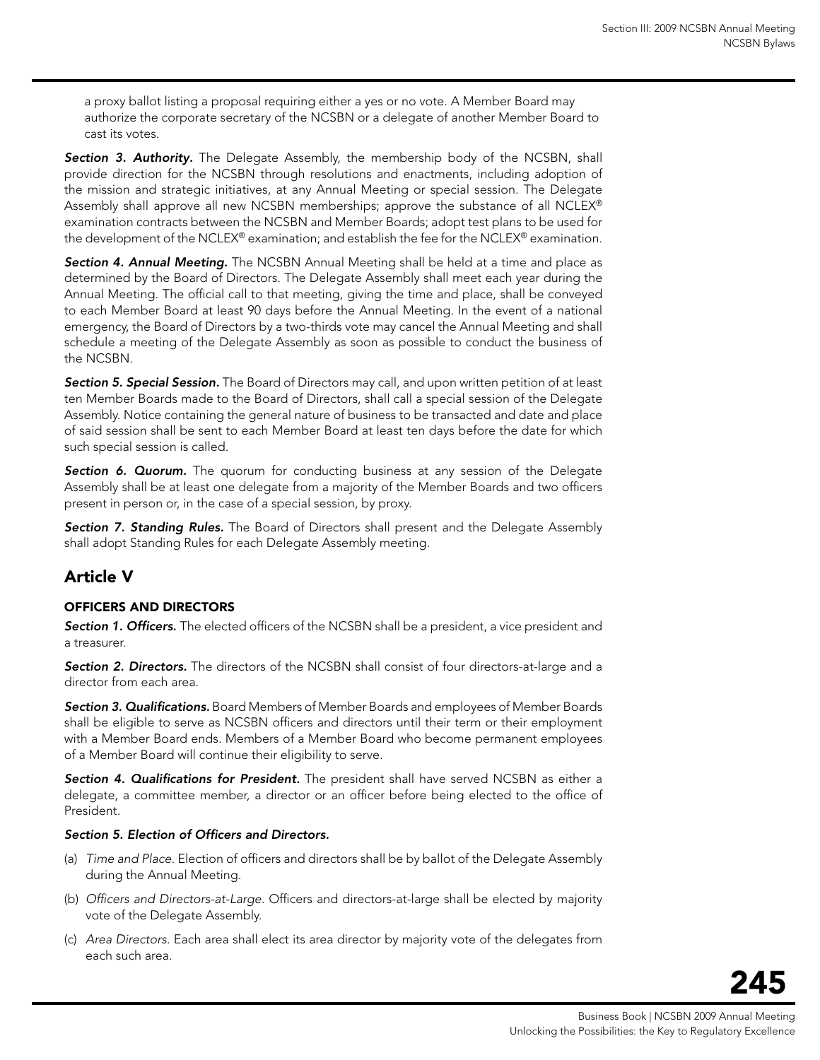a proxy ballot listing a proposal requiring either a yes or no vote. A Member Board may authorize the corporate secretary of the NCSBN or a delegate of another Member Board to cast its votes.

***Section 3. Authority.*** The Delegate Assembly, the membership body of the NCSBN, shall provide direction for the NCSBN through resolutions and enactments, including adoption of the mission and strategic initiatives, at any Annual Meeting or special session. The Delegate Assembly shall approve all new NCSBN memberships; approve the substance of all NCLEX® examination contracts between the NCSBN and Member Boards; adopt test plans to be used for the development of the NCLEX® examination; and establish the fee for the NCLEX® examination.

***Section 4. Annual Meeting.*** The NCSBN Annual Meeting shall be held at a time and place as determined by the Board of Directors. The Delegate Assembly shall meet each year during the Annual Meeting. The official call to that meeting, giving the time and place, shall be conveyed to each Member Board at least 90 days before the Annual Meeting. In the event of a national emergency, the Board of Directors by a two-thirds vote may cancel the Annual Meeting and shall schedule a meeting of the Delegate Assembly as soon as possible to conduct the business of the NCSBN.

***Section 5. Special Session.*** The Board of Directors may call, and upon written petition of at least ten Member Boards made to the Board of Directors, shall call a special session of the Delegate Assembly. Notice containing the general nature of business to be transacted and date and place of said session shall be sent to each Member Board at least ten days before the date for which such special session is called.

***Section 6. Quorum.*** The quorum for conducting business at any session of the Delegate Assembly shall be at least one delegate from a majority of the Member Boards and two officers present in person or, in the case of a special session, by proxy.

***Section 7. Standing Rules.*** The Board of Directors shall present and the Delegate Assembly shall adopt Standing Rules for each Delegate Assembly meeting.

## Article V

### OFFICERS AND DIRECTORS

***Section 1. Officers.*** The elected officers of the NCSBN shall be a president, a vice president and a treasurer.

***Section 2. Directors.*** The directors of the NCSBN shall consist of four directors-at-large and a director from each area.

***Section 3. Qualifications.*** Board Members of Member Boards and employees of Member Boards shall be eligible to serve as NCSBN officers and directors until their term or their employment with a Member Board ends. Members of a Member Board who become permanent employees of a Member Board will continue their eligibility to serve.

***Section 4. Qualifications for President.*** The president shall have served NCSBN as either a delegate, a committee member, a director or an officer before being elected to the office of President.

***Section 5. Election of Officers and Directors.***

(a) *Time and Place.* Election of officers and directors shall be by ballot of the Delegate Assembly during the Annual Meeting.

(b) *Officers and Directors-at-Large.* Officers and directors-at-large shall be elected by majority vote of the Delegate Assembly.

(c) *Area Directors.* Each area shall elect its area director by majority vote of the delegates from each such area.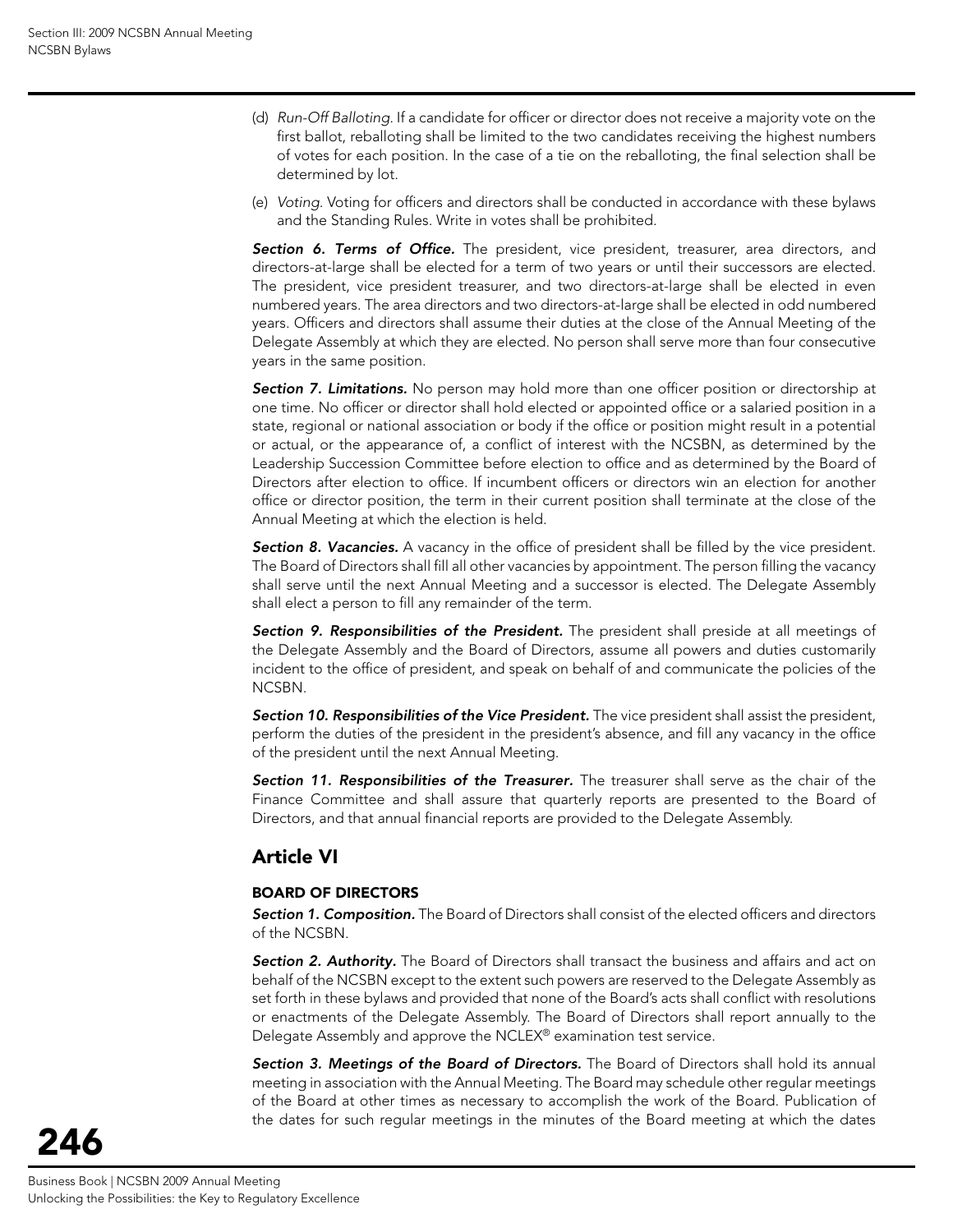(d) *Run-Off Balloting.* If a candidate for officer or director does not receive a majority vote on the first ballot, reballoting shall be limited to the two candidates receiving the highest numbers of votes for each position. In the case of a tie on the reballoting, the final selection shall be determined by lot.

(e) *Voting.* Voting for officers and directors shall be conducted in accordance with these bylaws and the Standing Rules. Write in votes shall be prohibited.

***Section 6. Terms of Office.*** The president, vice president, treasurer, area directors, and directors-at-large shall be elected for a term of two years or until their successors are elected. The president, vice president treasurer, and two directors-at-large shall be elected in even numbered years. The area directors and two directors-at-large shall be elected in odd numbered years. Officers and directors shall assume their duties at the close of the Annual Meeting of the Delegate Assembly at which they are elected. No person shall serve more than four consecutive years in the same position.

***Section 7. Limitations.*** No person may hold more than one officer position or directorship at one time. No officer or director shall hold elected or appointed office or a salaried position in a state, regional or national association or body if the office or position might result in a potential or actual, or the appearance of, a conflict of interest with the NCSBN, as determined by the Leadership Succession Committee before election to office and as determined by the Board of Directors after election to office. If incumbent officers or directors win an election for another office or director position, the term in their current position shall terminate at the close of the Annual Meeting at which the election is held.

***Section 8. Vacancies.*** A vacancy in the office of president shall be filled by the vice president. The Board of Directors shall fill all other vacancies by appointment. The person filling the vacancy shall serve until the next Annual Meeting and a successor is elected. The Delegate Assembly shall elect a person to fill any remainder of the term.

***Section 9. Responsibilities of the President.*** The president shall preside at all meetings of the Delegate Assembly and the Board of Directors, assume all powers and duties customarily incident to the office of president, and speak on behalf of and communicate the policies of the NCSBN.

***Section 10. Responsibilities of the Vice President.*** The vice president shall assist the president, perform the duties of the president in the president's absence, and fill any vacancy in the office of the president until the next Annual Meeting.

***Section 11. Responsibilities of the Treasurer.*** The treasurer shall serve as the chair of the Finance Committee and shall assure that quarterly reports are presented to the Board of Directors, and that annual financial reports are provided to the Delegate Assembly.

## Article VI

### BOARD OF DIRECTORS

***Section 1. Composition.*** The Board of Directors shall consist of the elected officers and directors of the NCSBN.

***Section 2. Authority.*** The Board of Directors shall transact the business and affairs and act on behalf of the NCSBN except to the extent such powers are reserved to the Delegate Assembly as set forth in these bylaws and provided that none of the Board's acts shall conflict with resolutions or enactments of the Delegate Assembly. The Board of Directors shall report annually to the Delegate Assembly and approve the NCLEX® examination test service.

***Section 3. Meetings of the Board of Directors.*** The Board of Directors shall hold its annual meeting in association with the Annual Meeting. The Board may schedule other regular meetings of the Board at other times as necessary to accomplish the work of the Board. Publication of the dates for such regular meetings in the minutes of the Board meeting at which the dates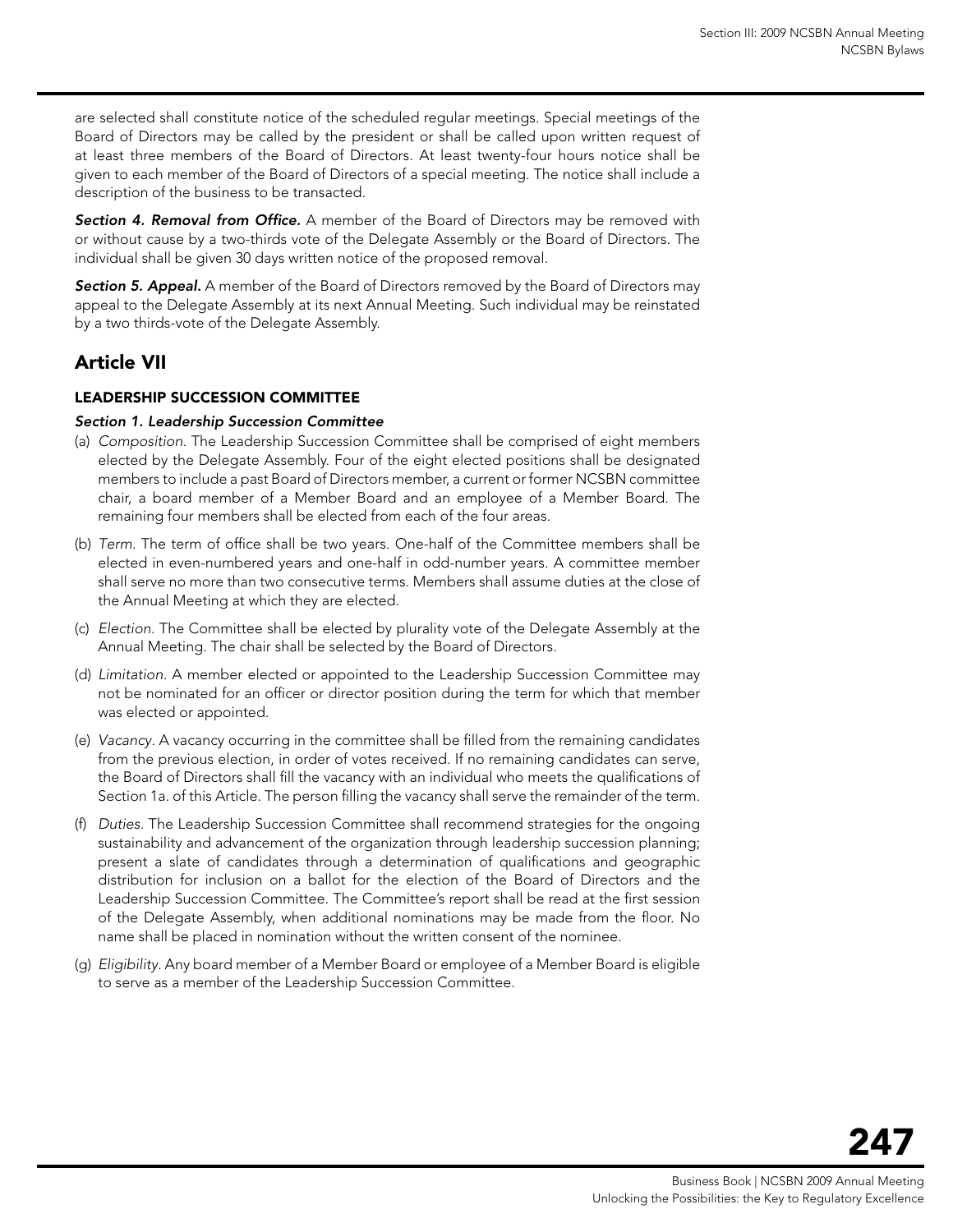are selected shall constitute notice of the scheduled regular meetings. Special meetings of the Board of Directors may be called by the president or shall be called upon written request of at least three members of the Board of Directors. At least twenty-four hours notice shall be given to each member of the Board of Directors of a special meeting. The notice shall include a description of the business to be transacted.

***Section 4. Removal from Office.*** A member of the Board of Directors may be removed with or without cause by a two-thirds vote of the Delegate Assembly or the Board of Directors. The individual shall be given 30 days written notice of the proposed removal.

***Section 5. Appeal.*** A member of the Board of Directors removed by the Board of Directors may appeal to the Delegate Assembly at its next Annual Meeting. Such individual may be reinstated by a two thirds-vote of the Delegate Assembly.

## Article VII

### LEADERSHIP SUCCESSION COMMITTEE

***Section 1. Leadership Succession Committee***

(a) *Composition.* The Leadership Succession Committee shall be comprised of eight members elected by the Delegate Assembly. Four of the eight elected positions shall be designated members to include a past Board of Directors member, a current or former NCSBN committee chair, a board member of a Member Board and an employee of a Member Board. The remaining four members shall be elected from each of the four areas.

(b) *Term.* The term of office shall be two years. One-half of the Committee members shall be elected in even-numbered years and one-half in odd-number years. A committee member shall serve no more than two consecutive terms. Members shall assume duties at the close of the Annual Meeting at which they are elected.

(c) *Election.* The Committee shall be elected by plurality vote of the Delegate Assembly at the Annual Meeting. The chair shall be selected by the Board of Directors.

(d) *Limitation.* A member elected or appointed to the Leadership Succession Committee may not be nominated for an officer or director position during the term for which that member was elected or appointed.

(e) *Vacancy.* A vacancy occurring in the committee shall be filled from the remaining candidates from the previous election, in order of votes received. If no remaining candidates can serve, the Board of Directors shall fill the vacancy with an individual who meets the qualifications of Section 1a. of this Article. The person filling the vacancy shall serve the remainder of the term.

(f) *Duties.* The Leadership Succession Committee shall recommend strategies for the ongoing sustainability and advancement of the organization through leadership succession planning; present a slate of candidates through a determination of qualifications and geographic distribution for inclusion on a ballot for the election of the Board of Directors and the Leadership Succession Committee. The Committee's report shall be read at the first session of the Delegate Assembly, when additional nominations may be made from the floor. No name shall be placed in nomination without the written consent of the nominee.

(g) *Eligibility.* Any board member of a Member Board or employee of a Member Board is eligible to serve as a member of the Leadership Succession Committee.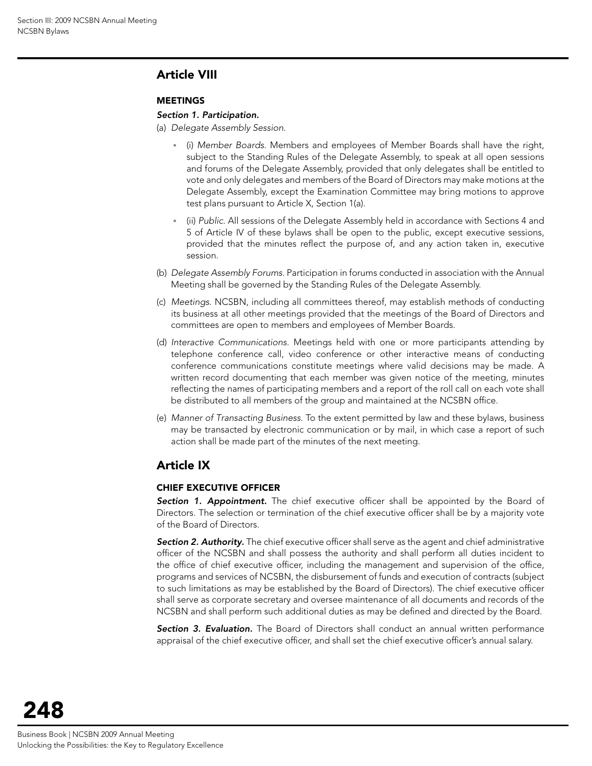## Article VIII

### MEETINGS

#### *Section 1. Participation.*

(a) *Delegate Assembly Session.*

- (i) *Member Boards.* Members and employees of Member Boards shall have the right, subject to the Standing Rules of the Delegate Assembly, to speak at all open sessions and forums of the Delegate Assembly, provided that only delegates shall be entitled to vote and only delegates and members of the Board of Directors may make motions at the Delegate Assembly, except the Examination Committee may bring motions to approve test plans pursuant to Article X, Section 1(a).
- (ii) *Public.* All sessions of the Delegate Assembly held in accordance with Sections 4 and 5 of Article IV of these bylaws shall be open to the public, except executive sessions, provided that the minutes reflect the purpose of, and any action taken in, executive session.

(b) *Delegate Assembly Forums.* Participation in forums conducted in association with the Annual Meeting shall be governed by the Standing Rules of the Delegate Assembly.

(c) *Meetings.* NCSBN, including all committees thereof, may establish methods of conducting its business at all other meetings provided that the meetings of the Board of Directors and committees are open to members and employees of Member Boards.

(d) *Interactive Communications.* Meetings held with one or more participants attending by telephone conference call, video conference or other interactive means of conducting conference communications constitute meetings where valid decisions may be made. A written record documenting that each member was given notice of the meeting, minutes reflecting the names of participating members and a report of the roll call on each vote shall be distributed to all members of the group and maintained at the NCSBN office.

(e) *Manner of Transacting Business.* To the extent permitted by law and these bylaws, business may be transacted by electronic communication or by mail, in which case a report of such action shall be made part of the minutes of the next meeting.

## Article IX

### CHIEF EXECUTIVE OFFICER

***Section 1. Appointment.*** The chief executive officer shall be appointed by the Board of Directors. The selection or termination of the chief executive officer shall be by a majority vote of the Board of Directors.

***Section 2. Authority.*** The chief executive officer shall serve as the agent and chief administrative officer of the NCSBN and shall possess the authority and shall perform all duties incident to the office of chief executive officer, including the management and supervision of the office, programs and services of NCSBN, the disbursement of funds and execution of contracts (subject to such limitations as may be established by the Board of Directors). The chief executive officer shall serve as corporate secretary and oversee maintenance of all documents and records of the NCSBN and shall perform such additional duties as may be defined and directed by the Board.

***Section 3. Evaluation.*** The Board of Directors shall conduct an annual written performance appraisal of the chief executive officer, and shall set the chief executive officer's annual salary.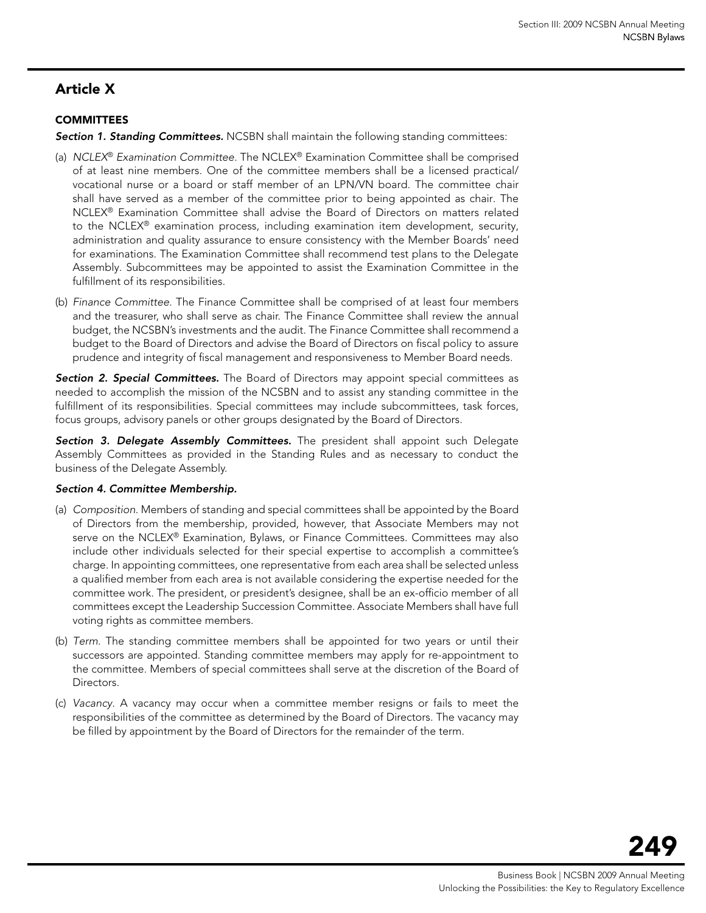## Article X

### COMMITTEES

***Section 1. Standing Committees.*** NCSBN shall maintain the following standing committees:

(a) *NCLEX® Examination Committee.* The NCLEX® Examination Committee shall be comprised of at least nine members. One of the committee members shall be a licensed practical/vocational nurse or a board or staff member of an LPN/VN board. The committee chair shall have served as a member of the committee prior to being appointed as chair. The NCLEX® Examination Committee shall advise the Board of Directors on matters related to the NCLEX® examination process, including examination item development, security, administration and quality assurance to ensure consistency with the Member Boards' need for examinations. The Examination Committee shall recommend test plans to the Delegate Assembly. Subcommittees may be appointed to assist the Examination Committee in the fulfillment of its responsibilities.

(b) *Finance Committee.* The Finance Committee shall be comprised of at least four members and the treasurer, who shall serve as chair. The Finance Committee shall review the annual budget, the NCSBN's investments and the audit. The Finance Committee shall recommend a budget to the Board of Directors and advise the Board of Directors on fiscal policy to assure prudence and integrity of fiscal management and responsiveness to Member Board needs.

***Section 2. Special Committees.*** The Board of Directors may appoint special committees as needed to accomplish the mission of the NCSBN and to assist any standing committee in the fulfillment of its responsibilities. Special committees may include subcommittees, task forces, focus groups, advisory panels or other groups designated by the Board of Directors.

***Section 3. Delegate Assembly Committees.*** The president shall appoint such Delegate Assembly Committees as provided in the Standing Rules and as necessary to conduct the business of the Delegate Assembly.

***Section 4. Committee Membership.***

(a) *Composition.* Members of standing and special committees shall be appointed by the Board of Directors from the membership, provided, however, that Associate Members may not serve on the NCLEX® Examination, Bylaws, or Finance Committees. Committees may also include other individuals selected for their special expertise to accomplish a committee's charge. In appointing committees, one representative from each area shall be selected unless a qualified member from each area is not available considering the expertise needed for the committee work. The president, or president's designee, shall be an ex-officio member of all committees except the Leadership Succession Committee. Associate Members shall have full voting rights as committee members.

(b) *Term.* The standing committee members shall be appointed for two years or until their successors are appointed. Standing committee members may apply for re-appointment to the committee. Members of special committees shall serve at the discretion of the Board of Directors.

(c) *Vacancy.* A vacancy may occur when a committee member resigns or fails to meet the responsibilities of the committee as determined by the Board of Directors. The vacancy may be filled by appointment by the Board of Directors for the remainder of the term.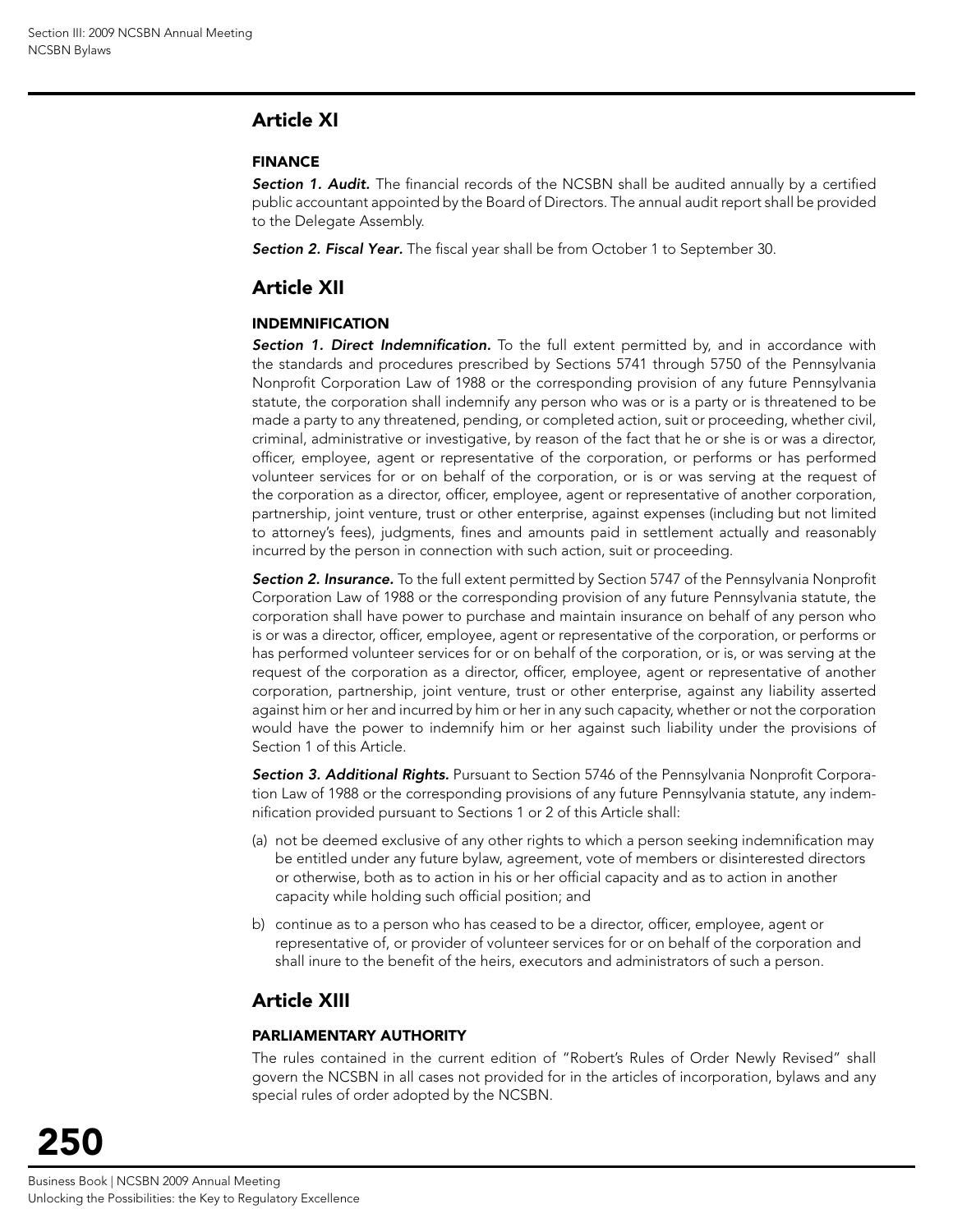## Article XI

### FINANCE

***Section 1. Audit.*** The financial records of the NCSBN shall be audited annually by a certified public accountant appointed by the Board of Directors. The annual audit report shall be provided to the Delegate Assembly.

***Section 2. Fiscal Year.*** The fiscal year shall be from October 1 to September 30.

## Article XII

### INDEMNIFICATION

***Section 1. Direct Indemnification.*** To the full extent permitted by, and in accordance with the standards and procedures prescribed by Sections 5741 through 5750 of the Pennsylvania Nonprofit Corporation Law of 1988 or the corresponding provision of any future Pennsylvania statute, the corporation shall indemnify any person who was or is a party or is threatened to be made a party to any threatened, pending, or completed action, suit or proceeding, whether civil, criminal, administrative or investigative, by reason of the fact that he or she is or was a director, officer, employee, agent or representative of the corporation, or performs or has performed volunteer services for or on behalf of the corporation, or is or was serving at the request of the corporation as a director, officer, employee, agent or representative of another corporation, partnership, joint venture, trust or other enterprise, against expenses (including but not limited to attorney's fees), judgments, fines and amounts paid in settlement actually and reasonably incurred by the person in connection with such action, suit or proceeding.

***Section 2. Insurance.*** To the full extent permitted by Section 5747 of the Pennsylvania Nonprofit Corporation Law of 1988 or the corresponding provision of any future Pennsylvania statute, the corporation shall have power to purchase and maintain insurance on behalf of any person who is or was a director, officer, employee, agent or representative of the corporation, or performs or has performed volunteer services for or on behalf of the corporation, or is, or was serving at the request of the corporation as a director, officer, employee, agent or representative of another corporation, partnership, joint venture, trust or other enterprise, against any liability asserted against him or her and incurred by him or her in any such capacity, whether or not the corporation would have the power to indemnify him or her against such liability under the provisions of Section 1 of this Article.

***Section 3. Additional Rights.*** Pursuant to Section 5746 of the Pennsylvania Nonprofit Corporation Law of 1988 or the corresponding provisions of any future Pennsylvania statute, any indemnification provided pursuant to Sections 1 or 2 of this Article shall:

(a) not be deemed exclusive of any other rights to which a person seeking indemnification may be entitled under any future bylaw, agreement, vote of members or disinterested directors or otherwise, both as to action in his or her official capacity and as to action in another capacity while holding such official position; and

b) continue as to a person who has ceased to be a director, officer, employee, agent or representative of, or provider of volunteer services for or on behalf of the corporation and shall inure to the benefit of the heirs, executors and administrators of such a person.

## Article XIII

### PARLIAMENTARY AUTHORITY

The rules contained in the current edition of "Robert's Rules of Order Newly Revised" shall govern the NCSBN in all cases not provided for in the articles of incorporation, bylaws and any special rules of order adopted by the NCSBN.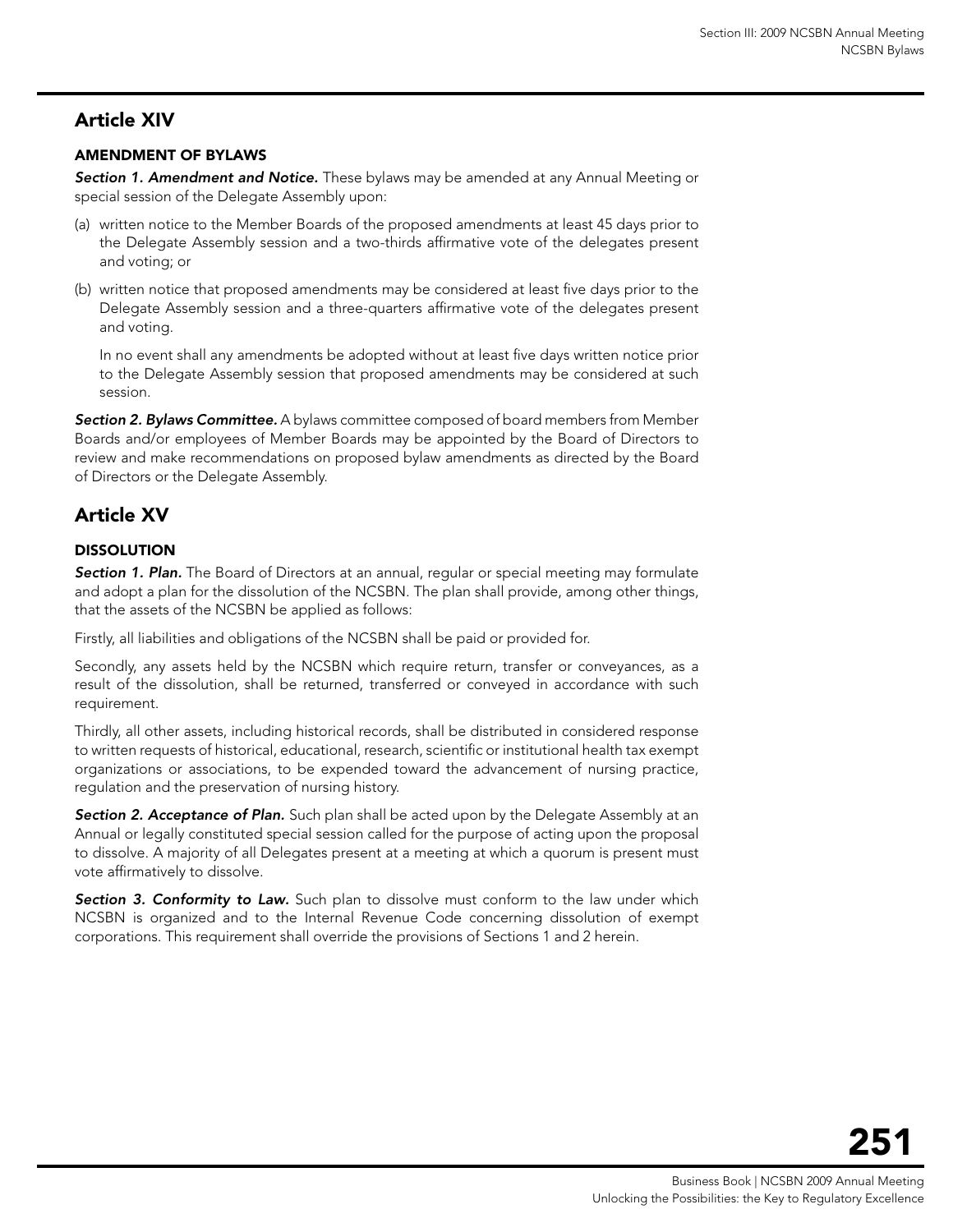## Article XIV

### AMENDMENT OF BYLAWS

***Section 1. Amendment and Notice.*** These bylaws may be amended at any Annual Meeting or special session of the Delegate Assembly upon:

(a) written notice to the Member Boards of the proposed amendments at least 45 days prior to the Delegate Assembly session and a two-thirds affirmative vote of the delegates present and voting; or

(b) written notice that proposed amendments may be considered at least five days prior to the Delegate Assembly session and a three-quarters affirmative vote of the delegates present and voting.

In no event shall any amendments be adopted without at least five days written notice prior to the Delegate Assembly session that proposed amendments may be considered at such session.

***Section 2. Bylaws Committee.*** A bylaws committee composed of board members from Member Boards and/or employees of Member Boards may be appointed by the Board of Directors to review and make recommendations on proposed bylaw amendments as directed by the Board of Directors or the Delegate Assembly.

## Article XV

### DISSOLUTION

***Section 1. Plan.*** The Board of Directors at an annual, regular or special meeting may formulate and adopt a plan for the dissolution of the NCSBN. The plan shall provide, among other things, that the assets of the NCSBN be applied as follows:

Firstly, all liabilities and obligations of the NCSBN shall be paid or provided for.

Secondly, any assets held by the NCSBN which require return, transfer or conveyances, as a result of the dissolution, shall be returned, transferred or conveyed in accordance with such requirement.

Thirdly, all other assets, including historical records, shall be distributed in considered response to written requests of historical, educational, research, scientific or institutional health tax exempt organizations or associations, to be expended toward the advancement of nursing practice, regulation and the preservation of nursing history.

***Section 2. Acceptance of Plan.*** Such plan shall be acted upon by the Delegate Assembly at an Annual or legally constituted special session called for the purpose of acting upon the proposal to dissolve. A majority of all Delegates present at a meeting at which a quorum is present must vote affirmatively to dissolve.

***Section 3. Conformity to Law.*** Such plan to dissolve must conform to the law under which NCSBN is organized and to the Internal Revenue Code concerning dissolution of exempt corporations. This requirement shall override the provisions of Sections 1 and 2 herein.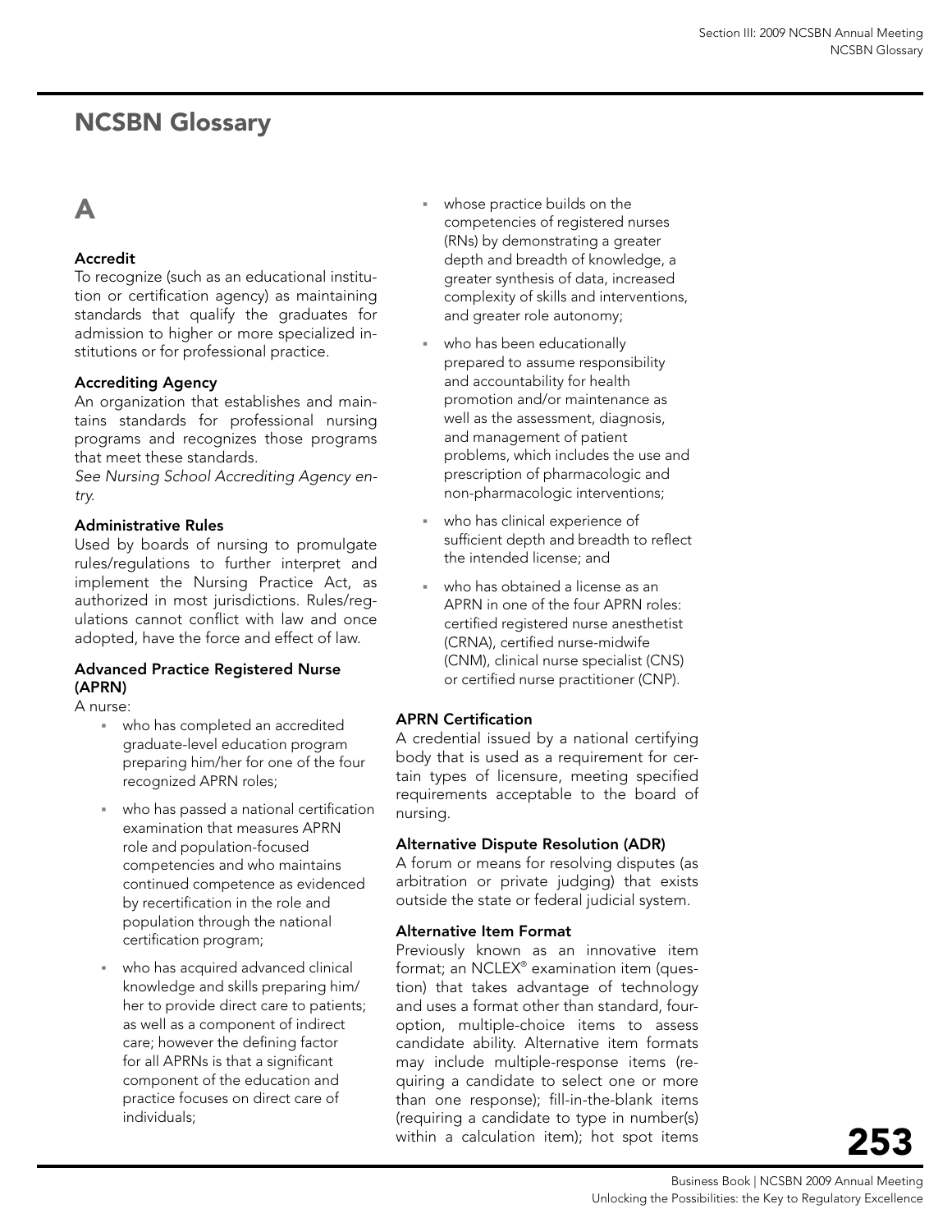# NCSBN Glossary

## A

### Accredit

To recognize (such as an educational institution or certification agency) as maintaining standards that qualify the graduates for admission to higher or more specialized institutions or for professional practice.

### Accrediting Agency

An organization that establishes and maintains standards for professional nursing programs and recognizes those programs that meet these standards.

*See Nursing School Accrediting Agency entry.*

### Administrative Rules

Used by boards of nursing to promulgate rules/regulations to further interpret and implement the Nursing Practice Act, as authorized in most jurisdictions. Rules/regulations cannot conflict with law and once adopted, have the force and effect of law.

### Advanced Practice Registered Nurse (APRN)

A nurse:

- who has completed an accredited graduate-level education program preparing him/her for one of the four recognized APRN roles;
- who has passed a national certification examination that measures APRN role and population-focused competencies and who maintains continued competence as evidenced by recertification in the role and population through the national certification program;
- who has acquired advanced clinical knowledge and skills preparing him/her to provide direct care to patients; as well as a component of indirect care; however the defining factor for all APRNs is that a significant component of the education and practice focuses on direct care of individuals;
- whose practice builds on the competencies of registered nurses (RNs) by demonstrating a greater depth and breadth of knowledge, a greater synthesis of data, increased complexity of skills and interventions, and greater role autonomy;
- who has been educationally prepared to assume responsibility and accountability for health promotion and/or maintenance as well as the assessment, diagnosis, and management of patient problems, which includes the use and prescription of pharmacologic and non-pharmacologic interventions;
- who has clinical experience of sufficient depth and breadth to reflect the intended license; and
- who has obtained a license as an APRN in one of the four APRN roles: certified registered nurse anesthetist (CRNA), certified nurse-midwife (CNM), clinical nurse specialist (CNS) or certified nurse practitioner (CNP).

### APRN Certification

A credential issued by a national certifying body that is used as a requirement for certain types of licensure, meeting specified requirements acceptable to the board of nursing.

### Alternative Dispute Resolution (ADR)

A forum or means for resolving disputes (as arbitration or private judging) that exists outside the state or federal judicial system.

### Alternative Item Format

Previously known as an innovative item format; an NCLEX® examination item (question) that takes advantage of technology and uses a format other than standard, four-option, multiple-choice items to assess candidate ability. Alternative item formats may include multiple-response items (requiring a candidate to select one or more than one response); fill-in-the-blank items (requiring a candidate to type in number(s) within a calculation item); hot spot items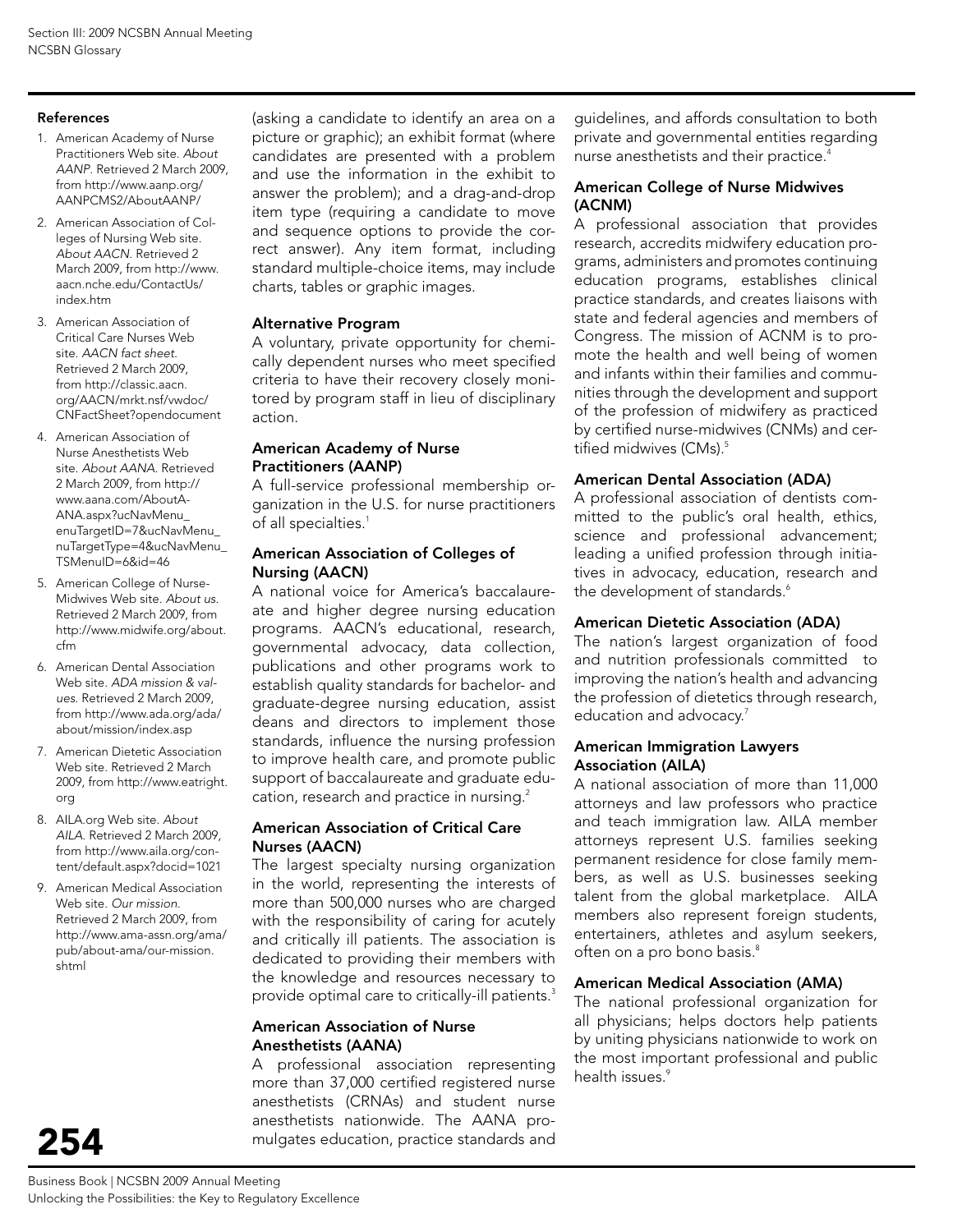#### References

1. American Academy of Nurse Practitioners Web site. *About AANP*. Retrieved 2 March 2009, from http://www.aanp.org/AANPCMS2/AboutAANP/
2. American Association of Colleges of Nursing Web site. *About AACN*. Retrieved 2 March 2009, from http://www.aacn.nche.edu/ContactUs/index.htm
3. American Association of Critical Care Nurses Web site. *AACN fact sheet*. Retrieved 2 March 2009, from http://classic.aacn.org/AACN/mrkt.nsf/vwdoc/CNFactSheet?opendocument
4. American Association of Nurse Anesthetists Web site. *About AANA*. Retrieved 2 March 2009, from http://www.aana.com/AboutANA.aspx?ucNavMenu_enuTargetID=7&ucNavMenu_nuTargetType=4&ucNavMenu_TSMenuID=6&id=46
5. American College of Nurse-Midwives Web site. *About us*. Retrieved 2 March 2009, from http://www.midwife.org/about.cfm
6. American Dental Association Web site. *ADA mission & values*. Retrieved 2 March 2009, from http://www.ada.org/ada/about/mission/index.asp
7. American Dietetic Association Web site. Retrieved 2 March 2009, from http://www.eatright.org
8. AILA.org Web site. *About AILA*. Retrieved 2 March 2009, from http://www.aila.org/content/default.aspx?docid=1021
9. American Medical Association Web site. *Our mission*. Retrieved 2 March 2009, from http://www.ama-assn.org/ama/pub/about-ama/our-mission.shtml

(asking a candidate to identify an area on a picture or graphic); an exhibit format (where candidates are presented with a problem and use the information in the exhibit to answer the problem); and a drag-and-drop item type (requiring a candidate to move and sequence options to provide the correct answer). Any item format, including standard multiple-choice items, may include charts, tables or graphic images.

#### Alternative Program

A voluntary, private opportunity for chemically dependent nurses who meet specified criteria to have their recovery closely monitored by program staff in lieu of disciplinary action.

#### American Academy of Nurse Practitioners (AANP)

A full-service professional membership organization in the U.S. for nurse practitioners of all specialties.[1]

#### American Association of Colleges of Nursing (AACN)

A national voice for America's baccalaureate and higher degree nursing education programs. AACN's educational, research, governmental advocacy, data collection, publications and other programs work to establish quality standards for bachelor- and graduate-degree nursing education, assist deans and directors to implement those standards, influence the nursing profession to improve health care, and promote public support of baccalaureate and graduate education, research and practice in nursing.[2]

#### American Association of Critical Care Nurses (AACN)

The largest specialty nursing organization in the world, representing the interests of more than 500,000 nurses who are charged with the responsibility of caring for acutely and critically ill patients. The association is dedicated to providing their members with the knowledge and resources necessary to provide optimal care to critically-ill patients.[3]

#### American Association of Nurse Anesthetists (AANA)

A professional association representing more than 37,000 certified registered nurse anesthetists (CRNAs) and student nurse anesthetists nationwide. The AANA promulgates education, practice standards and guidelines, and affords consultation to both private and governmental entities regarding nurse anesthetists and their practice.[4]

#### American College of Nurse Midwives (ACNM)

A professional association that provides research, accredits midwifery education programs, administers and promotes continuing education programs, establishes clinical practice standards, and creates liaisons with state and federal agencies and members of Congress. The mission of ACNM is to promote the health and well being of women and infants within their families and communities through the development and support of the profession of midwifery as practiced by certified nurse-midwives (CNMs) and certified midwives (CMs).[5]

#### American Dental Association (ADA)

A professional association of dentists committed to the public's oral health, ethics, science and professional advancement; leading a unified profession through initiatives in advocacy, education, research and the development of standards.[6]

#### American Dietetic Association (ADA)

The nation's largest organization of food and nutrition professionals committed to improving the nation's health and advancing the profession of dietetics through research, education and advocacy.[7]

#### American Immigration Lawyers Association (AILA)

A national association of more than 11,000 attorneys and law professors who practice and teach immigration law. AILA member attorneys represent U.S. families seeking permanent residence for close family members, as well as U.S. businesses seeking talent from the global marketplace. AILA members also represent foreign students, entertainers, athletes and asylum seekers, often on a pro bono basis.[8]

#### American Medical Association (AMA)

The national professional organization for all physicians; helps doctors help patients by uniting physicians nationwide to work on the most important professional and public health issues.[9]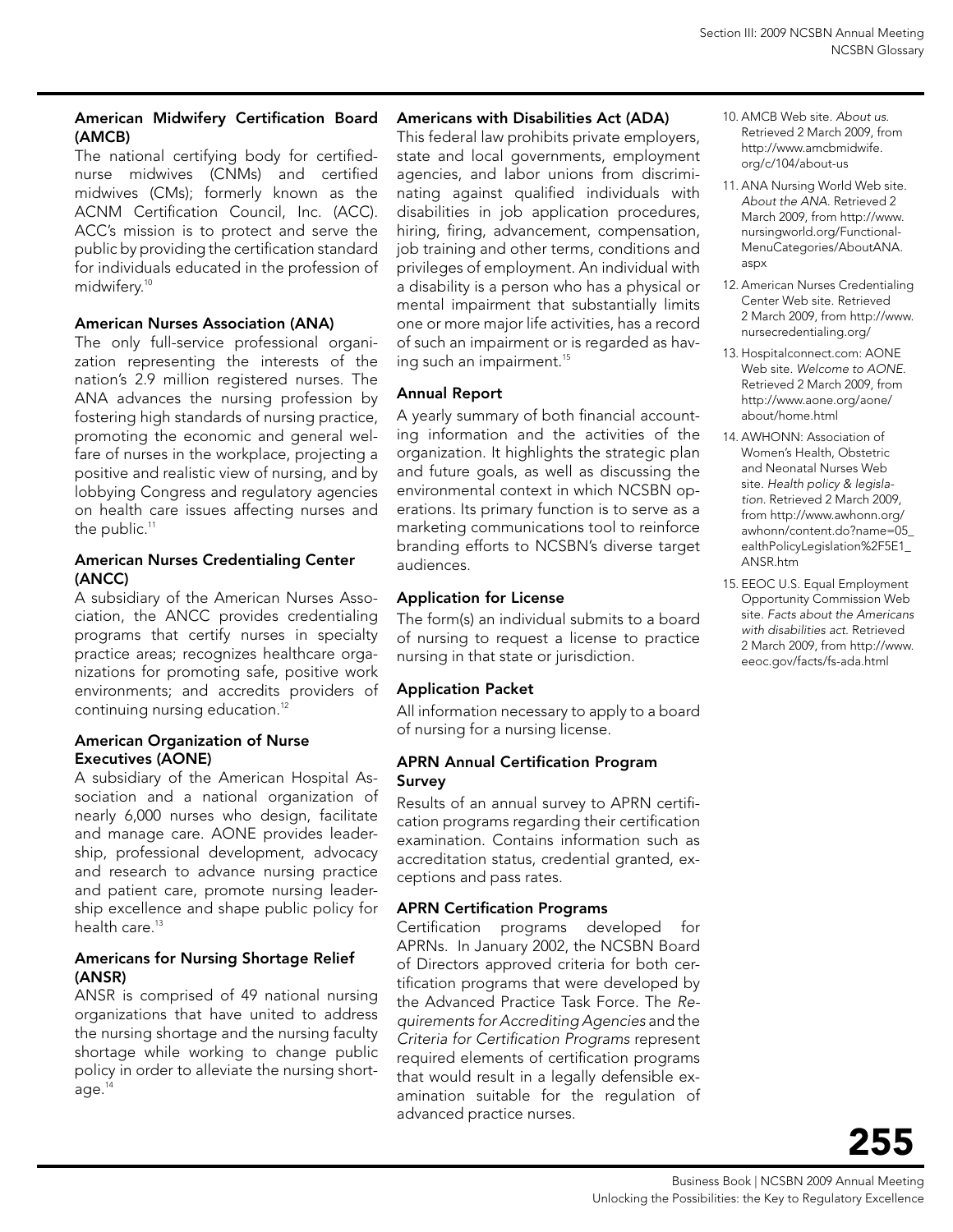### American Midwifery Certification Board (AMCB)

The national certifying body for certified-nurse midwives (CNMs) and certified midwives (CMs); formerly known as the ACNM Certification Council, Inc. (ACC). ACC's mission is to protect and serve the public by providing the certification standard for individuals educated in the profession of midwifery.[10]

### American Nurses Association (ANA)

The only full-service professional organization representing the interests of the nation's 2.9 million registered nurses. The ANA advances the nursing profession by fostering high standards of nursing practice, promoting the economic and general welfare of nurses in the workplace, projecting a positive and realistic view of nursing, and by lobbying Congress and regulatory agencies on health care issues affecting nurses and the public.[11]

### American Nurses Credentialing Center (ANCC)

A subsidiary of the American Nurses Association, the ANCC provides credentialing programs that certify nurses in specialty practice areas; recognizes healthcare organizations for promoting safe, positive work environments; and accredits providers of continuing nursing education.[12]

### American Organization of Nurse Executives (AONE)

A subsidiary of the American Hospital Association and a national organization of nearly 6,000 nurses who design, facilitate and manage care. AONE provides leadership, professional development, advocacy and research to advance nursing practice and patient care, promote nursing leadership excellence and shape public policy for health care.[13]

### Americans for Nursing Shortage Relief (ANSR)

ANSR is comprised of 49 national nursing organizations that have united to address the nursing shortage and the nursing faculty shortage while working to change public policy in order to alleviate the nursing shortage.[14]

### Americans with Disabilities Act (ADA)

This federal law prohibits private employers, state and local governments, employment agencies, and labor unions from discriminating against qualified individuals with disabilities in job application procedures, hiring, firing, advancement, compensation, job training and other terms, conditions and privileges of employment. An individual with a disability is a person who has a physical or mental impairment that substantially limits one or more major life activities, has a record of such an impairment or is regarded as having such an impairment.[15]

### Annual Report

A yearly summary of both financial accounting information and the activities of the organization. It highlights the strategic plan and future goals, as well as discussing the environmental context in which NCSBN operations. Its primary function is to serve as a marketing communications tool to reinforce branding efforts to NCSBN's diverse target audiences.

### Application for License

The form(s) an individual submits to a board of nursing to request a license to practice nursing in that state or jurisdiction.

### Application Packet

All information necessary to apply to a board of nursing for a nursing license.

### APRN Annual Certification Program Survey

Results of an annual survey to APRN certification programs regarding their certification examination. Contains information such as accreditation status, credential granted, exceptions and pass rates.

### APRN Certification Programs

Certification programs developed for APRNs. In January 2002, the NCSBN Board of Directors approved criteria for both certification programs that were developed by the Advanced Practice Task Force. The *Requirements for Accrediting Agencies* and the *Criteria for Certification Programs* represent required elements of certification programs that would result in a legally defensible examination suitable for the regulation of advanced practice nurses.

---

10. AMCB Web site. *About us.* Retrieved 2 March 2009, from http://www.amcbmidwife.org/c/104/about-us
11. ANA Nursing World Web site. *About the ANA.* Retrieved 2 March 2009, from http://www.nursingworld.org/FunctionalMenuCategories/AboutANA.aspx
12. American Nurses Credentialing Center Web site. Retrieved 2 March 2009, from http://www.nursecredentialing.org/
13. Hospitalconnect.com: AONE Web site. *Welcome to AONE.* Retrieved 2 March 2009, from http://www.aone.org/aone/about/home.html
14. AWHONN: Association of Women's Health, Obstetric and Neonatal Nurses Web site. *Health policy & legislation.* Retrieved 2 March 2009, from http://www.awhonn.org/awhonn/content.do?name=05_ealthPolicyLegislation%2F5E1_ANSR.htm
15. EEOC U.S. Equal Employment Opportunity Commission Web site. *Facts about the Americans with disabilities act.* Retrieved 2 March 2009, from http://www.eeoc.gov/facts/fs-ada.html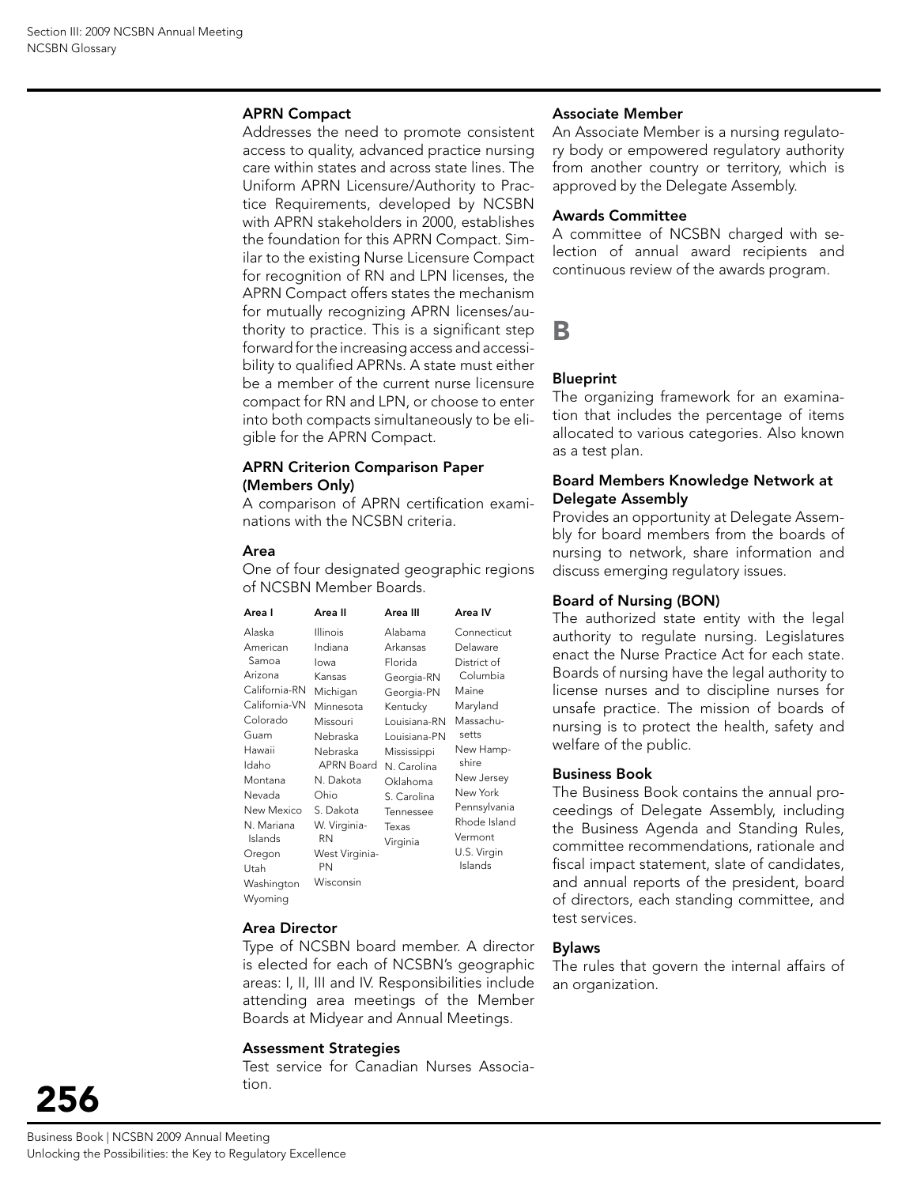### APRN Compact

Addresses the need to promote consistent access to quality, advanced practice nursing care within states and across state lines. The Uniform APRN Licensure/Authority to Practice Requirements, developed by NCSBN with APRN stakeholders in 2000, establishes the foundation for this APRN Compact. Similar to the existing Nurse Licensure Compact for recognition of RN and LPN licenses, the APRN Compact offers states the mechanism for mutually recognizing APRN licenses/authority to practice. This is a significant step forward for the increasing access and accessibility to qualified APRNs. A state must either be a member of the current nurse licensure compact for RN and LPN, or choose to enter into both compacts simultaneously to be eligible for the APRN Compact.

### APRN Criterion Comparison Paper (Members Only)

A comparison of APRN certification examinations with the NCSBN criteria.

### Area

One of four designated geographic regions of NCSBN Member Boards.

| Area I | Area II | Area III | Area IV |
|---|---|---|---|
| Alaska | Illinois | Alabama | Connecticut |
| American Samoa | Indiana | Arkansas | Delaware |
| Arizona | Iowa | Florida | District of Columbia |
| California-RN | Kansas | Georgia-RN | Maine |
| California-VN | Michigan | Georgia-PN | Maryland |
| Colorado | Minnesota | Kentucky | Massachusetts |
| Guam | Missouri | Louisiana-RN | New Hampshire |
| Hawaii | Nebraska | Louisiana-PN | New Jersey |
| Idaho | Nebraska APRN Board | Mississippi | New York |
| Montana | N. Dakota | N. Carolina | Pennsylvania |
| Nevada | Ohio | Oklahoma | Rhode Island |
| New Mexico | S. Dakota | S. Carolina | Vermont |
| N. Mariana Islands | W. Virginia-RN | Tennessee | U.S. Virgin Islands |
| Oregon | West Virginia-PN | Texas | |
| Utah | Wisconsin | Virginia | |
| Washington | | | |
| Wyoming | | | |

### Area Director

Type of NCSBN board member. A director is elected for each of NCSBN's geographic areas: I, II, III and IV. Responsibilities include attending area meetings of the Member Boards at Midyear and Annual Meetings.

### Assessment Strategies

Test service for Canadian Nurses Association.

### Associate Member

An Associate Member is a nursing regulatory body or empowered regulatory authority from another country or territory, which is approved by the Delegate Assembly.

### Awards Committee

A committee of NCSBN charged with selection of annual award recipients and continuous review of the awards program.

## B

### Blueprint

The organizing framework for an examination that includes the percentage of items allocated to various categories. Also known as a test plan.

### Board Members Knowledge Network at Delegate Assembly

Provides an opportunity at Delegate Assembly for board members from the boards of nursing to network, share information and discuss emerging regulatory issues.

### Board of Nursing (BON)

The authorized state entity with the legal authority to regulate nursing. Legislatures enact the Nurse Practice Act for each state. Boards of nursing have the legal authority to license nurses and to discipline nurses for unsafe practice. The mission of boards of nursing is to protect the health, safety and welfare of the public.

### Business Book

The Business Book contains the annual proceedings of Delegate Assembly, including the Business Agenda and Standing Rules, committee recommendations, rationale and fiscal impact statement, slate of candidates, and annual reports of the president, board of directors, each standing committee, and test services.

### Bylaws

The rules that govern the internal affairs of an organization.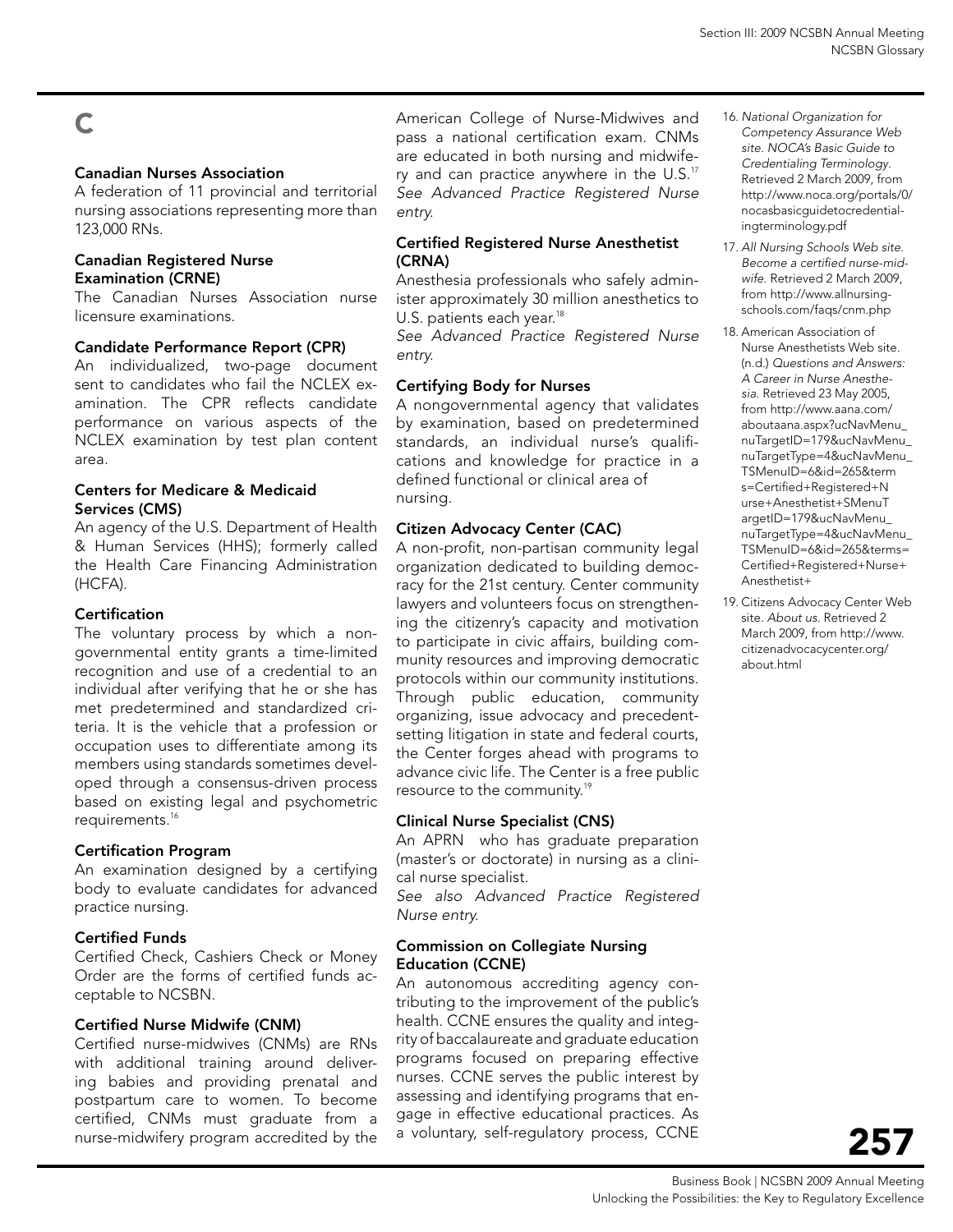# C

### Canadian Nurses Association

A federation of 11 provincial and territorial nursing associations representing more than 123,000 RNs.

### Canadian Registered Nurse Examination (CRNE)

The Canadian Nurses Association nurse licensure examinations.

### Candidate Performance Report (CPR)

An individualized, two-page document sent to candidates who fail the NCLEX examination. The CPR reflects candidate performance on various aspects of the NCLEX examination by test plan content area.

### Centers for Medicare & Medicaid Services (CMS)

An agency of the U.S. Department of Health & Human Services (HHS); formerly called the Health Care Financing Administration (HCFA).

### Certification

The voluntary process by which a nongovernmental entity grants a time-limited recognition and use of a credential to an individual after verifying that he or she has met predetermined and standardized criteria. It is the vehicle that a profession or occupation uses to differentiate among its members using standards sometimes developed through a consensus-driven process based on existing legal and psychometric requirements.[16]

### Certification Program

An examination designed by a certifying body to evaluate candidates for advanced practice nursing.

### Certified Funds

Certified Check, Cashiers Check or Money Order are the forms of certified funds acceptable to NCSBN.

### Certified Nurse Midwife (CNM)

Certified nurse-midwives (CNMs) are RNs with additional training around delivering babies and providing prenatal and postpartum care to women. To become certified, CNMs must graduate from a nurse-midwifery program accredited by the American College of Nurse-Midwives and pass a national certification exam. CNMs are educated in both nursing and midwifery and can practice anywhere in the U.S.[17]

*See Advanced Practice Registered Nurse entry.*

### Certified Registered Nurse Anesthetist (CRNA)

Anesthesia professionals who safely administer approximately 30 million anesthetics to U.S. patients each year.[18]

*See Advanced Practice Registered Nurse entry.*

### Certifying Body for Nurses

A nongovernmental agency that validates by examination, based on predetermined standards, an individual nurse's qualifications and knowledge for practice in a defined functional or clinical area of nursing.

### Citizen Advocacy Center (CAC)

A non-profit, non-partisan community legal organization dedicated to building democracy for the 21st century. Center community lawyers and volunteers focus on strengthening the citizenry's capacity and motivation to participate in civic affairs, building community resources and improving democratic protocols within our community institutions. Through public education, community organizing, issue advocacy and precedent-setting litigation in state and federal courts, the Center forges ahead with programs to advance civic life. The Center is a free public resource to the community.[19]

### Clinical Nurse Specialist (CNS)

An APRN who has graduate preparation (master's or doctorate) in nursing as a clinical nurse specialist.

*See also Advanced Practice Registered Nurse entry.*

### Commission on Collegiate Nursing Education (CCNE)

An autonomous accrediting agency contributing to the improvement of the public's health. CCNE ensures the quality and integrity of baccalaureate and graduate education programs focused on preparing effective nurses. CCNE serves the public interest by assessing and identifying programs that engage in effective educational practices. As a voluntary, self-regulatory process, CCNE

---

16. *National Organization for Competency Assurance Web site. NOCA's Basic Guide to Credentialing Terminology.* Retrieved 2 March 2009, from http://www.noca.org/portals/0/nocasbasicguidetocredentialingterminology.pdf
17. *All Nursing Schools Web site. Become a certified nurse-midwife.* Retrieved 2 March 2009, from http://www.allnursingschools.com/faqs/cnm.php
18. American Association of Nurse Anesthetists Web site. (n.d.) *Questions and Answers: A Career in Nurse Anesthesia.* Retrieved 23 May 2005, from http://www.aana.com/aboutaana.aspx?ucNavMenu_nuTargetID=179&ucNavMenu_nuTargetType=4&ucNavMenu_TSMenuID=6&id=265&terms=Certified+Registered+Nurse+Anesthetist+SMenuTargetID=179&ucNavMenu_nuTargetType=4&ucNavMenu_TSMenuID=6&id=265&terms=Certified+Registered+Nurse+Anesthetist+
19. Citizens Advocacy Center Web site. *About us.* Retrieved 2 March 2009, from http://www.citizenadvocacycenter.org/about.html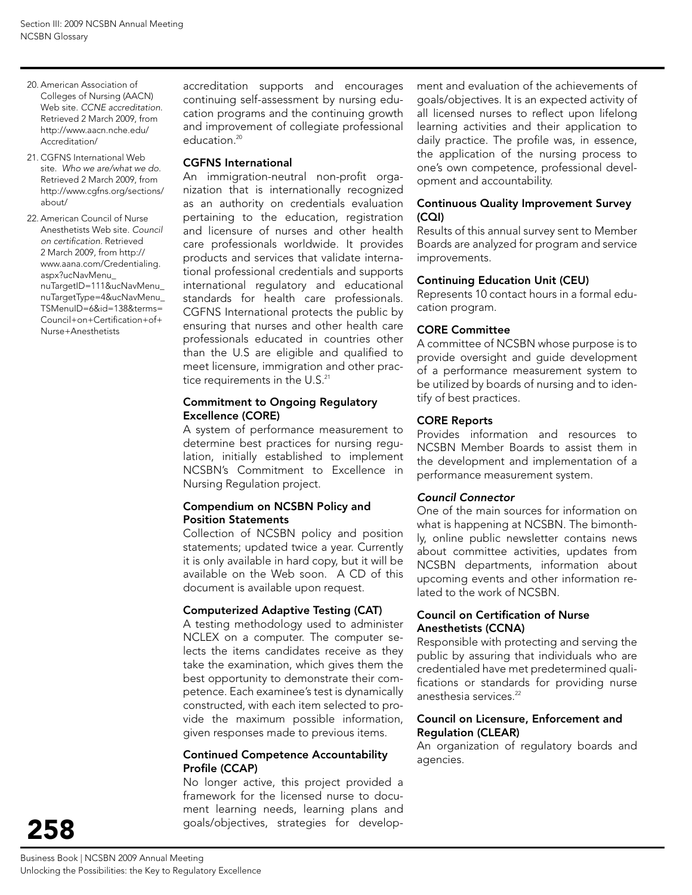accreditation supports and encourages continuing self-assessment by nursing education programs and the continuing growth and improvement of collegiate professional education.[20]

### CGFNS International

An immigration-neutral non-profit organization that is internationally recognized as an authority on credentials evaluation pertaining to the education, registration and licensure of nurses and other health care professionals worldwide. It provides products and services that validate international professional credentials and supports international regulatory and educational standards for health care professionals. CGFNS International protects the public by ensuring that nurses and other health care professionals educated in countries other than the U.S are eligible and qualified to meet licensure, immigration and other practice requirements in the U.S.[21]

### Commitment to Ongoing Regulatory Excellence (CORE)

A system of performance measurement to determine best practices for nursing regulation, initially established to implement NCSBN's Commitment to Excellence in Nursing Regulation project.

### Compendium on NCSBN Policy and Position Statements

Collection of NCSBN policy and position statements; updated twice a year. Currently it is only available in hard copy, but it will be available on the Web soon. A CD of this document is available upon request.

### Computerized Adaptive Testing (CAT)

A testing methodology used to administer NCLEX on a computer. The computer selects the items candidates receive as they take the examination, which gives them the best opportunity to demonstrate their competence. Each examinee's test is dynamically constructed, with each item selected to provide the maximum possible information, given responses made to previous items.

### Continued Competence Accountability Profile (CCAP)

No longer active, this project provided a framework for the licensed nurse to document learning needs, learning plans and goals/objectives, strategies for development and evaluation of the achievements of goals/objectives. It is an expected activity of all licensed nurses to reflect upon lifelong learning activities and their application to daily practice. The profile was, in essence, the application of the nursing process to one's own competence, professional development and accountability.

### Continuous Quality Improvement Survey (CQI)

Results of this annual survey sent to Member Boards are analyzed for program and service improvements.

### Continuing Education Unit (CEU)

Represents 10 contact hours in a formal education program.

### CORE Committee

A committee of NCSBN whose purpose is to provide oversight and guide development of a performance measurement system to be utilized by boards of nursing and to identify of best practices.

### CORE Reports

Provides information and resources to NCSBN Member Boards to assist them in the development and implementation of a performance measurement system.

### *Council Connector*

One of the main sources for information on what is happening at NCSBN. The bimonthly, online public newsletter contains news about committee activities, updates from NCSBN departments, information about upcoming events and other information related to the work of NCSBN.

### Council on Certification of Nurse Anesthetists (CCNA)

Responsible with protecting and serving the public by assuring that individuals who are credentialed have met predetermined qualifications or standards for providing nurse anesthesia services.[22]

### Council on Licensure, Enforcement and Regulation (CLEAR)

An organization of regulatory boards and agencies.

---

20. American Association of Colleges of Nursing (AACN) Web site. *CCNE accreditation.* Retrieved 2 March 2009, from http://www.aacn.nche.edu/Accreditation/
21. CGFNS International Web site. *Who we are/what we do.* Retrieved 2 March 2009, from http://www.cgfns.org/sections/about/
22. American Council of Nurse Anesthetists Web site. *Council on certification.* Retrieved 2 March 2009, from http://www.aana.com/Credentialing.aspx?ucNavMenu_nuTargetID=111&ucNavMenu_nuTargetType=4&ucNavMenu_TSMenuID=6&id=138&terms=Council+on+Certification+of+Nurse+Anesthetists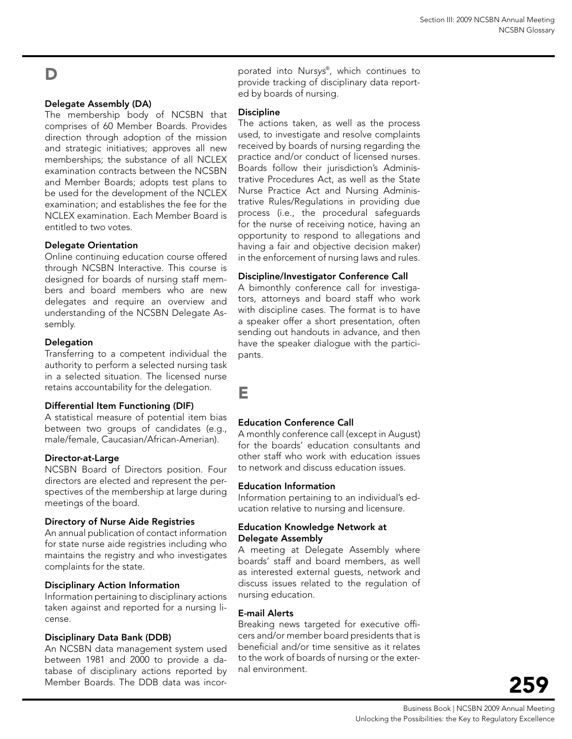# D

### Delegate Assembly (DA)

The membership body of NCSBN that comprises of 60 Member Boards. Provides direction through adoption of the mission and strategic initiatives; approves all new memberships; the substance of all NCLEX examination contracts between the NCSBN and Member Boards; adopts test plans to be used for the development of the NCLEX examination; and establishes the fee for the NCLEX examination. Each Member Board is entitled to two votes.

### Delegate Orientation

Online continuing education course offered through NCSBN Interactive. This course is designed for boards of nursing staff members and board members who are new delegates and require an overview and understanding of the NCSBN Delegate Assembly.

### Delegation

Transferring to a competent individual the authority to perform a selected nursing task in a selected situation. The licensed nurse retains accountability for the delegation.

### Differential Item Functioning (DIF)

A statistical measure of potential item bias between two groups of candidates (e.g., male/female, Caucasian/African-Amerian).

### Director-at-Large

NCSBN Board of Directors position. Four directors are elected and represent the perspectives of the membership at large during meetings of the board.

### Directory of Nurse Aide Registries

An annual publication of contact information for state nurse aide registries including who maintains the registry and who investigates complaints for the state.

### Disciplinary Action Information

Information pertaining to disciplinary actions taken against and reported for a nursing license.

### Disciplinary Data Bank (DDB)

An NCSBN data management system used between 1981 and 2000 to provide a database of disciplinary actions reported by Member Boards. The DDB data was incorporated into Nur*sys*®, which continues to provide tracking of disciplinary data reported by boards of nursing.

### Discipline

The actions taken, as well as the process used, to investigate and resolve complaints received by boards of nursing regarding the practice and/or conduct of licensed nurses. Boards follow their jurisdiction's Administrative Procedures Act, as well as the State Nurse Practice Act and Nursing Administrative Rules/Regulations in providing due process (i.e., the procedural safeguards for the nurse of receiving notice, having an opportunity to respond to allegations and having a fair and objective decision maker) in the enforcement of nursing laws and rules.

### Discipline/Investigator Conference Call

A bimonthly conference call for investigators, attorneys and board staff who work with discipline cases. The format is to have a speaker offer a short presentation, often sending out handouts in advance, and then have the speaker dialogue with the participants.

# E

### Education Conference Call

A monthly conference call (except in August) for the boards' education consultants and other staff who work with education issues to network and discuss education issues.

### Education Information

Information pertaining to an individual's education relative to nursing and licensure.

### Education Knowledge Network at Delegate Assembly

A meeting at Delegate Assembly where boards' staff and board members, as well as interested external guests, network and discuss issues related to the regulation of nursing education.

### E-mail Alerts

Breaking news targeted for executive officers and/or member board presidents that is beneficial and/or time sensitive as it relates to the work of boards of nursing or the external environment.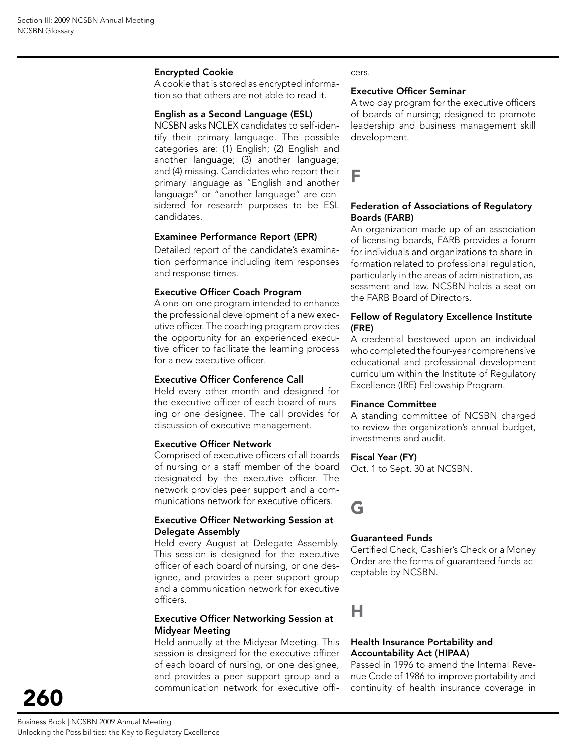**Encrypted Cookie**
A cookie that is stored as encrypted information so that others are not able to read it.

**English as a Second Language (ESL)**
NCSBN asks NCLEX candidates to self-identify their primary language. The possible categories are: (1) English; (2) English and another language; (3) another language; and (4) missing. Candidates who report their primary language as "English and another language" or "another language" are considered for research purposes to be ESL candidates.

**Examinee Performance Report (EPR)**
Detailed report of the candidate's examination performance including item responses and response times.

**Executive Officer Coach Program**
A one-on-one program intended to enhance the professional development of a new executive officer. The coaching program provides the opportunity for an experienced executive officer to facilitate the learning process for a new executive officer.

**Executive Officer Conference Call**
Held every other month and designed for the executive officer of each board of nursing or one designee. The call provides for discussion of executive management.

**Executive Officer Network**
Comprised of executive officers of all boards of nursing or a staff member of the board designated by the executive officer. The network provides peer support and a communications network for executive officers.

**Executive Officer Networking Session at Delegate Assembly**
Held every August at Delegate Assembly. This session is designed for the executive officer of each board of nursing, or one designee, and provides a peer support group and a communication network for executive officers.

**Executive Officer Networking Session at Midyear Meeting**
Held annually at the Midyear Meeting. This session is designed for the executive officer of each board of nursing, or one designee, and provides a peer support group and a communication network for executive officers.

**Executive Officer Seminar**
A two day program for the executive officers of boards of nursing; designed to promote leadership and business management skill development.

# F

**Federation of Associations of Regulatory Boards (FARB)**
An organization made up of an association of licensing boards, FARB provides a forum for individuals and organizations to share information related to professional regulation, particularly in the areas of administration, assessment and law. NCSBN holds a seat on the FARB Board of Directors.

**Fellow of Regulatory Excellence Institute (FRE)**
A credential bestowed upon an individual who completed the four-year comprehensive educational and professional development curriculum within the Institute of Regulatory Excellence (IRE) Fellowship Program.

**Finance Committee**
A standing committee of NCSBN charged to review the organization's annual budget, investments and audit.

**Fiscal Year (FY)**
Oct. 1 to Sept. 30 at NCSBN.

# G

**Guaranteed Funds**
Certified Check, Cashier's Check or a Money Order are the forms of guaranteed funds acceptable by NCSBN.

# H

**Health Insurance Portability and Accountability Act (HIPAA)**
Passed in 1996 to amend the Internal Revenue Code of 1986 to improve portability and continuity of health insurance coverage in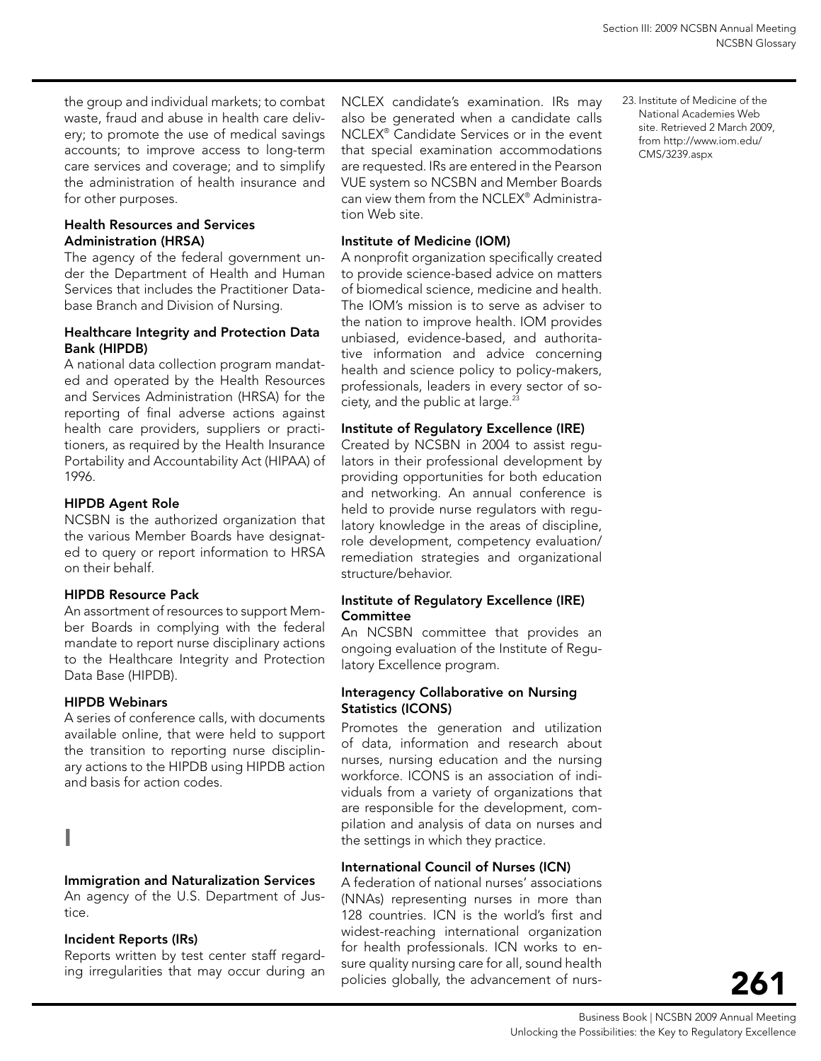the group and individual markets; to combat waste, fraud and abuse in health care delivery; to promote the use of medical savings accounts; to improve access to long-term care services and coverage; and to simplify the administration of health insurance and for other purposes.

**Health Resources and Services Administration (HRSA)**
The agency of the federal government under the Department of Health and Human Services that includes the Practitioner Database Branch and Division of Nursing.

**Healthcare Integrity and Protection Data Bank (HIPDB)**
A national data collection program mandated and operated by the Health Resources and Services Administration (HRSA) for the reporting of final adverse actions against health care providers, suppliers or practitioners, as required by the Health Insurance Portability and Accountability Act (HIPAA) of 1996.

**HIPDB Agent Role**
NCSBN is the authorized organization that the various Member Boards have designated to query or report information to HRSA on their behalf.

**HIPDB Resource Pack**
An assortment of resources to support Member Boards in complying with the federal mandate to report nurse disciplinary actions to the Healthcare Integrity and Protection Data Base (HIPDB).

**HIPDB Webinars**
A series of conference calls, with documents available online, that were held to support the transition to reporting nurse disciplinary actions to the HIPDB using HIPDB action and basis for action codes.

# I

**Immigration and Naturalization Services**
An agency of the U.S. Department of Justice.

**Incident Reports (IRs)**
Reports written by test center staff regarding irregularities that may occur during an NCLEX candidate's examination. IRs may also be generated when a candidate calls NCLEX® Candidate Services or in the event that special examination accommodations are requested. IRs are entered in the Pearson VUE system so NCSBN and Member Boards can view them from the NCLEX® Administration Web site.

**Institute of Medicine (IOM)**
A nonprofit organization specifically created to provide science-based advice on matters of biomedical science, medicine and health. The IOM's mission is to serve as adviser to the nation to improve health. IOM provides unbiased, evidence-based, and authoritative information and advice concerning health and science policy to policy-makers, professionals, leaders in every sector of society, and the public at large.[23]

**Institute of Regulatory Excellence (IRE)**
Created by NCSBN in 2004 to assist regulators in their professional development by providing opportunities for both education and networking. An annual conference is held to provide nurse regulators with regulatory knowledge in the areas of discipline, role development, competency evaluation/remediation strategies and organizational structure/behavior.

**Institute of Regulatory Excellence (IRE) Committee**
An NCSBN committee that provides an ongoing evaluation of the Institute of Regulatory Excellence program.

**Interagency Collaborative on Nursing Statistics (ICONS)**
Promotes the generation and utilization of data, information and research about nurses, nursing education and the nursing workforce. ICONS is an association of individuals from a variety of organizations that are responsible for the development, compilation and analysis of data on nurses and the settings in which they practice.

**International Council of Nurses (ICN)**
A federation of national nurses' associations (NNAs) representing nurses in more than 128 countries. ICN is the world's first and widest-reaching international organization for health professionals. ICN works to ensure quality nursing care for all, sound health policies globally, the advancement of nurs-

23. Institute of Medicine of the National Academies Web site. Retrieved 2 March 2009, from http://www.iom.edu/CMS/3239.aspx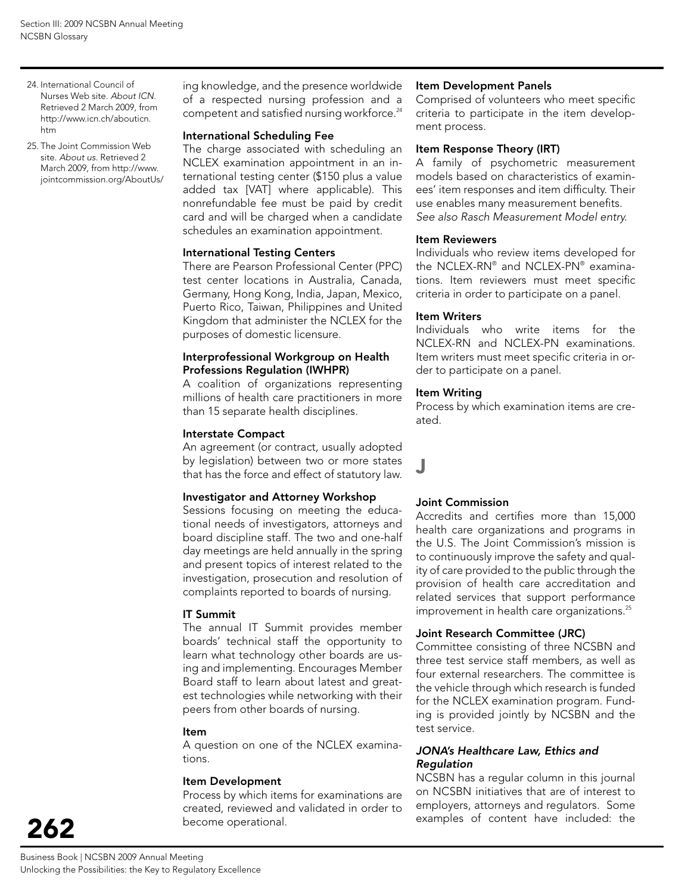ing knowledge, and the presence worldwide of a respected nursing profession and a competent and satisfied nursing workforce.[24]

**International Scheduling Fee**
The charge associated with scheduling an NCLEX examination appointment in an international testing center ($150 plus a value added tax [VAT] where applicable). This nonrefundable fee must be paid by credit card and will be charged when a candidate schedules an examination appointment.

**International Testing Centers**
There are Pearson Professional Center (PPC) test center locations in Australia, Canada, Germany, Hong Kong, India, Japan, Mexico, Puerto Rico, Taiwan, Philippines and United Kingdom that administer the NCLEX for the purposes of domestic licensure.

**Interprofessional Workgroup on Health Professions Regulation (IWHPR)**
A coalition of organizations representing millions of health care practitioners in more than 15 separate health disciplines.

**Interstate Compact**
An agreement (or contract, usually adopted by legislation) between two or more states that has the force and effect of statutory law.

**Investigator and Attorney Workshop**
Sessions focusing on meeting the educational needs of investigators, attorneys and board discipline staff. The two and one-half day meetings are held annually in the spring and present topics of interest related to the investigation, prosecution and resolution of complaints reported to boards of nursing.

**IT Summit**
The annual IT Summit provides member boards' technical staff the opportunity to learn what technology other boards are using and implementing. Encourages Member Board staff to learn about latest and greatest technologies while networking with their peers from other boards of nursing.

**Item**
A question on one of the NCLEX examinations.

**Item Development**
Process by which items for examinations are created, reviewed and validated in order to become operational.

**Item Development Panels**
Comprised of volunteers who meet specific criteria to participate in the item development process.

**Item Response Theory (IRT)**
A family of psychometric measurement models based on characteristics of examinees' item responses and item difficulty. Their use enables many measurement benefits. *See also Rasch Measurement Model entry.*

**Item Reviewers**
Individuals who review items developed for the NCLEX-RN® and NCLEX-PN® examinations. Item reviewers must meet specific criteria in order to participate on a panel.

**Item Writers**
Individuals who write items for the NCLEX-RN and NCLEX-PN examinations. Item writers must meet specific criteria in order to participate on a panel.

**Item Writing**
Process by which examination items are created.

## J

**Joint Commission**
Accredits and certifies more than 15,000 health care organizations and programs in the U.S. The Joint Commission's mission is to continuously improve the safety and quality of care provided to the public through the provision of health care accreditation and related services that support performance improvement in health care organizations.[25]

**Joint Research Committee (JRC)**
Committee consisting of three NCSBN and three test service staff members, as well as four external researchers. The committee is the vehicle through which research is funded for the NCLEX examination program. Funding is provided jointly by NCSBN and the test service.

***JONA's Healthcare Law, Ethics and Regulation***
NCSBN has a regular column in this journal on NCSBN initiatives that are of interest to employers, attorneys and regulators. Some examples of content have included: the

24. International Council of Nurses Web site. *About ICN*. Retrieved 2 March 2009, from http://www.icn.ch/abouticn.htm

25. The Joint Commission Web site. *About us*. Retrieved 2 March 2009, from http://www.jointcommission.org/AboutUs/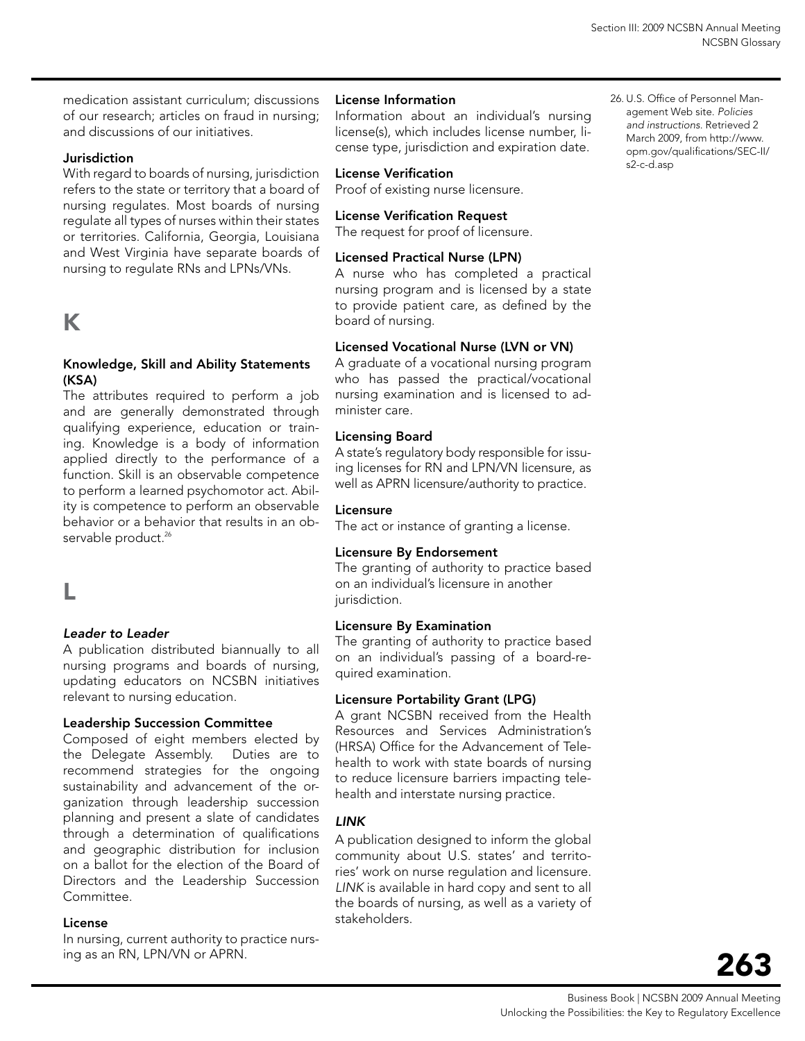medication assistant curriculum; discussions of our research; articles on fraud in nursing; and discussions of our initiatives.

**Jurisdiction**

With regard to boards of nursing, jurisdiction refers to the state or territory that a board of nursing regulates. Most boards of nursing regulate all types of nurses within their states or territories. California, Georgia, Louisiana and West Virginia have separate boards of nursing to regulate RNs and LPNs/VNs.

## K

**Knowledge, Skill and Ability Statements (KSA)**

The attributes required to perform a job and are generally demonstrated through qualifying experience, education or training. Knowledge is a body of information applied directly to the performance of a function. Skill is an observable competence to perform a learned psychomotor act. Ability is competence to perform an observable behavior or a behavior that results in an observable product.[26]

## L

***Leader to Leader***

A publication distributed biannually to all nursing programs and boards of nursing, updating educators on NCSBN initiatives relevant to nursing education.

**Leadership Succession Committee**

Composed of eight members elected by the Delegate Assembly. Duties are to recommend strategies for the ongoing sustainability and advancement of the organization through leadership succession planning and present a slate of candidates through a determination of qualifications and geographic distribution for inclusion on a ballot for the election of the Board of Directors and the Leadership Succession Committee.

**License**

In nursing, current authority to practice nursing as an RN, LPN/VN or APRN.

**License Information**

Information about an individual's nursing license(s), which includes license number, license type, jurisdiction and expiration date.

**License Verification**

Proof of existing nurse licensure.

**License Verification Request**

The request for proof of licensure.

**Licensed Practical Nurse (LPN)**

A nurse who has completed a practical nursing program and is licensed by a state to provide patient care, as defined by the board of nursing.

**Licensed Vocational Nurse (LVN or VN)**

A graduate of a vocational nursing program who has passed the practical/vocational nursing examination and is licensed to administer care.

**Licensing Board**

A state's regulatory body responsible for issuing licenses for RN and LPN/VN licensure, as well as APRN licensure/authority to practice.

**Licensure**

The act or instance of granting a license.

**Licensure By Endorsement**

The granting of authority to practice based on an individual's licensure in another jurisdiction.

**Licensure By Examination**

The granting of authority to practice based on an individual's passing of a board-required examination.

**Licensure Portability Grant (LPG)**

A grant NCSBN received from the Health Resources and Services Administration's (HRSA) Office for the Advancement of Telehealth to work with state boards of nursing to reduce licensure barriers impacting telehealth and interstate nursing practice.

***LINK***

A publication designed to inform the global community about U.S. states' and territories' work on nurse regulation and licensure. *LINK* is available in hard copy and sent to all the boards of nursing, as well as a variety of stakeholders.

26. U.S. Office of Personnel Management Web site. *Policies and instructions.* Retrieved 2 March 2009, from http://www.opm.gov/qualifications/SEC-II/s2-c-d.asp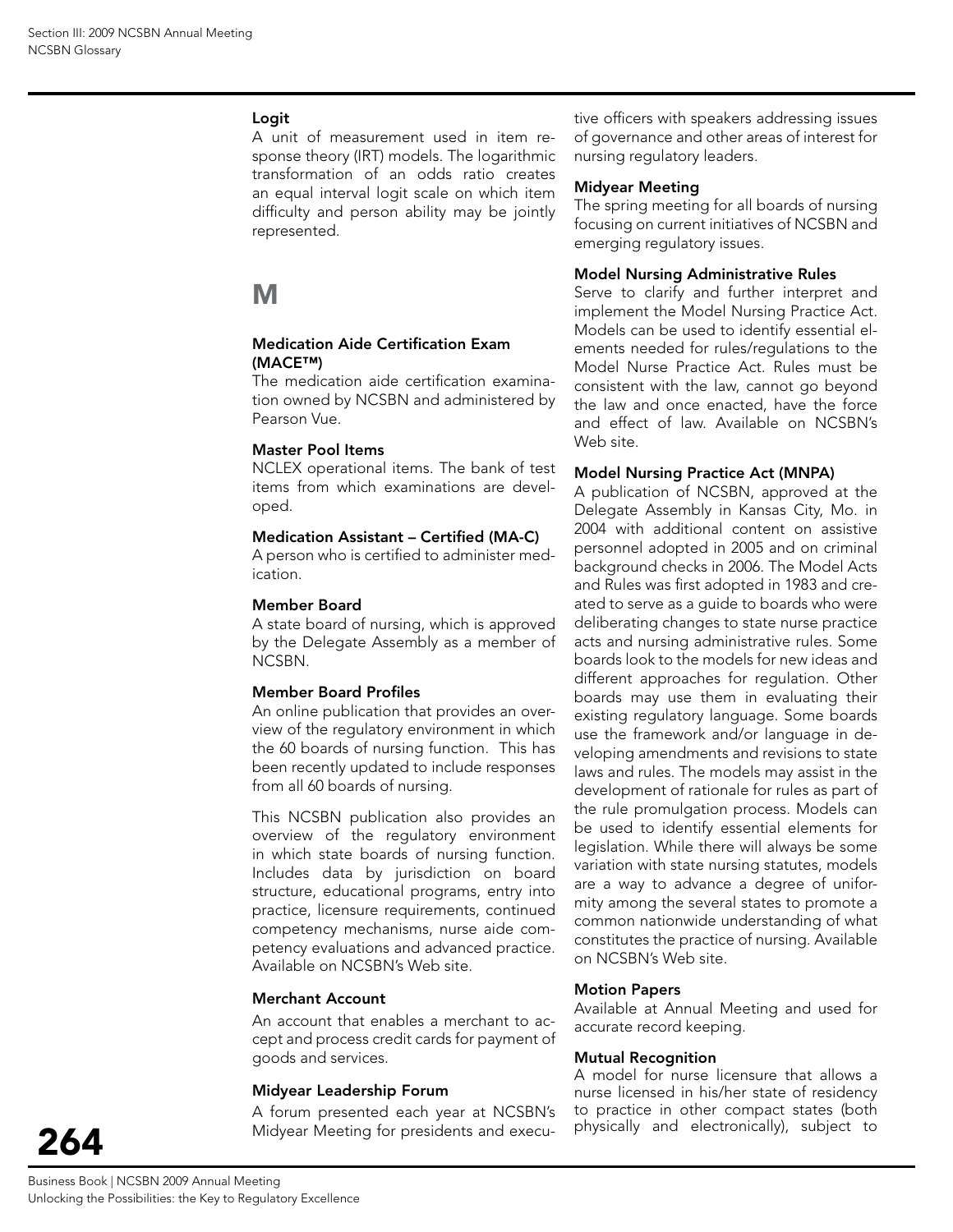**Logit**

A unit of measurement used in item response theory (IRT) models. The logarithmic transformation of an odds ratio creates an equal interval logit scale on which item difficulty and person ability may be jointly represented.

# M

**Medication Aide Certification Exam (MACE™)**

The medication aide certification examination owned by NCSBN and administered by Pearson Vue.

**Master Pool Items**

NCLEX operational items. The bank of test items from which examinations are developed.

**Medication Assistant – Certified (MA-C)**

A person who is certified to administer medication.

**Member Board**

A state board of nursing, which is approved by the Delegate Assembly as a member of NCSBN.

**Member Board Profiles**

An online publication that provides an overview of the regulatory environment in which the 60 boards of nursing function. This has been recently updated to include responses from all 60 boards of nursing.

This NCSBN publication also provides an overview of the regulatory environment in which state boards of nursing function. Includes data by jurisdiction on board structure, educational programs, entry into practice, licensure requirements, continued competency mechanisms, nurse aide competency evaluations and advanced practice. Available on NCSBN's Web site.

**Merchant Account**

An account that enables a merchant to accept and process credit cards for payment of goods and services.

**Midyear Leadership Forum**

A forum presented each year at NCSBN's Midyear Meeting for presidents and executive officers with speakers addressing issues of governance and other areas of interest for nursing regulatory leaders.

**Midyear Meeting**

The spring meeting for all boards of nursing focusing on current initiatives of NCSBN and emerging regulatory issues.

**Model Nursing Administrative Rules**

Serve to clarify and further interpret and implement the Model Nursing Practice Act. Models can be used to identify essential elements needed for rules/regulations to the Model Nurse Practice Act. Rules must be consistent with the law, cannot go beyond the law and once enacted, have the force and effect of law. Available on NCSBN's Web site.

**Model Nursing Practice Act (MNPA)**

A publication of NCSBN, approved at the Delegate Assembly in Kansas City, Mo. in 2004 with additional content on assistive personnel adopted in 2005 and on criminal background checks in 2006. The Model Acts and Rules was first adopted in 1983 and created to serve as a guide to boards who were deliberating changes to state nurse practice acts and nursing administrative rules. Some boards look to the models for new ideas and different approaches for regulation. Other boards may use them in evaluating their existing regulatory language. Some boards use the framework and/or language in developing amendments and revisions to state laws and rules. The models may assist in the development of rationale for rules as part of the rule promulgation process. Models can be used to identify essential elements for legislation. While there will always be some variation with state nursing statutes, models are a way to advance a degree of uniformity among the several states to promote a common nationwide understanding of what constitutes the practice of nursing. Available on NCSBN's Web site.

**Motion Papers**

Available at Annual Meeting and used for accurate record keeping.

**Mutual Recognition**

A model for nurse licensure that allows a nurse licensed in his/her state of residency to practice in other compact states (both physically and electronically), subject to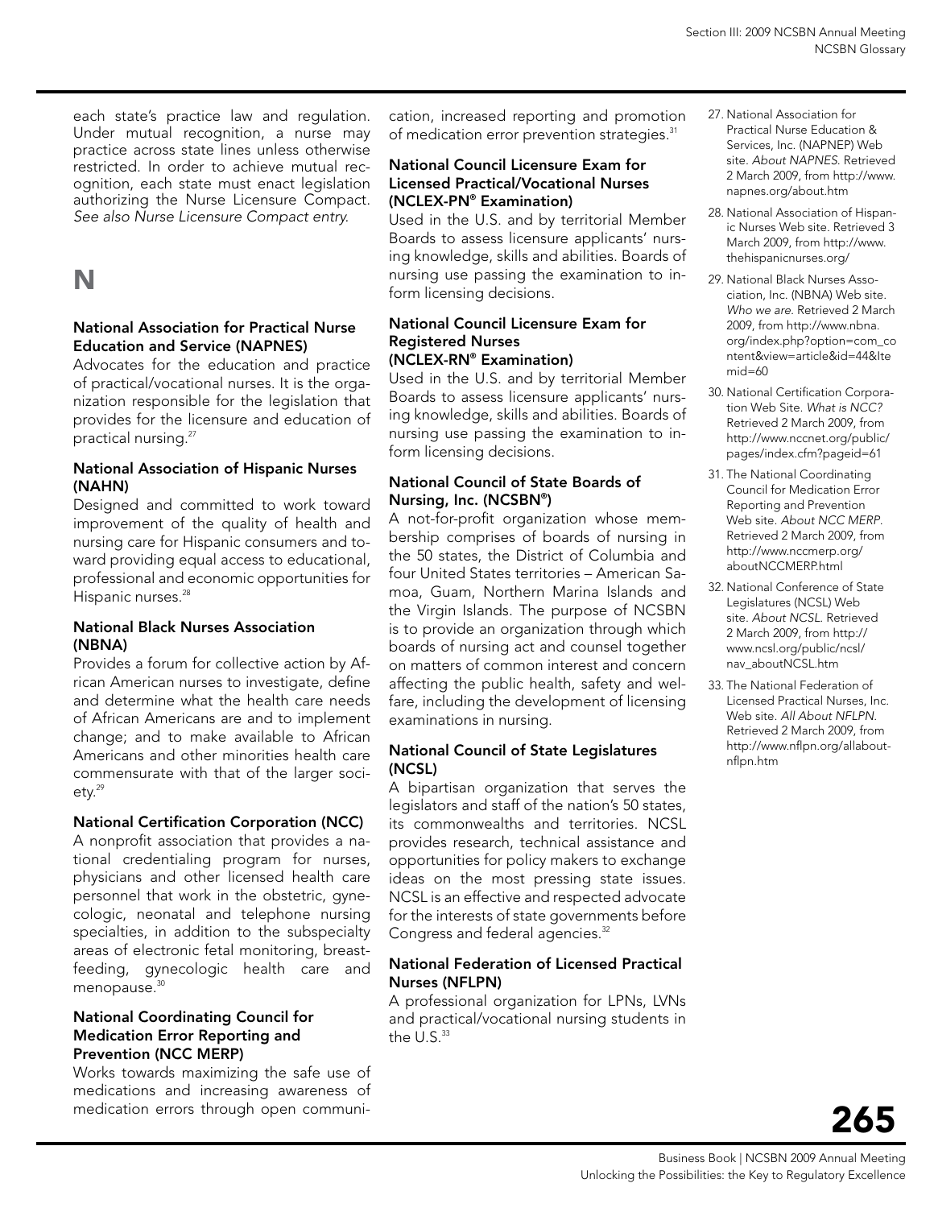each state's practice law and regulation. Under mutual recognition, a nurse may practice across state lines unless otherwise restricted. In order to achieve mutual recognition, each state must enact legislation authorizing the Nurse Licensure Compact. *See also Nurse Licensure Compact entry.*

# N

### National Association for Practical Nurse Education and Service (NAPNES)

Advocates for the education and practice of practical/vocational nurses. It is the organization responsible for the legislation that provides for the licensure and education of practical nursing.[27]

### National Association of Hispanic Nurses (NAHN)

Designed and committed to work toward improvement of the quality of health and nursing care for Hispanic consumers and toward providing equal access to educational, professional and economic opportunities for Hispanic nurses.[28]

### National Black Nurses Association (NBNA)

Provides a forum for collective action by African American nurses to investigate, define and determine what the health care needs of African Americans are and to implement change; and to make available to African Americans and other minorities health care commensurate with that of the larger society.[29]

### National Certification Corporation (NCC)

A nonprofit association that provides a national credentialing program for nurses, physicians and other licensed health care personnel that work in the obstetric, gynecologic, neonatal and telephone nursing specialties, in addition to the subspecialty areas of electronic fetal monitoring, breastfeeding, gynecologic health care and menopause.[30]

### National Coordinating Council for Medication Error Reporting and Prevention (NCC MERP)

Works towards maximizing the safe use of medications and increasing awareness of medication errors through open communication, increased reporting and promotion of medication error prevention strategies.[31]

### National Council Licensure Exam for Licensed Practical/Vocational Nurses (NCLEX-PN® Examination)

Used in the U.S. and by territorial Member Boards to assess licensure applicants' nursing knowledge, skills and abilities. Boards of nursing use passing the examination to inform licensing decisions.

### National Council Licensure Exam for Registered Nurses (NCLEX-RN® Examination)

Used in the U.S. and by territorial Member Boards to assess licensure applicants' nursing knowledge, skills and abilities. Boards of nursing use passing the examination to inform licensing decisions.

### National Council of State Boards of Nursing, Inc. (NCSBN®)

A not-for-profit organization whose membership comprises of boards of nursing in the 50 states, the District of Columbia and four United States territories – American Samoa, Guam, Northern Marina Islands and the Virgin Islands. The purpose of NCSBN is to provide an organization through which boards of nursing act and counsel together on matters of common interest and concern affecting the public health, safety and welfare, including the development of licensing examinations in nursing.

### National Council of State Legislatures (NCSL)

A bipartisan organization that serves the legislators and staff of the nation's 50 states, its commonwealths and territories. NCSL provides research, technical assistance and opportunities for policy makers to exchange ideas on the most pressing state issues. NCSL is an effective and respected advocate for the interests of state governments before Congress and federal agencies.[32]

### National Federation of Licensed Practical Nurses (NFLPN)

A professional organization for LPNs, LVNs and practical/vocational nursing students in the U.S.[33]

---

27. National Association for Practical Nurse Education & Services, Inc. (NAPNEP) Web site. *About NAPNES.* Retrieved 2 March 2009, from http://www.napnes.org/about.htm
28. National Association of Hispanic Nurses Web site. Retrieved 3 March 2009, from http://www.thehispanicnurses.org/
29. National Black Nurses Association, Inc. (NBNA) Web site. *Who we are.* Retrieved 2 March 2009, from http://www.nbna.org/index.php?option=com_content&view=article&id=44&Itemid=60
30. National Certification Corporation Web Site. *What is NCC?* Retrieved 2 March 2009, from http://www.nccnet.org/public/pages/index.cfm?pageid=61
31. The National Coordinating Council for Medication Error Reporting and Prevention Web site. *About NCC MERP.* Retrieved 2 March 2009, from http://www.nccmerp.org/aboutNCCMERP.html
32. National Conference of State Legislatures (NCSL) Web site. *About NCSL.* Retrieved 2 March 2009, from http://www.ncsl.org/public/ncsl/nav_aboutNCSL.htm
33. The National Federation of Licensed Practical Nurses, Inc. Web site. *All About NFLPN.* Retrieved 2 March 2009, from http://www.nflpn.org/allabout-nflpn.htm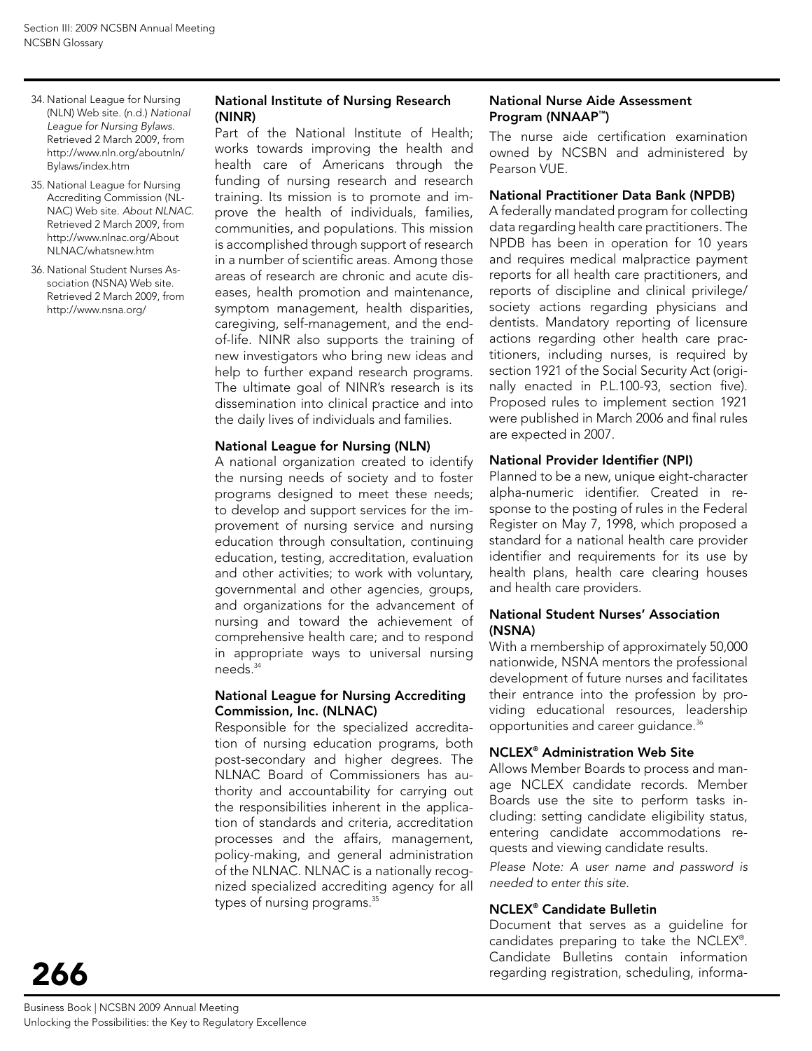34. National League for Nursing (NLN) Web site. (n.d.) *National League for Nursing Bylaws.* Retrieved 2 March 2009, from http://www.nln.org/aboutnln/Bylaws/index.htm

35. National League for Nursing Accrediting Commission (NLNAC) Web site. *About NLNAC.* Retrieved 2 March 2009, from http://www.nlnac.org/About NLNAC/whatsnew.htm

36. National Student Nurses Association (NSNA) Web site. Retrieved 2 March 2009, from http://www.nsna.org/

**National Institute of Nursing Research (NINR)**

Part of the National Institute of Health; works towards improving the health and health care of Americans through the funding of nursing research and research training. Its mission is to promote and improve the health of individuals, families, communities, and populations. This mission is accomplished through support of research in a number of scientific areas. Among those areas of research are chronic and acute diseases, health promotion and maintenance, symptom management, health disparities, caregiving, self-management, and the end-of-life. NINR also supports the training of new investigators who bring new ideas and help to further expand research programs. The ultimate goal of NINR's research is its dissemination into clinical practice and into the daily lives of individuals and families.

**National League for Nursing (NLN)**

A national organization created to identify the nursing needs of society and to foster programs designed to meet these needs; to develop and support services for the improvement of nursing service and nursing education through consultation, continuing education, testing, accreditation, evaluation and other activities; to work with voluntary, governmental and other agencies, groups, and organizations for the advancement of nursing and toward the achievement of comprehensive health care; and to respond in appropriate ways to universal nursing needs.[34]

**National League for Nursing Accrediting Commission, Inc. (NLNAC)**

Responsible for the specialized accreditation of nursing education programs, both post-secondary and higher degrees. The NLNAC Board of Commissioners has authority and accountability for carrying out the responsibilities inherent in the application of standards and criteria, accreditation processes and the affairs, management, policy-making, and general administration of the NLNAC. NLNAC is a nationally recognized specialized accrediting agency for all types of nursing programs.[35]

**National Nurse Aide Assessment Program (NNAAP™)**

The nurse aide certification examination owned by NCSBN and administered by Pearson VUE.

**National Practitioner Data Bank (NPDB)**

A federally mandated program for collecting data regarding health care practitioners. The NPDB has been in operation for 10 years and requires medical malpractice payment reports for all health care practitioners, and reports of discipline and clinical privilege/society actions regarding physicians and dentists. Mandatory reporting of licensure actions regarding other health care practitioners, including nurses, is required by section 1921 of the Social Security Act (originally enacted in P.L.100-93, section five). Proposed rules to implement section 1921 were published in March 2006 and final rules are expected in 2007.

**National Provider Identifier (NPI)**

Planned to be a new, unique eight-character alpha-numeric identifier. Created in response to the posting of rules in the Federal Register on May 7, 1998, which proposed a standard for a national health care provider identifier and requirements for its use by health plans, health care clearing houses and health care providers.

**National Student Nurses' Association (NSNA)**

With a membership of approximately 50,000 nationwide, NSNA mentors the professional development of future nurses and facilitates their entrance into the profession by providing educational resources, leadership opportunities and career guidance.[36]

**NCLEX® Administration Web Site**

Allows Member Boards to process and manage NCLEX candidate records. Member Boards use the site to perform tasks including: setting candidate eligibility status, entering candidate accommodations requests and viewing candidate results.

*Please Note: A user name and password is needed to enter this site.*

**NCLEX® Candidate Bulletin**

Document that serves as a guideline for candidates preparing to take the NCLEX®. Candidate Bulletins contain information regarding registration, scheduling, informa-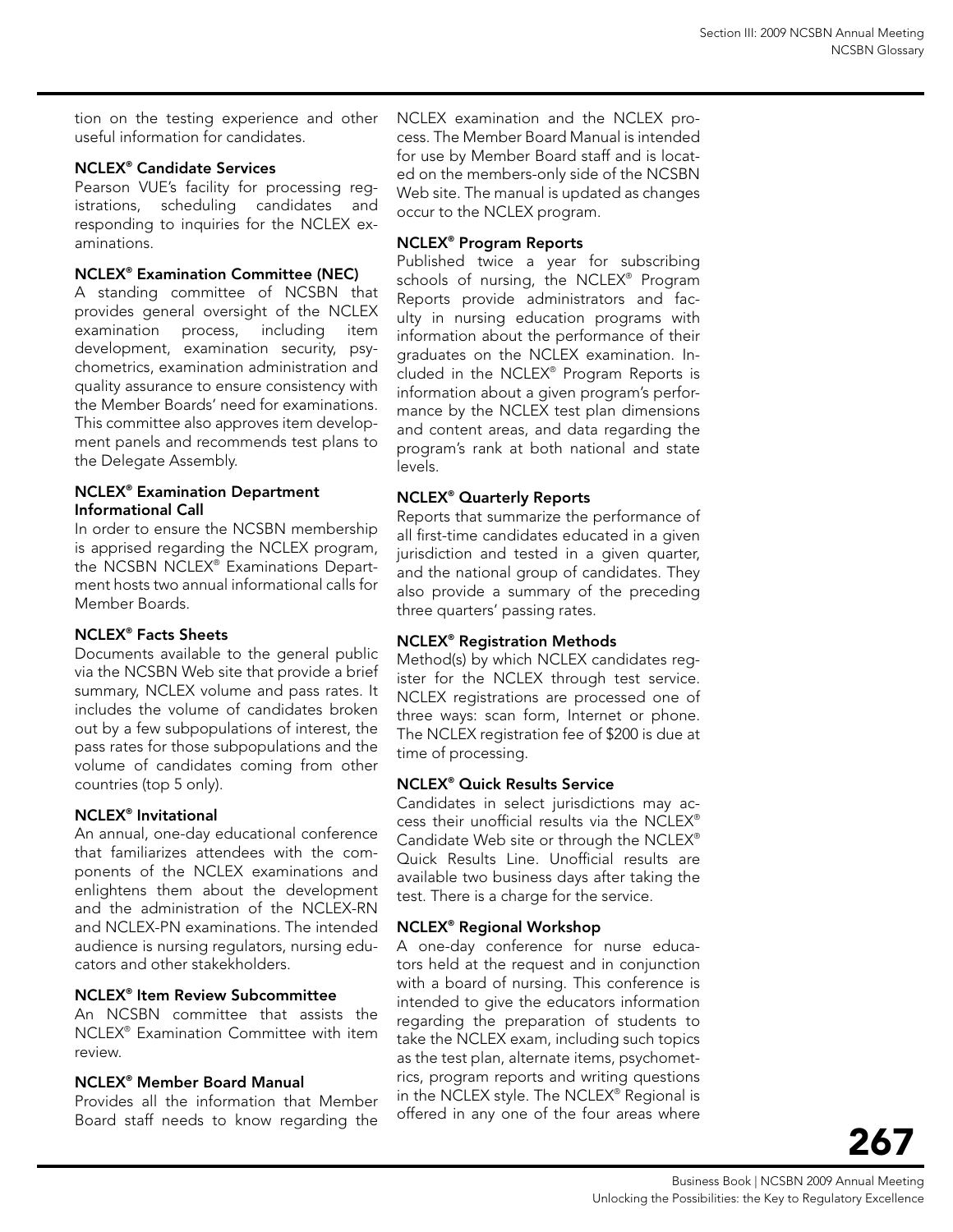tion on the testing experience and other useful information for candidates.

### NCLEX® Candidate Services

Pearson VUE's facility for processing registrations, scheduling candidates and responding to inquiries for the NCLEX examinations.

### NCLEX® Examination Committee (NEC)

A standing committee of NCSBN that provides general oversight of the NCLEX examination process, including item development, examination security, psychometrics, examination administration and quality assurance to ensure consistency with the Member Boards' need for examinations. This committee also approves item development panels and recommends test plans to the Delegate Assembly.

### NCLEX® Examination Department Informational Call

In order to ensure the NCSBN membership is apprised regarding the NCLEX program, the NCSBN NCLEX® Examinations Department hosts two annual informational calls for Member Boards.

### NCLEX® Facts Sheets

Documents available to the general public via the NCSBN Web site that provide a brief summary, NCLEX volume and pass rates. It includes the volume of candidates broken out by a few subpopulations of interest, the pass rates for those subpopulations and the volume of candidates coming from other countries (top 5 only).

### NCLEX® Invitational

An annual, one-day educational conference that familiarizes attendees with the components of the NCLEX examinations and enlightens them about the development and the administration of the NCLEX-RN and NCLEX-PN examinations. The intended audience is nursing regulators, nursing educators and other stakekholders.

### NCLEX® Item Review Subcommittee

An NCSBN committee that assists the NCLEX® Examination Committee with item review.

### NCLEX® Member Board Manual

Provides all the information that Member Board staff needs to know regarding the NCLEX examination and the NCLEX process. The Member Board Manual is intended for use by Member Board staff and is located on the members-only side of the NCSBN Web site. The manual is updated as changes occur to the NCLEX program.

### NCLEX® Program Reports

Published twice a year for subscribing schools of nursing, the NCLEX® Program Reports provide administrators and faculty in nursing education programs with information about the performance of their graduates on the NCLEX examination. Included in the NCLEX® Program Reports is information about a given program's performance by the NCLEX test plan dimensions and content areas, and data regarding the program's rank at both national and state levels.

### NCLEX® Quarterly Reports

Reports that summarize the performance of all first-time candidates educated in a given jurisdiction and tested in a given quarter, and the national group of candidates. They also provide a summary of the preceding three quarters' passing rates.

### NCLEX® Registration Methods

Method(s) by which NCLEX candidates register for the NCLEX through test service. NCLEX registrations are processed one of three ways: scan form, Internet or phone. The NCLEX registration fee of $200 is due at time of processing.

### NCLEX® Quick Results Service

Candidates in select jurisdictions may access their unofficial results via the NCLEX® Candidate Web site or through the NCLEX® Quick Results Line. Unofficial results are available two business days after taking the test. There is a charge for the service.

### NCLEX® Regional Workshop

A one-day conference for nurse educators held at the request and in conjunction with a board of nursing. This conference is intended to give the educators information regarding the preparation of students to take the NCLEX exam, including such topics as the test plan, alternate items, psychometrics, program reports and writing questions in the NCLEX style. The NCLEX® Regional is offered in any one of the four areas where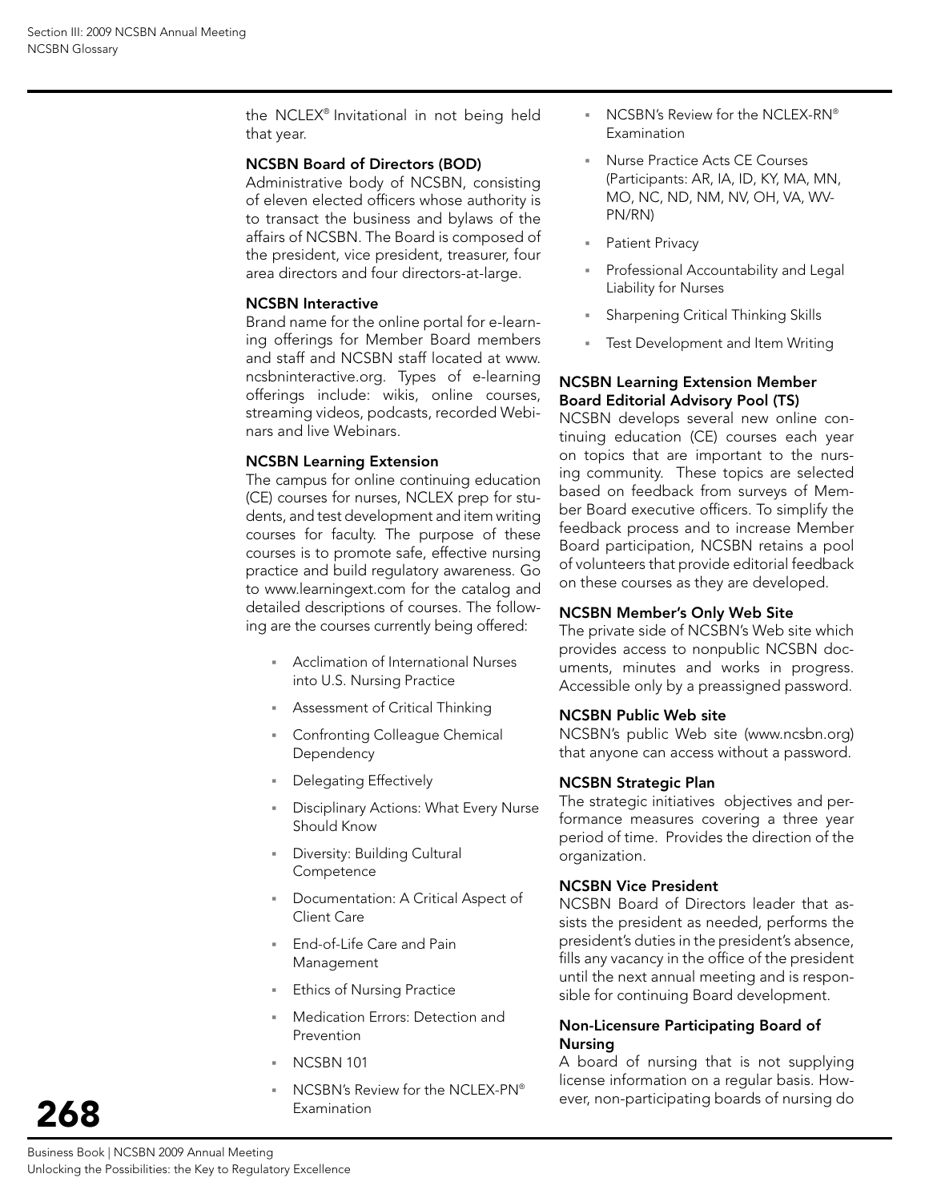the NCLEX® Invitational in not being held that year.

### NCSBN Board of Directors (BOD)

Administrative body of NCSBN, consisting of eleven elected officers whose authority is to transact the business and bylaws of the affairs of NCSBN. The Board is composed of the president, vice president, treasurer, four area directors and four directors-at-large.

### NCSBN Interactive

Brand name for the online portal for e-learning offerings for Member Board members and staff and NCSBN staff located at www.ncsbninteractive.org. Types of e-learning offerings include: wikis, online courses, streaming videos, podcasts, recorded Webinars and live Webinars.

### NCSBN Learning Extension

The campus for online continuing education (CE) courses for nurses, NCLEX prep for students, and test development and item writing courses for faculty. The purpose of these courses is to promote safe, effective nursing practice and build regulatory awareness. Go to www.learningext.com for the catalog and detailed descriptions of courses. The following are the courses currently being offered:

- Acclimation of International Nurses into U.S. Nursing Practice
- Assessment of Critical Thinking
- Confronting Colleague Chemical Dependency
- Delegating Effectively
- Disciplinary Actions: What Every Nurse Should Know
- Diversity: Building Cultural Competence
- Documentation: A Critical Aspect of Client Care
- End-of-Life Care and Pain Management
- Ethics of Nursing Practice
- Medication Errors: Detection and Prevention
- NCSBN 101
- NCSBN's Review for the NCLEX-PN® Examination
- NCSBN's Review for the NCLEX-RN® Examination
- Nurse Practice Acts CE Courses (Participants: AR, IA, ID, KY, MA, MN, MO, NC, ND, NM, NV, OH, VA, WV-PN/RN)
- Patient Privacy
- Professional Accountability and Legal Liability for Nurses
- Sharpening Critical Thinking Skills
- Test Development and Item Writing

### NCSBN Learning Extension Member Board Editorial Advisory Pool (TS)

NCSBN develops several new online continuing education (CE) courses each year on topics that are important to the nursing community. These topics are selected based on feedback from surveys of Member Board executive officers. To simplify the feedback process and to increase Member Board participation, NCSBN retains a pool of volunteers that provide editorial feedback on these courses as they are developed.

### NCSBN Member's Only Web Site

The private side of NCSBN's Web site which provides access to nonpublic NCSBN documents, minutes and works in progress. Accessible only by a preassigned password.

### NCSBN Public Web site

NCSBN's public Web site (www.ncsbn.org) that anyone can access without a password.

### NCSBN Strategic Plan

The strategic initiatives objectives and performance measures covering a three year period of time. Provides the direction of the organization.

### NCSBN Vice President

NCSBN Board of Directors leader that assists the president as needed, performs the president's duties in the president's absence, fills any vacancy in the office of the president until the next annual meeting and is responsible for continuing Board development.

### Non-Licensure Participating Board of Nursing

A board of nursing that is not supplying license information on a regular basis. However, non-participating boards of nursing do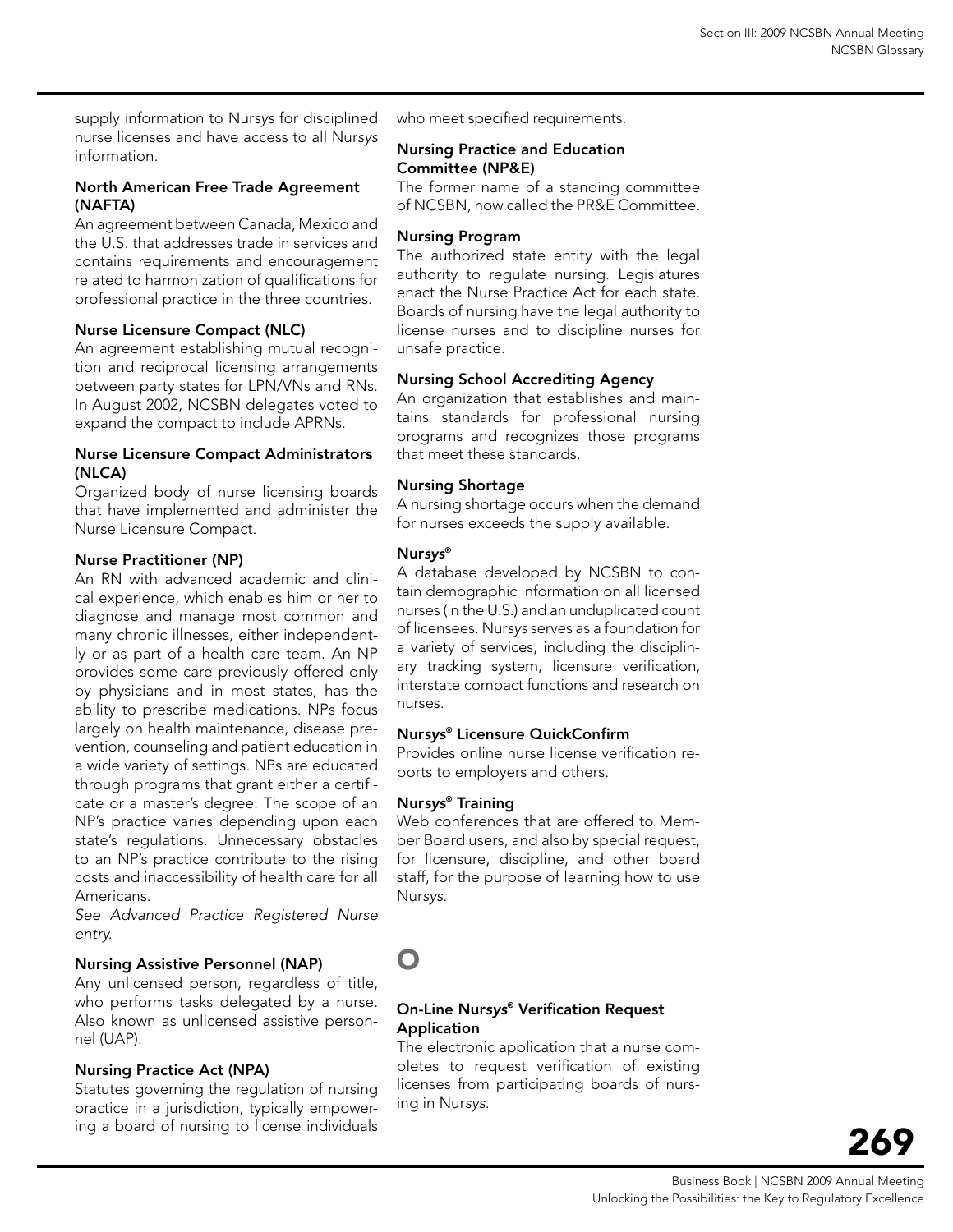supply information to Nur*sys* for disciplined nurse licenses and have access to all Nur*sys* information.

**North American Free Trade Agreement (NAFTA)**

An agreement between Canada, Mexico and the U.S. that addresses trade in services and contains requirements and encouragement related to harmonization of qualifications for professional practice in the three countries.

**Nurse Licensure Compact (NLC)**

An agreement establishing mutual recognition and reciprocal licensing arrangements between party states for LPN/VNs and RNs. In August 2002, NCSBN delegates voted to expand the compact to include APRNs.

**Nurse Licensure Compact Administrators (NLCA)**

Organized body of nurse licensing boards that have implemented and administer the Nurse Licensure Compact.

**Nurse Practitioner (NP)**

An RN with advanced academic and clinical experience, which enables him or her to diagnose and manage most common and many chronic illnesses, either independently or as part of a health care team. An NP provides some care previously offered only by physicians and in most states, has the ability to prescribe medications. NPs focus largely on health maintenance, disease prevention, counseling and patient education in a wide variety of settings. NPs are educated through programs that grant either a certificate or a master's degree. The scope of an NP's practice varies depending upon each state's regulations. Unnecessary obstacles to an NP's practice contribute to the rising costs and inaccessibility of health care for all Americans.

*See Advanced Practice Registered Nurse entry.*

**Nursing Assistive Personnel (NAP)**

Any unlicensed person, regardless of title, who performs tasks delegated by a nurse. Also known as unlicensed assistive personnel (UAP).

**Nursing Practice Act (NPA)**

Statutes governing the regulation of nursing practice in a jurisdiction, typically empowering a board of nursing to license individuals who meet specified requirements.

**Nursing Practice and Education Committee (NP&E)**

The former name of a standing committee of NCSBN, now called the PR&E Committee.

**Nursing Program**

The authorized state entity with the legal authority to regulate nursing. Legislatures enact the Nurse Practice Act for each state. Boards of nursing have the legal authority to license nurses and to discipline nurses for unsafe practice.

**Nursing School Accrediting Agency**

An organization that establishes and maintains standards for professional nursing programs and recognizes those programs that meet these standards.

**Nursing Shortage**

A nursing shortage occurs when the demand for nurses exceeds the supply available.

**Nur*sys*®**

A database developed by NCSBN to contain demographic information on all licensed nurses (in the U.S.) and an unduplicated count of licensees. Nur*sys* serves as a foundation for a variety of services, including the disciplinary tracking system, licensure verification, interstate compact functions and research on nurses.

**Nur*sys*® Licensure QuickConfirm**

Provides online nurse license verification reports to employers and others.

**Nur*sys*® Training**

Web conferences that are offered to Member Board users, and also by special request, for licensure, discipline, and other board staff, for the purpose of learning how to use Nur*sys*.

# O

**On-Line Nur*sys*® Verification Request Application**

The electronic application that a nurse completes to request verification of existing licenses from participating boards of nursing in Nur*sys*.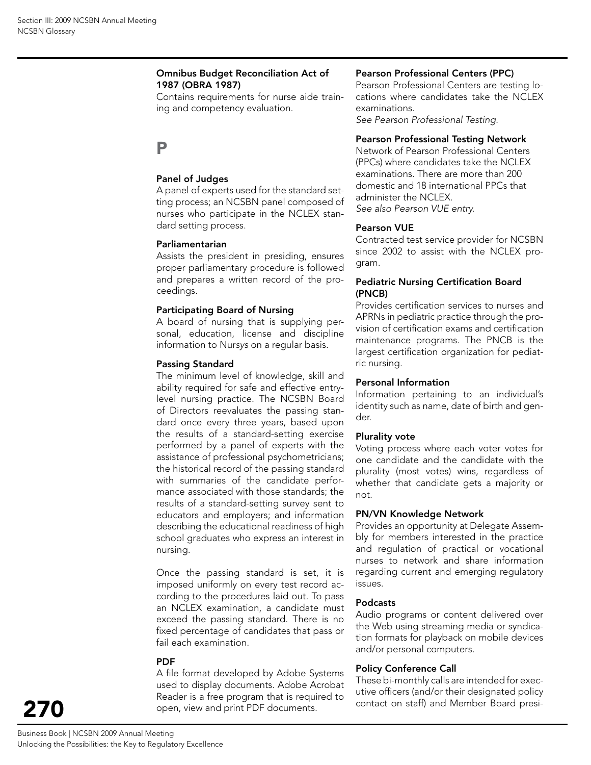**Omnibus Budget Reconciliation Act of 1987 (OBRA 1987)**
Contains requirements for nurse aide training and competency evaluation.

## P

**Panel of Judges**
A panel of experts used for the standard setting process; an NCSBN panel composed of nurses who participate in the NCLEX standard setting process.

**Parliamentarian**
Assists the president in presiding, ensures proper parliamentary procedure is followed and prepares a written record of the proceedings.

**Participating Board of Nursing**
A board of nursing that is supplying personal, education, license and discipline information to Nur*sys* on a regular basis.

**Passing Standard**
The minimum level of knowledge, skill and ability required for safe and effective entry-level nursing practice. The NCSBN Board of Directors reevaluates the passing standard once every three years, based upon the results of a standard-setting exercise performed by a panel of experts with the assistance of professional psychometricians; the historical record of the passing standard with summaries of the candidate performance associated with those standards; the results of a standard-setting survey sent to educators and employers; and information describing the educational readiness of high school graduates who express an interest in nursing.

Once the passing standard is set, it is imposed uniformly on every test record according to the procedures laid out. To pass an NCLEX examination, a candidate must exceed the passing standard. There is no fixed percentage of candidates that pass or fail each examination.

**PDF**
A file format developed by Adobe Systems used to display documents. Adobe Acrobat Reader is a free program that is required to open, view and print PDF documents.

**Pearson Professional Centers (PPC)**
Pearson Professional Centers are testing locations where candidates take the NCLEX examinations.
*See Pearson Professional Testing.*

**Pearson Professional Testing Network**
Network of Pearson Professional Centers (PPCs) where candidates take the NCLEX examinations. There are more than 200 domestic and 18 international PPCs that administer the NCLEX.
*See also Pearson VUE entry.*

**Pearson VUE**
Contracted test service provider for NCSBN since 2002 to assist with the NCLEX program.

**Pediatric Nursing Certification Board (PNCB)**
Provides certification services to nurses and APRNs in pediatric practice through the provision of certification exams and certification maintenance programs. The PNCB is the largest certification organization for pediatric nursing.

**Personal Information**
Information pertaining to an individual's identity such as name, date of birth and gender.

**Plurality vote**
Voting process where each voter votes for one candidate and the candidate with the plurality (most votes) wins, regardless of whether that candidate gets a majority or not.

**PN/VN Knowledge Network**
Provides an opportunity at Delegate Assembly for members interested in the practice and regulation of practical or vocational nurses to network and share information regarding current and emerging regulatory issues.

**Podcasts**
Audio programs or content delivered over the Web using streaming media or syndication formats for playback on mobile devices and/or personal computers.

**Policy Conference Call**
These bi-monthly calls are intended for executive officers (and/or their designated policy contact on staff) and Member Board presi-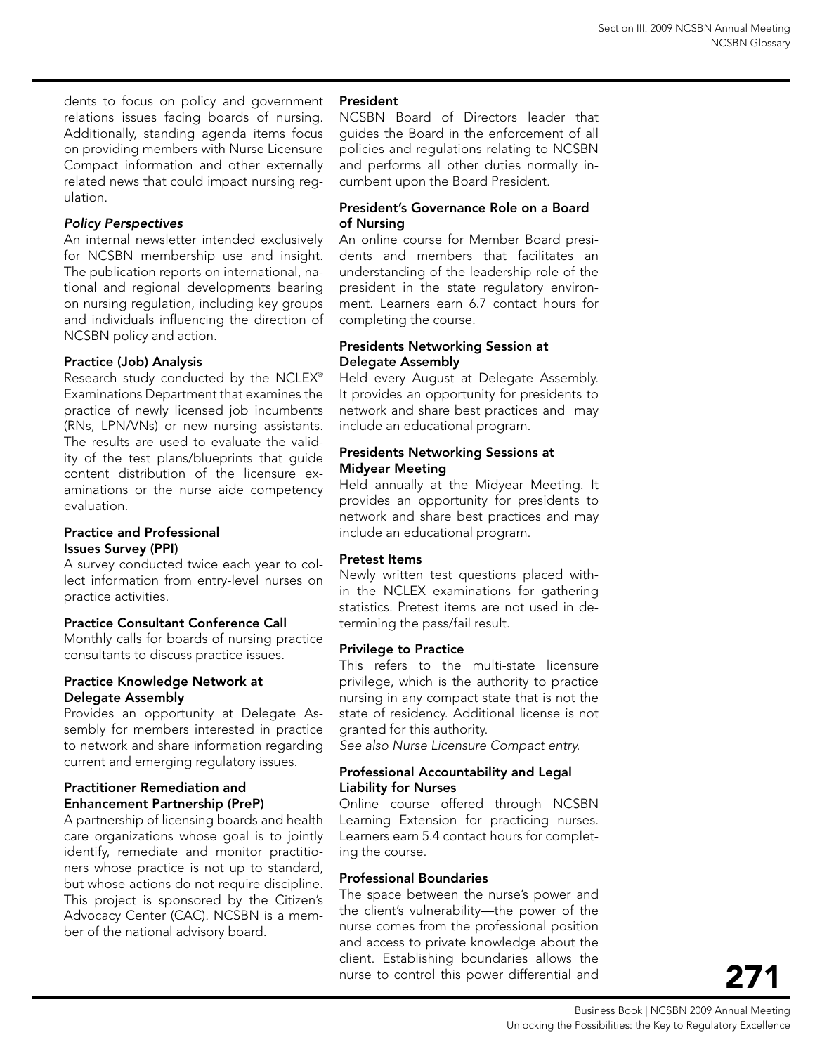dents to focus on policy and government relations issues facing boards of nursing. Additionally, standing agenda items focus on providing members with Nurse Licensure Compact information and other externally related news that could impact nursing regulation.

#### *Policy Perspectives*

An internal newsletter intended exclusively for NCSBN membership use and insight. The publication reports on international, national and regional developments bearing on nursing regulation, including key groups and individuals influencing the direction of NCSBN policy and action.

#### Practice (Job) Analysis

Research study conducted by the NCLEX® Examinations Department that examines the practice of newly licensed job incumbents (RNs, LPN/VNs) or new nursing assistants. The results are used to evaluate the validity of the test plans/blueprints that guide content distribution of the licensure examinations or the nurse aide competency evaluation.

#### Practice and Professional Issues Survey (PPI)

A survey conducted twice each year to collect information from entry-level nurses on practice activities.

#### Practice Consultant Conference Call

Monthly calls for boards of nursing practice consultants to discuss practice issues.

#### Practice Knowledge Network at Delegate Assembly

Provides an opportunity at Delegate Assembly for members interested in practice to network and share information regarding current and emerging regulatory issues.

#### Practitioner Remediation and Enhancement Partnership (PreP)

A partnership of licensing boards and health care organizations whose goal is to jointly identify, remediate and monitor practitioners whose practice is not up to standard, but whose actions do not require discipline. This project is sponsored by the Citizen's Advocacy Center (CAC). NCSBN is a member of the national advisory board.

#### President

NCSBN Board of Directors leader that guides the Board in the enforcement of all policies and regulations relating to NCSBN and performs all other duties normally incumbent upon the Board President.

#### President's Governance Role on a Board of Nursing

An online course for Member Board presidents and members that facilitates an understanding of the leadership role of the president in the state regulatory environment. Learners earn 6.7 contact hours for completing the course.

#### Presidents Networking Session at Delegate Assembly

Held every August at Delegate Assembly. It provides an opportunity for presidents to network and share best practices and may include an educational program.

#### Presidents Networking Sessions at Midyear Meeting

Held annually at the Midyear Meeting. It provides an opportunity for presidents to network and share best practices and may include an educational program.

#### Pretest Items

Newly written test questions placed within the NCLEX examinations for gathering statistics. Pretest items are not used in determining the pass/fail result.

#### Privilege to Practice

This refers to the multi-state licensure privilege, which is the authority to practice nursing in any compact state that is not the state of residency. Additional license is not granted for this authority.

*See also Nurse Licensure Compact entry.*

#### Professional Accountability and Legal Liability for Nurses

Online course offered through NCSBN Learning Extension for practicing nurses. Learners earn 5.4 contact hours for completing the course.

#### Professional Boundaries

The space between the nurse's power and the client's vulnerability—the power of the nurse comes from the professional position and access to private knowledge about the client. Establishing boundaries allows the nurse to control this power differential and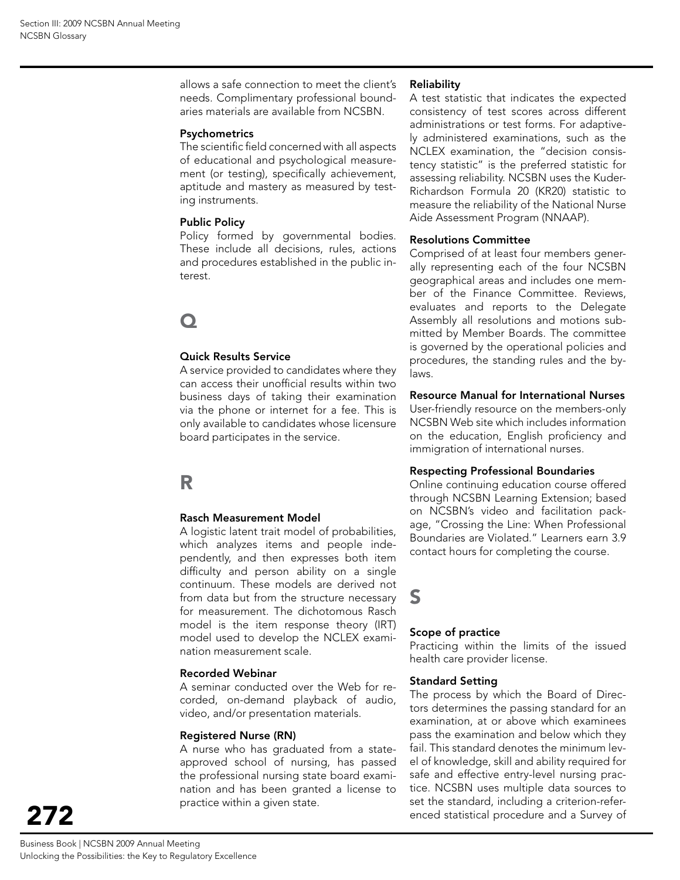allows a safe connection to meet the client's needs. Complimentary professional boundaries materials are available from NCSBN.

**Psychometrics**
The scientific field concerned with all aspects of educational and psychological measurement (or testing), specifically achievement, aptitude and mastery as measured by testing instruments.

**Public Policy**
Policy formed by governmental bodies. These include all decisions, rules, actions and procedures established in the public interest.

## Q

**Quick Results Service**
A service provided to candidates where they can access their unofficial results within two business days of taking their examination via the phone or internet for a fee. This is only available to candidates whose licensure board participates in the service.

## R

**Rasch Measurement Model**
A logistic latent trait model of probabilities, which analyzes items and people independently, and then expresses both item difficulty and person ability on a single continuum. These models are derived not from data but from the structure necessary for measurement. The dichotomous Rasch model is the item response theory (IRT) model used to develop the NCLEX examination measurement scale.

**Recorded Webinar**
A seminar conducted over the Web for recorded, on-demand playback of audio, video, and/or presentation materials.

**Registered Nurse (RN)**
A nurse who has graduated from a state-approved school of nursing, has passed the professional nursing state board examination and has been granted a license to practice within a given state.

**Reliability**
A test statistic that indicates the expected consistency of test scores across different administrations or test forms. For adaptively administered examinations, such as the NCLEX examination, the "decision consistency statistic" is the preferred statistic for assessing reliability. NCSBN uses the Kuder-Richardson Formula 20 (KR20) statistic to measure the reliability of the National Nurse Aide Assessment Program (NNAAP).

**Resolutions Committee**
Comprised of at least four members generally representing each of the four NCSBN geographical areas and includes one member of the Finance Committee. Reviews, evaluates and reports to the Delegate Assembly all resolutions and motions submitted by Member Boards. The committee is governed by the operational policies and procedures, the standing rules and the bylaws.

**Resource Manual for International Nurses**
User-friendly resource on the members-only NCSBN Web site which includes information on the education, English proficiency and immigration of international nurses.

**Respecting Professional Boundaries**
Online continuing education course offered through NCSBN Learning Extension; based on NCSBN's video and facilitation package, "Crossing the Line: When Professional Boundaries are Violated." Learners earn 3.9 contact hours for completing the course.

## S

**Scope of practice**
Practicing within the limits of the issued health care provider license.

**Standard Setting**
The process by which the Board of Directors determines the passing standard for an examination, at or above which examinees pass the examination and below which they fail. This standard denotes the minimum level of knowledge, skill and ability required for safe and effective entry-level nursing practice. NCSBN uses multiple data sources to set the standard, including a criterion-referenced statistical procedure and a Survey of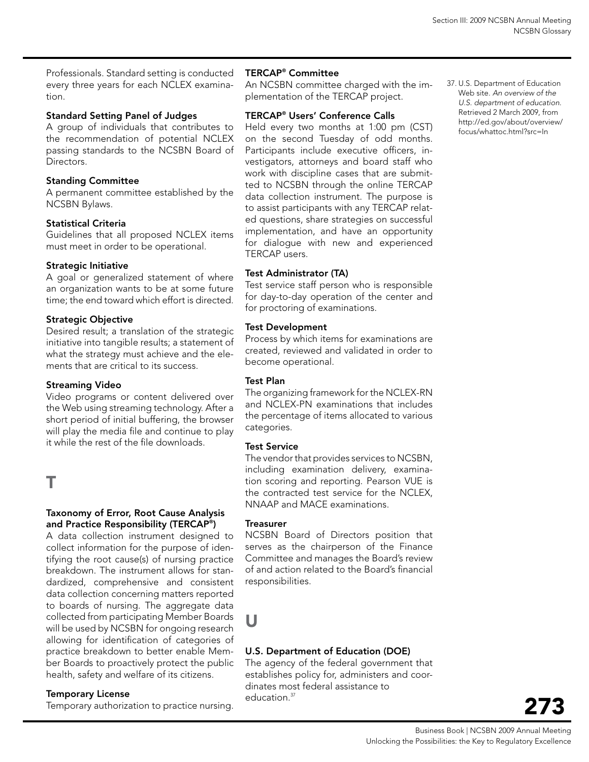Professionals. Standard setting is conducted every three years for each NCLEX examination.

**Standard Setting Panel of Judges**
A group of individuals that contributes to the recommendation of potential NCLEX passing standards to the NCSBN Board of Directors.

**Standing Committee**
A permanent committee established by the NCSBN Bylaws.

**Statistical Criteria**
Guidelines that all proposed NCLEX items must meet in order to be operational.

**Strategic Initiative**
A goal or generalized statement of where an organization wants to be at some future time; the end toward which effort is directed.

**Strategic Objective**
Desired result; a translation of the strategic initiative into tangible results; a statement of what the strategy must achieve and the elements that are critical to its success.

**Streaming Video**
Video programs or content delivered over the Web using streaming technology. After a short period of initial buffering, the browser will play the media file and continue to play it while the rest of the file downloads.

# T

**Taxonomy of Error, Root Cause Analysis and Practice Responsibility (TERCAP®)**
A data collection instrument designed to collect information for the purpose of identifying the root cause(s) of nursing practice breakdown. The instrument allows for standardized, comprehensive and consistent data collection concerning matters reported to boards of nursing. The aggregate data collected from participating Member Boards will be used by NCSBN for ongoing research allowing for identification of categories of practice breakdown to better enable Member Boards to proactively protect the public health, safety and welfare of its citizens.

**Temporary License**
Temporary authorization to practice nursing.

**TERCAP® Committee**
An NCSBN committee charged with the implementation of the TERCAP project.

**TERCAP® Users' Conference Calls**
Held every two months at 1:00 pm (CST) on the second Tuesday of odd months. Participants include executive officers, investigators, attorneys and board staff who work with discipline cases that are submitted to NCSBN through the online TERCAP data collection instrument. The purpose is to assist participants with any TERCAP related questions, share strategies on successful implementation, and have an opportunity for dialogue with new and experienced TERCAP users.

**Test Administrator (TA)**
Test service staff person who is responsible for day-to-day operation of the center and for proctoring of examinations.

**Test Development**
Process by which items for examinations are created, reviewed and validated in order to become operational.

**Test Plan**
The organizing framework for the NCLEX-RN and NCLEX-PN examinations that includes the percentage of items allocated to various categories.

**Test Service**
The vendor that provides services to NCSBN, including examination delivery, examination scoring and reporting. Pearson VUE is the contracted test service for the NCLEX, NNAAP and MACE examinations.

**Treasurer**
NCSBN Board of Directors position that serves as the chairperson of the Finance Committee and manages the Board's review of and action related to the Board's financial responsibilities.

# U

**U.S. Department of Education (DOE)**
The agency of the federal government that establishes policy for, administers and coordinates most federal assistance to education.[37]

37. U.S. Department of Education Web site. *An overview of the U.S. department of education.* Retrieved 2 March 2009, from http://ed.gov/about/overview/focus/whattoc.html?src=ln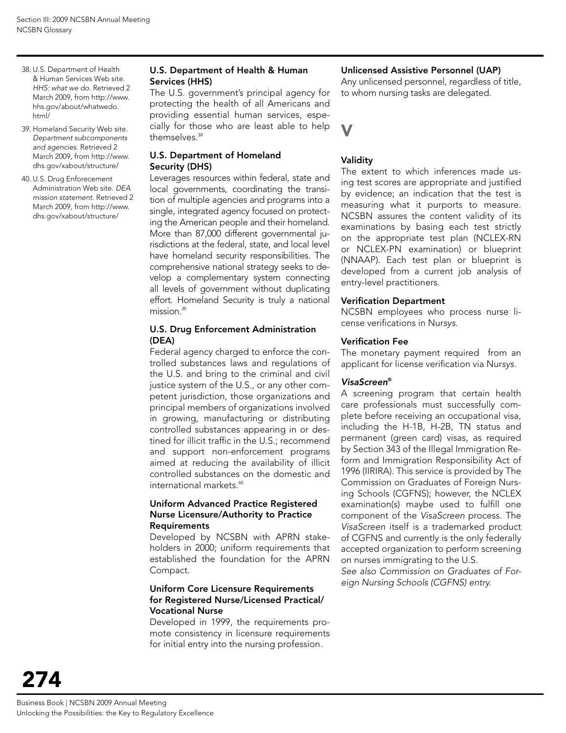### U.S. Department of Health & Human Services (HHS)

The U.S. government's principal agency for protecting the health of all Americans and providing essential human services, especially for those who are least able to help themselves.[38]

### U.S. Department of Homeland Security (DHS)

Leverages resources within federal, state and local governments, coordinating the transition of multiple agencies and programs into a single, integrated agency focused on protecting the American people and their homeland. More than 87,000 different governmental jurisdictions at the federal, state, and local level have homeland security responsibilities. The comprehensive national strategy seeks to develop a complementary system connecting all levels of government without duplicating effort. Homeland Security is truly a national mission.[39]

### U.S. Drug Enforcement Administration (DEA)

Federal agency charged to enforce the controlled substances laws and regulations of the U.S. and bring to the criminal and civil justice system of the U.S., or any other competent jurisdiction, those organizations and principal members of organizations involved in growing, manufacturing or distributing controlled substances appearing in or destined for illicit traffic in the U.S.; recommend and support non-enforcement programs aimed at reducing the availability of illicit controlled substances on the domestic and international markets.[40]

### Uniform Advanced Practice Registered Nurse Licensure/Authority to Practice Requirements

Developed by NCSBN with APRN stakeholders in 2000; uniform requirements that established the foundation for the APRN Compact.

### Uniform Core Licensure Requirements for Registered Nurse/Licensed Practical/Vocational Nurse

Developed in 1999, the requirements promote consistency in licensure requirements for initial entry into the nursing profession.

### Unlicensed Assistive Personnel (UAP)

Any unlicensed personnel, regardless of title, to whom nursing tasks are delegated.

## V

### Validity

The extent to which inferences made using test scores are appropriate and justified by evidence; an indication that the test is measuring what it purports to measure. NCSBN assures the content validity of its examinations by basing each test strictly on the appropriate test plan (NCLEX-RN or NCLEX-PN examination) or blueprint (NNAAP). Each test plan or blueprint is developed from a current job analysis of entry-level practitioners.

### Verification Department

NCSBN employees who process nurse license verifications in Nur*sys*.

### Verification Fee

The monetary payment required from an applicant for license verification via Nur*sys*.

### *VisaScreen®*

A screening program that certain health care professionals must successfully complete before receiving an occupational visa, including the H-1B, H-2B, TN status and permanent (green card) visas, as required by Section 343 of the Illegal Immigration Reform and Immigration Responsibility Act of 1996 (IIRIRA). This service is provided by The Commission on Graduates of Foreign Nursing Schools (CGFNS); however, the NCLEX examination(s) maybe used to fulfill one component of the *VisaScreen* process. The *VisaScreen* itself is a trademarked product of CGFNS and currently is the only federally accepted organization to perform screening on nurses immigrating to the U.S.

*See also Commission on Graduates of Foreign Nursing Schools (CGFNS) entry.*

---

38. U.S. Department of Health & Human Services Web site. *HHS: what we do.* Retrieved 2 March 2009, from http://www.hhs.gov/about/whatwedo.html/
39. Homeland Security Web site. *Department subcomponents and agencies.* Retrieved 2 March 2009, from http://www.dhs.gov/xabout/structure/
40. U.S. Drug Enforecement Administration Web site. *DEA mission statement.* Retrieved 2 March 2009, from http://www.dhs.gov/xabout/structure/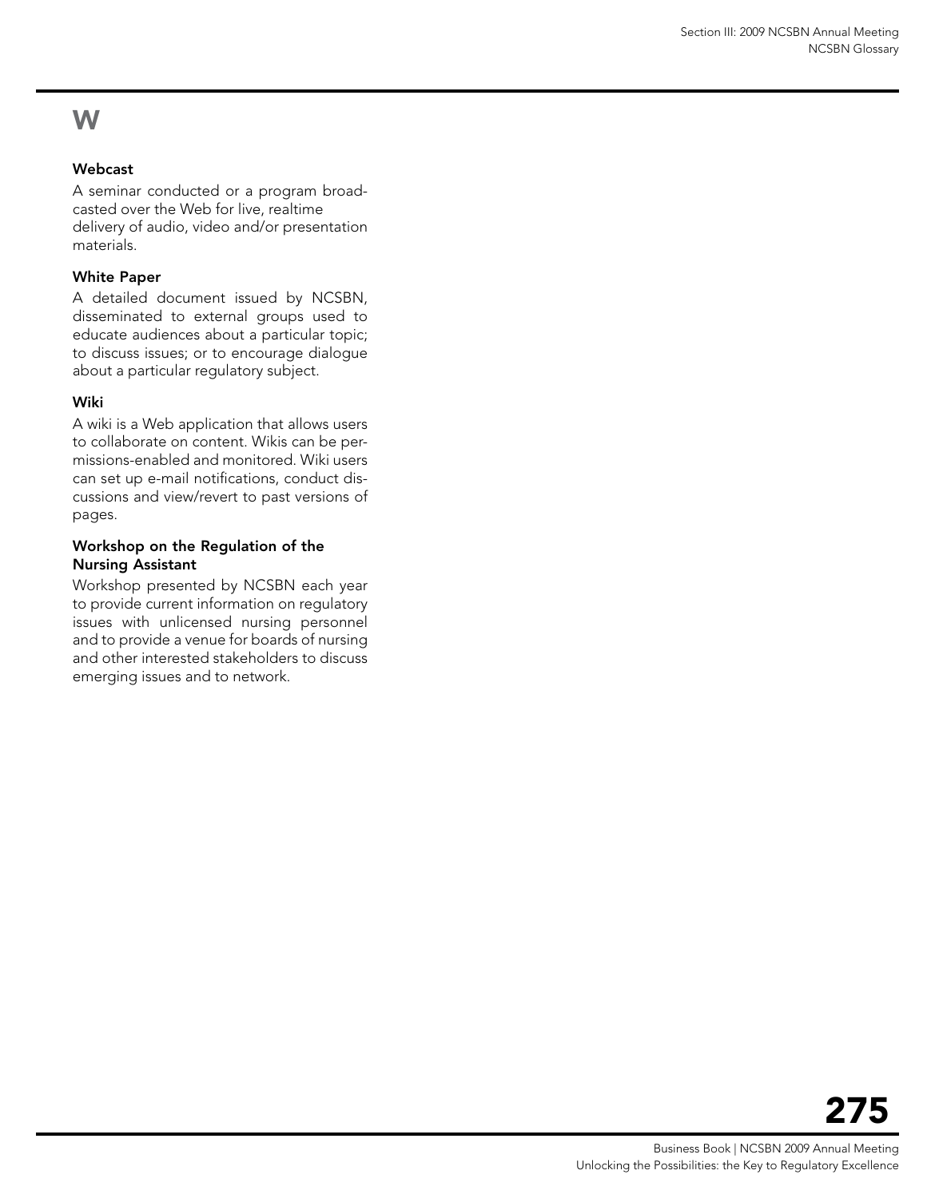# W

### Webcast

A seminar conducted or a program broadcasted over the Web for live, realtime delivery of audio, video and/or presentation materials.

### White Paper

A detailed document issued by NCSBN, disseminated to external groups used to educate audiences about a particular topic; to discuss issues; or to encourage dialogue about a particular regulatory subject.

### Wiki

A wiki is a Web application that allows users to collaborate on content. Wikis can be permissions-enabled and monitored. Wiki users can set up e-mail notifications, conduct discussions and view/revert to past versions of pages.

### Workshop on the Regulation of the Nursing Assistant

Workshop presented by NCSBN each year to provide current information on regulatory issues with unlicensed nursing personnel and to provide a venue for boards of nursing and other interested stakeholders to discuss emerging issues and to network.